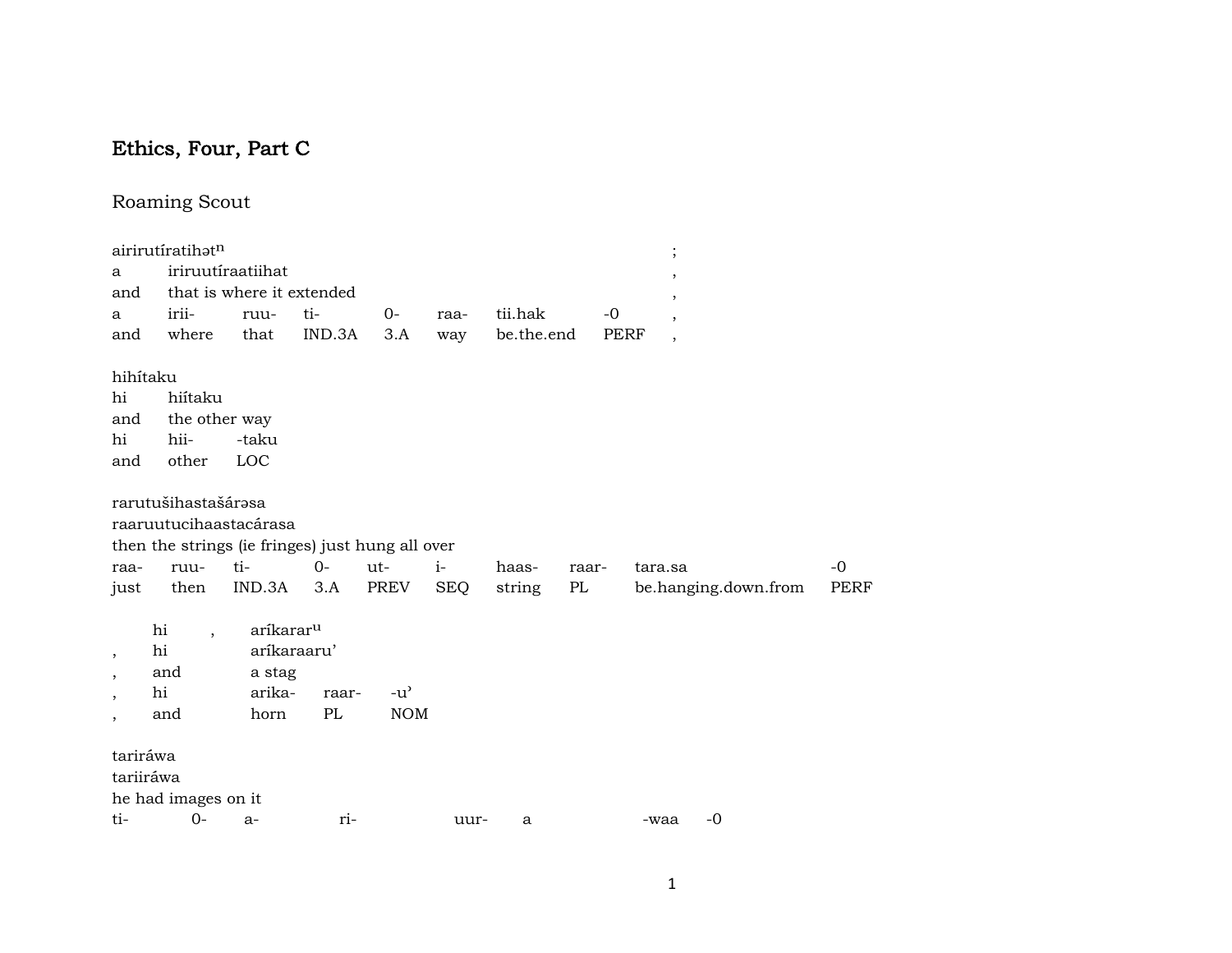## Ethics, Four, Part C

### Roaming Scout

airirutíratihət$^{n}$ ;

| | | | | | | | | |
|---|---|---|---|---|---|---|---|---|
| a | iriruutíraatiihat | | | | | | | , |
| and | that is where it extended | | | | | | | , |
| a | irii- | ruu- | ti- | 0- | raa- | tii.hak | -0 | , |
| and | where | that | IND.3A | 3.A | way | be.the.end | PERF | , |

hihítaku

| | | |
|---|---|---|
| hi | hiítaku | |
| and | the other way | |
| hi | hii- | -taku |
| and | other | LOC |

rarutušihastašárəsa

raaruutucihaastacárasa

then the strings (ie fringes) just hung all over

| | | | | | | | | | |
|---|---|---|---|---|---|---|---|---|---|
| raa- | ruu- | ti- | 0- | ut- | i- | haas- | raar- | tara.sa | -0 |
| just | then | IND.3A | 3.A | PREV | SEQ | string | PL | be.hanging.down.from | PERF |

| | | | | |
|---|---|---|---|---|
| | hi | , | aríkarar$^{u}$ | |
| , | hi | | aríkaraaru’ | |
| , | and | | a stag | |
| , | hi | | arika- | raar- -u’ |
| , | and | | horn | PL NOM |

tariráwa

tariiráwa

he had images on it

| | | | | | | | |
|---|---|---|---|---|---|---|---|
| ti- | 0- | a- | ri- | uur- | a | -waa | -0 |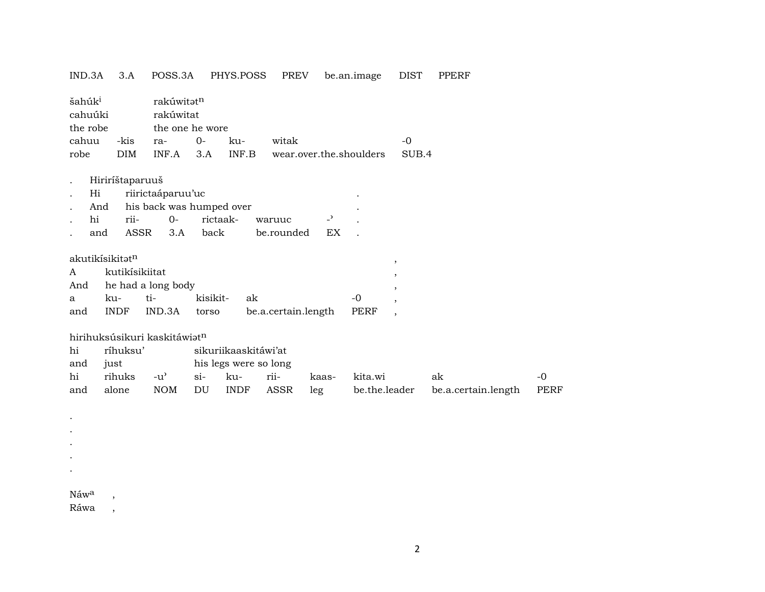| IND.3A | 3.A | POSS.3A | PHYS.POSS | PREV | be.an.image | DIST | PPERF |
|---|---|---|---|---|---|---|---|

šahúk$^{i}$ rakúwitət$^{n}$

| cahuúki | | rakúwitat | | | | |
|---|---|---|---|---|---|---|
| the robe | | the one he wore | | | | |
| cahuu | -kis | ra- | 0- | ku- | witak | -0 |
| robe | DIM | INF.A | 3.A | INF.B | wear.over.the.shoulders | SUB.4 |

. Hiriríštaparuuš

| . | Hi | riirictaáparuu’uc | | | | | . |
|---|---|---|---|---|---|---|---|
| . | And | his back was humped over | | | | | . |
| . | hi | rii- | 0- | rictaak- | waruuc | -ʾ | . |
| . | and | ASSR | 3.A | back | be.rounded | EX | . |

akutikísikitət$^{n}$ ,

| A | kutikísikiitat | | | | | , |
|---|---|---|---|---|---|---|
| And | he had a long body | | | | | , |
| a | ku- | ti- | kisikit- | ak | -0 | , |
| and | INDF | IND.3A | torso | be.a.certain.length | PERF | , |

hirihuksúsikuri kaskitáwiət$^{n}$

| hi | ríhuksu’ | | sikuriikaaskitáwi’at | | | | | | |
|---|---|---|---|---|---|---|---|---|---|
| and | just | | his legs were so long | | | | | | |
| hi | rihuks | -uʾ | si- | ku- | rii- | kaas- | kita.wi | ak | -0 |
| and | alone | NOM | DU | INDF | ASSR | leg | be.the.leader | be.a.certain.length | PERF |

.
.
.
.
.

Náw$^{a}$ ,
Ráwa ,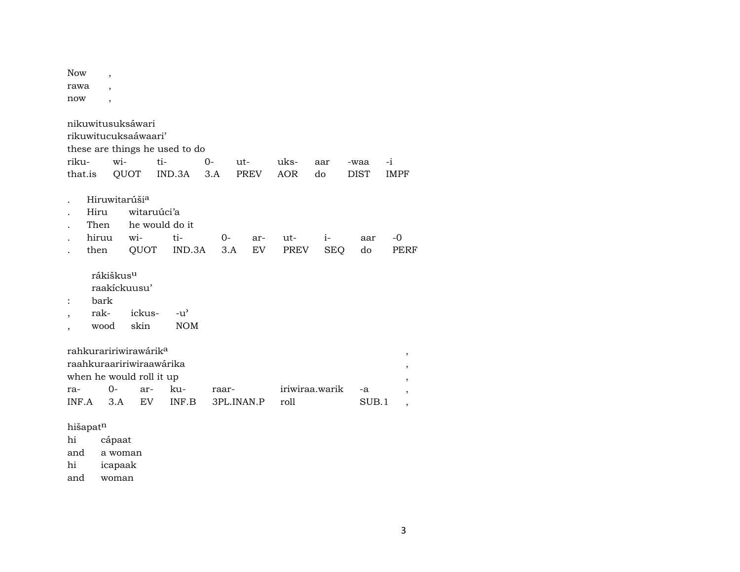Now ,
rawa ,
now ,

nikuwitusuksáwari
rikuwitucuksaáwaari'
these are things he used to do

| riku- | wi- | ti- | 0- | ut- | uks- | aar | -waa | -i |
|---|---|---|---|---|---|---|---|---|
| that.is | QUOT | IND.3A | 3.A | PREV | AOR | do | DIST | IMPF |

. Hiruwitarúši[a]
. Hiru witaruúci'a
. Then he would do it

| . | hiruu | wi- | ti- | 0- | ar- | ut- | i- | aar | -0 |
|---|---|---|---|---|---|---|---|---|---|
| . | then | QUOT | IND.3A | 3.A | EV | PREV | SEQ | do | PERF |

rákiškus[u]
raakíckuusu'
: bark

| , | rak- | ickus- | -u' |
|---|---|---|---|
| , | wood | skin | NOM |

rahkurariririwirawárik[a] ,
raahkuraaririwiraawárika ,
when he would roll it up ,

| ra- | 0- | ar- | ku- | raar- | iriwiraa.warik | -a | , |
|---|---|---|---|---|---|---|---|
| INF.A | 3.A | EV | INF.B | 3PL.INAN.P | roll | SUB.1 | , |

hišapat[n]
hi cápaat
and a woman
hi icapaak
and woman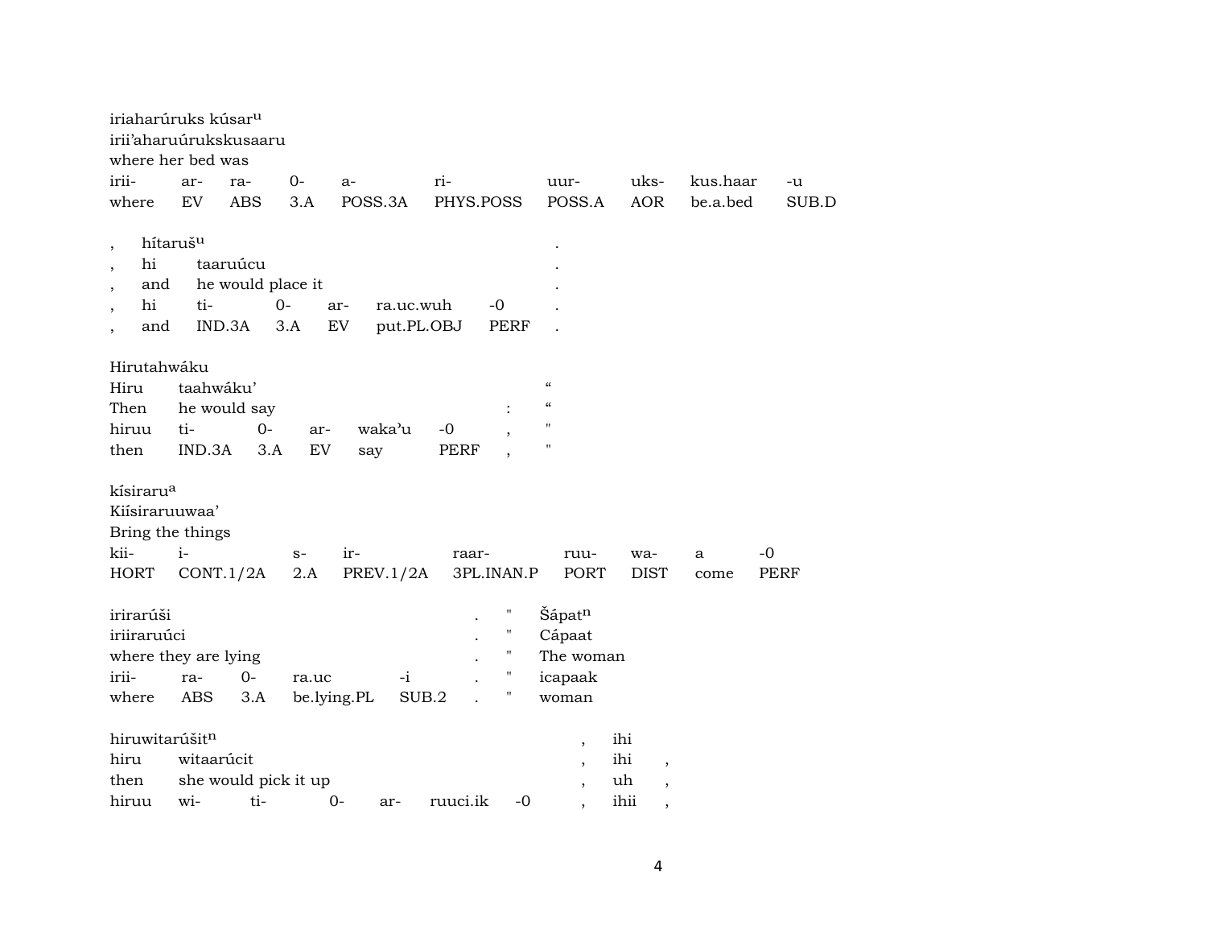iriaharúruks kúsar$^{u}$
irii'aharuúrukskusaaru
where her bed was

| irii- | ar- | ra- | 0- | a- | ri- | uur- | uks- | kus.haar | -u |
|---|---|---|---|---|---|---|---|---|---|
| where | EV | ABS | 3.A | POSS.3A | PHYS.POSS | POSS.A | AOR | be.a.bed | SUB.D |

| , | hítaruš$^{u}$ | | | | | | . |
|---|---|---|---|---|---|---|---|
| , | hi | taaruúcu | | | | | . |
| , | and | he would place it | | | | | . |
| , | hi | ti- | 0- | ar- | ra.uc.wuh | -0 | . |
| , | and | IND.3A | 3.A | EV | put.PL.OBJ | PERF | . |

| Hirutahwáku | | | | | | | |
|---|---|---|---|---|---|---|---|
| Hiru | taahwáku' | | | | | | " |
| Then | he would say | | | | | : | " |
| hiruu | ti- | 0- | ar- | waka'u | -0 | , | " |
| then | IND.3A | 3.A | EV | say | PERF | , | " |

kísiraru$^{a}$
Kiísiraruuwaa'
Bring the things

| kii- | i- | s- | ir- | raar- | ruu- | wa- | a | -0 |
|---|---|---|---|---|---|---|---|---|
| HORT | CONT.1/2A | 2.A | PREV.1/2A | 3PL.INAN.P | PORT | DIST | come | PERF |

| irirarúši | | | | . | " | Šápat$^{n}$ |
|---|---|---|---|---|---|---|
| iriiraruúci | | | | . | " | Cápaat |
| where they are lying | | | | . | " | The woman |
| irii- | ra- | 0- | ra.uc | -i | . | " | icapaak |
| where | ABS | 3.A | be.lying.PL | SUB.2 | . | " | woman |

| hiruwitarúšit$^{n}$ | | | | | | , | ihi | |
|---|---|---|---|---|---|---|---|---|
| hiru | witaarúcit | | | | | , | ihi | , |
| then | she would pick it up | | | | | , | uh | , |
| hiruu | wi- | ti- | 0- | ar- | ruuci.ik | -0 | , | ihii | , |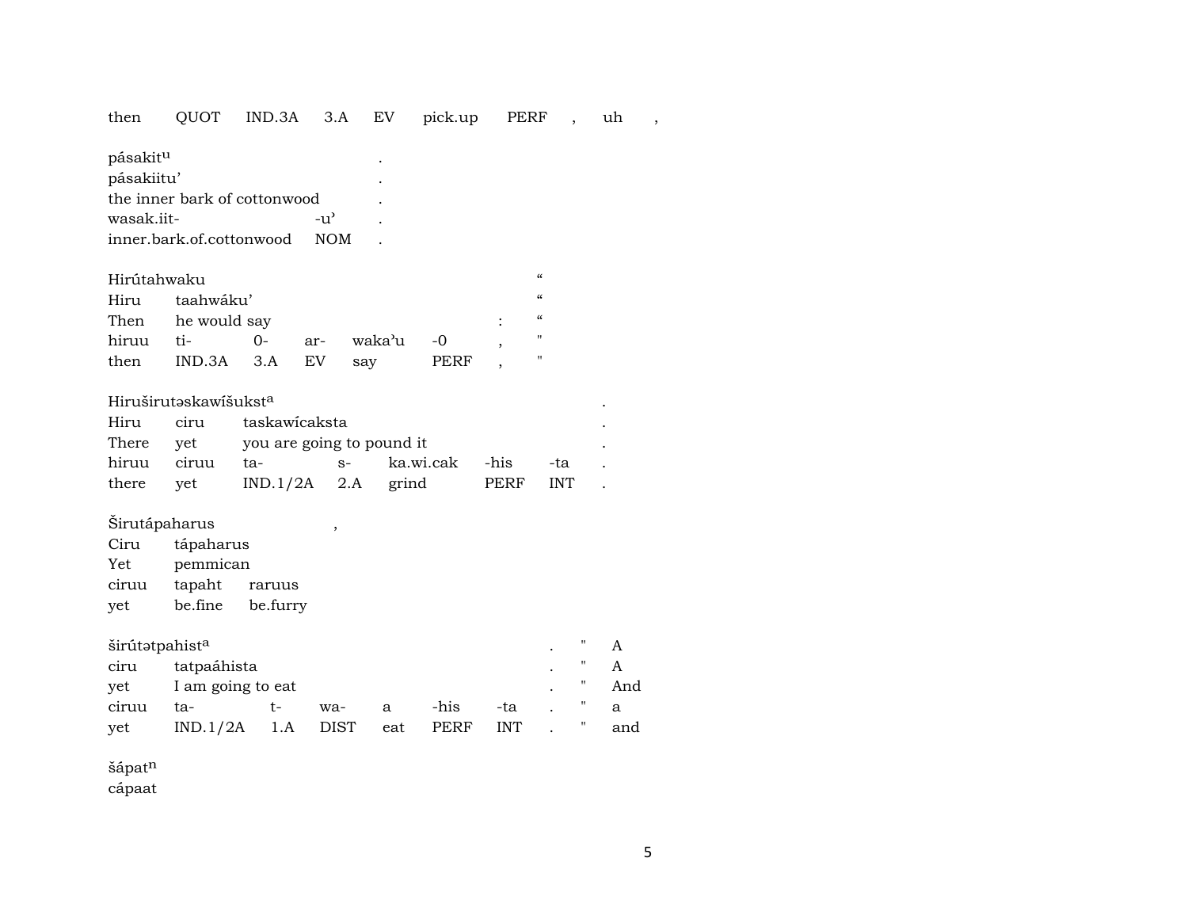then QUOT IND.3A 3.A EV pick.up PERF , uh ,

pásakit[u] .
pásakiitu' .
the inner bark of cottonwood .
wasak.iit- -u' .
inner.bark.of.cottonwood NOM .

Hirútahwaku "
Hiru taahwáku' "
Then he would say : "
hiruu ti- 0- ar- waka'u -0 , "
then IND.3A 3.A EV say PERF , "

Hiruširutəskawíšukst[a] .
Hiru ciru taskawícaksta .
There yet you are going to pound it .
hiruu ciruu ta- s- ka.wi.cak -his -ta .
there yet IND.1/2A 2.A grind PERF INT .

Širutápaharus ,
Ciru tápaharus
Yet pemmican
ciruu tapaht raruus
yet be.fine be.furry

širútətpahist[a] . " A
ciru tatpaáhista . " A
yet I am going to eat . " And
ciruu ta- t- wa- a -his -ta . " a
yet IND.1/2A 1.A DIST eat PERF INT . " and

šápat[n]
cápaat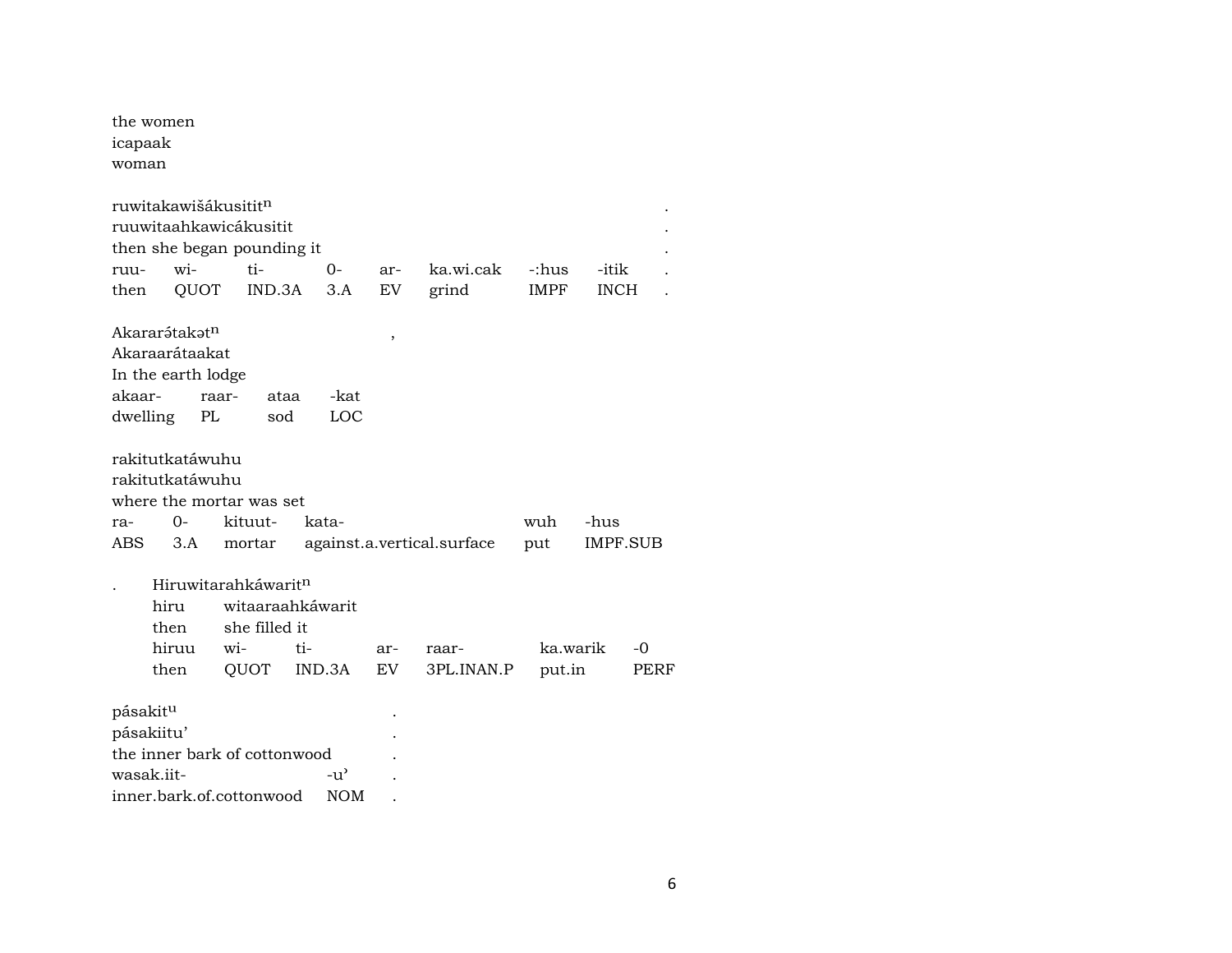the women
icapaak
woman

ruwitakawišákusitit$^{n}$ .
ruuwitaahkawicákusitit .
then she began pounding it .

| ruu- | wi- | ti- | 0- | ar- | ka.wi.cak | -:hus | -itik | . |
|---|---|---|---|---|---|---|---|---|
| then | QUOT | IND.3A | 3.A | EV | grind | IMPF | INCH | . |

Akararə́takət$^{n}$ ,
Akaraarátaakat
In the earth lodge

| akaar- | raar- | ataa | -kat |
|---|---|---|---|
| dwelling | PL | sod | LOC |

rakitutkatáwuhu
rakitutkatáwuhu
where the mortar was set

| ra- | 0- | kituut- | kata- | wuh | -hus |
|---|---|---|---|---|---|
| ABS | 3.A | mortar | against.a.vertical.surface | put | IMPF.SUB |

. Hiruwitarahkáwarit$^{n}$
hiru witaaraahkáwarit
then she filled it

| hiruu | wi- | ti- | ar- | raar- | ka.warik | -0 |
|---|---|---|---|---|---|---|
| then | QUOT | IND.3A | EV | 3PL.INAN.P | put.in | PERF |

pásakit$^{u}$ .
pásakiitu’ .
the inner bark of cottonwood .

| wasak.iit- | -u’ | . |
|---|---|---|
| inner.bark.of.cottonwood | NOM | . |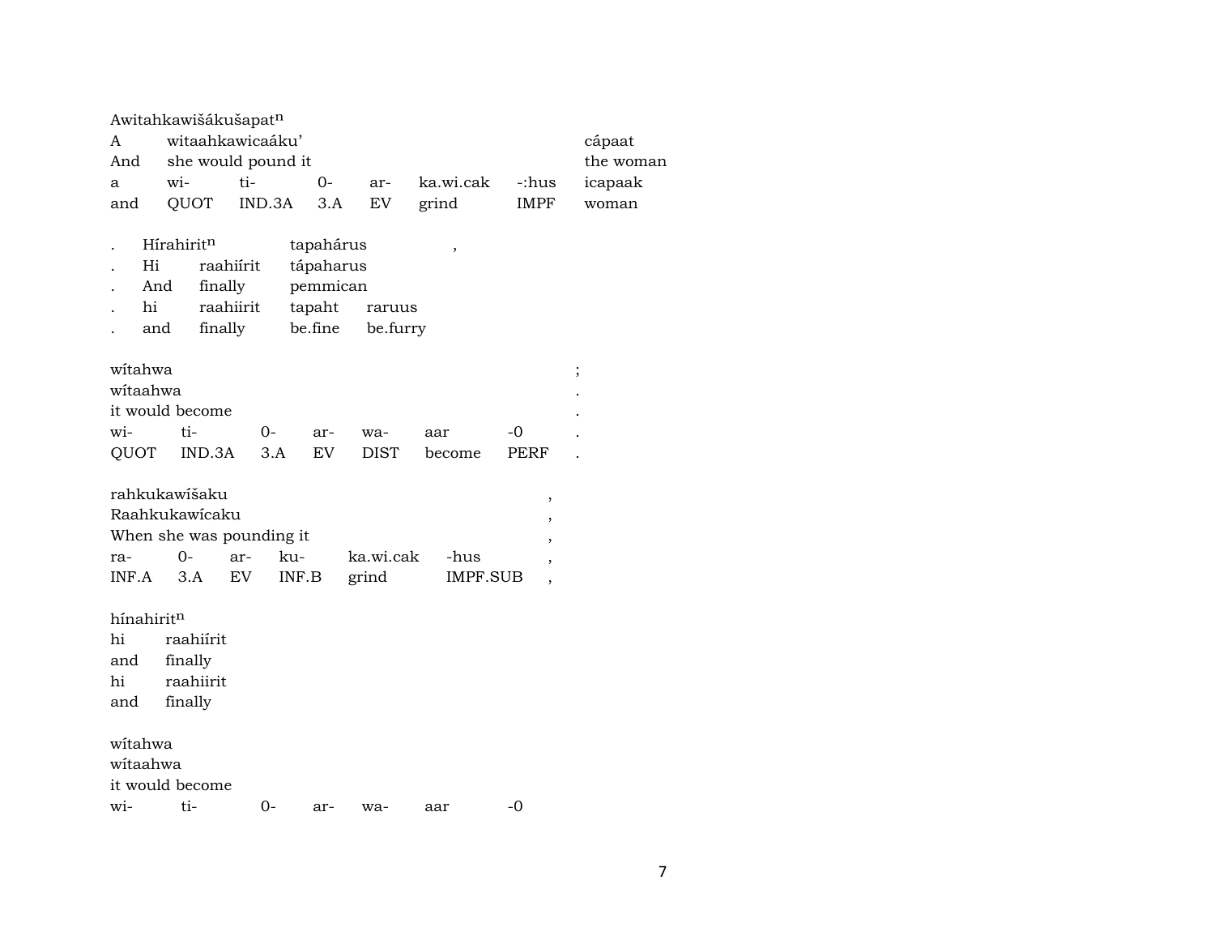| Awitahkawišákušapat$^{n}$ | | | | | | | |
|---|---|---|---|---|---|---|---|
| A | witaahkawicaáku’ | | | | | | cápaat |
| And | she would pound it | | | | | | the woman |
| a | wi- | ti- | 0- | ar- | ka.wi.cak | -:hus | icapaak |
| and | QUOT | IND.3A | 3.A | EV | grind | IMPF | woman |

| . | Hírahirit$^{n}$ | | tapahárus | | , |
|---|---|---|---|---|---|
| . | Hi | raahiírit | tápaharus | | |
| . | And | finally | pemmican | | |
| . | hi | raahiirit | tapaht | raruus | |
| . | and | finally | be.fine | be.furry | |

| wítahwa | | | | | | | ; |
|---|---|---|---|---|---|---|---|
| wítaahwa | | | | | | | . |
| it would become | | | | | | | . |
| wi- | ti- | 0- | ar- | wa- | aar | -0 | . |
| QUOT | IND.3A | 3.A | EV | DIST | become | PERF | . |

| rahkukawíšaku | | | | | | , |
|---|---|---|---|---|---|---|
| Raahkukawícaku | | | | | | , |
| When she was pounding it | | | | | | , |
| ra- | 0- | ar- | ku- | ka.wi.cak | -hus | , |
| INF.A | 3.A | EV | INF.B | grind | IMPF.SUB | , |

| hínahirit$^{n}$ | |
|---|---|
| hi | raahiírit |
| and | finally |
| hi | raahiirit |
| and | finally |

| wítahwa | | | | | | |
|---|---|---|---|---|---|---|
| wítaahwa | | | | | | |
| it would become | | | | | | |
| wi- | ti- | 0- | ar- | wa- | aar | -0 |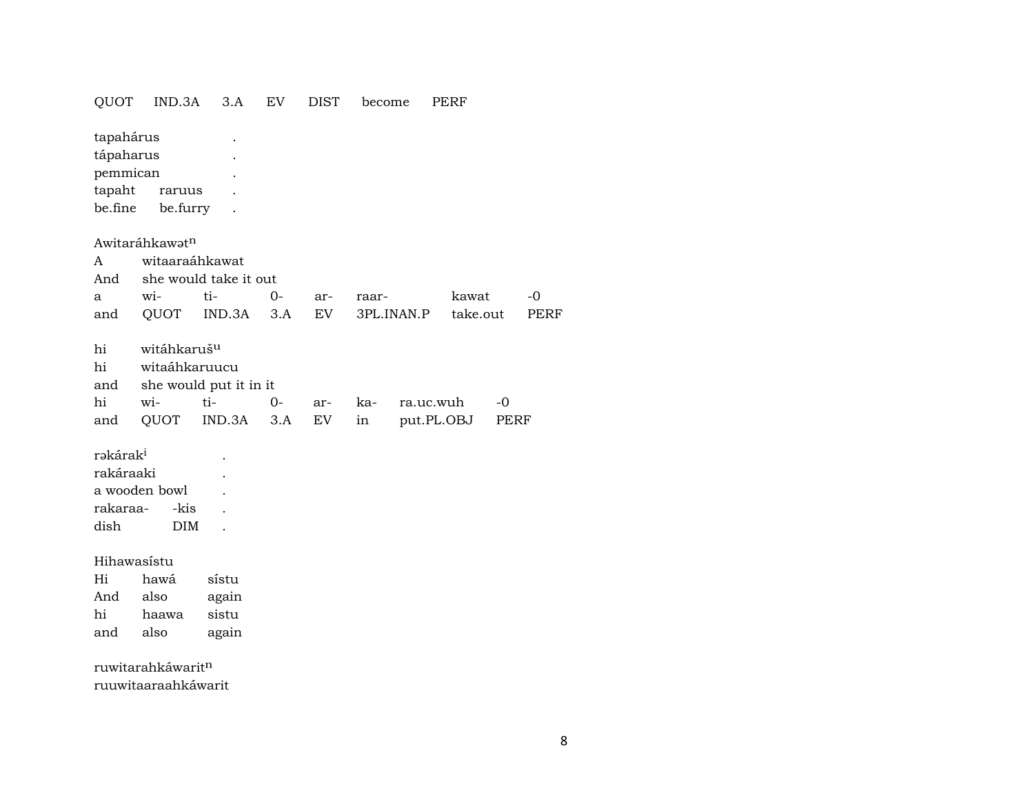QUOT IND.3A 3.A EV DIST become PERF

tapahárus .
tápaharus .
pemmican .
tapaht raruus .
be.fine be.furry .

Awitaráhkawət$^{n}$
A witaaraáhkawat
And she would take it out
a wi- ti- 0- ar- raar- kawat -0
and QUOT IND.3A 3.A EV 3PL.INAN.P take.out PERF

hi witáhkaruš$^{u}$
hi witaáhkaruucu
and she would put it in it
hi wi- ti- 0- ar- ka- ra.uc.wuh -0
and QUOT IND.3A 3.A EV in put.PL.OBJ PERF

rəkárak$^{i}$ .
rakáraaki .
a wooden bowl .
rakaraa- -kis .
dish DIM .

Hihawasístu
Hi hawá sístu
And also again
hi haawa sistu
and also again

ruwitarahkáwarit$^{n}$
ruuwitaaraahkáwarit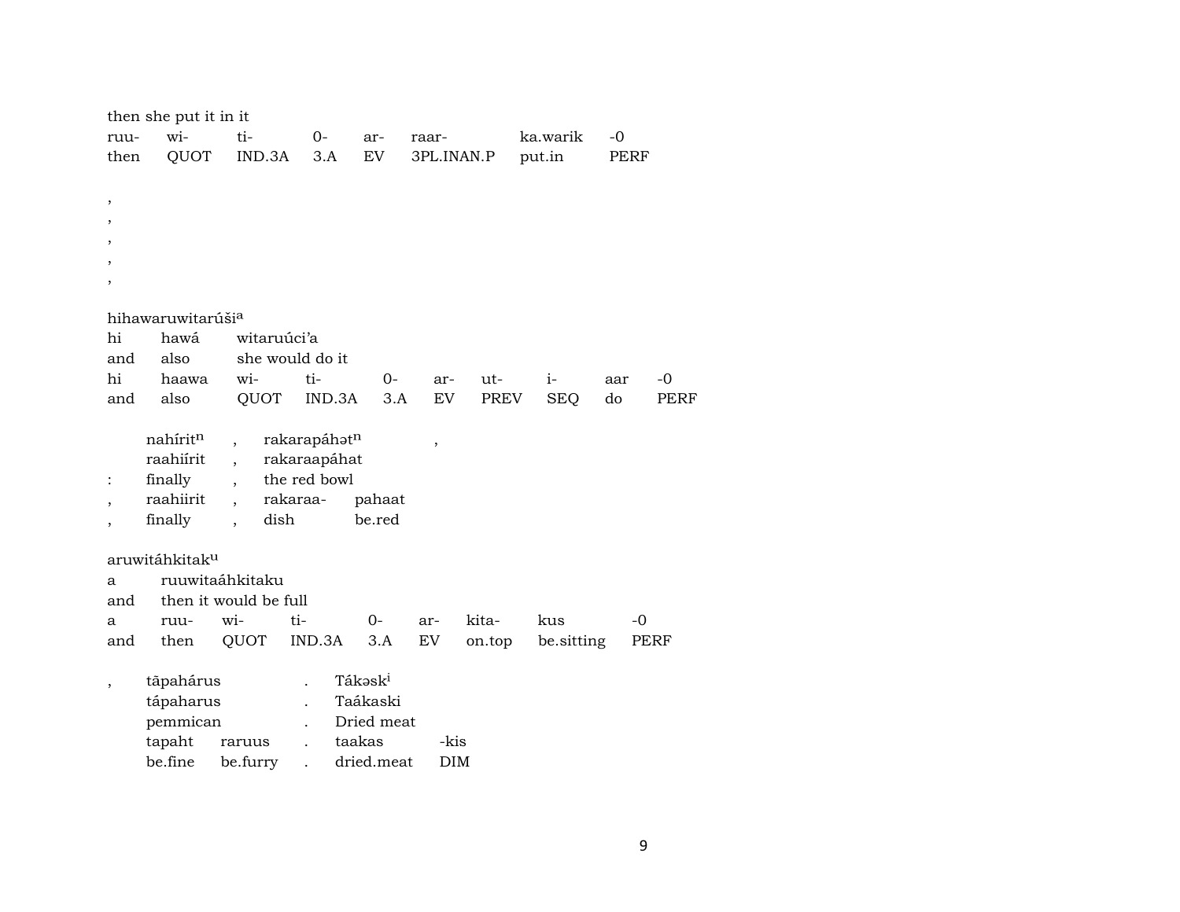then she put it in it

| ruu- | wi- | ti- | 0- | ar- | raar- | ka.warik | -0 |
|---|---|---|---|---|---|---|---|
| then | QUOT | IND.3A | 3.A | EV | 3PL.INAN.P | put.in | PERF |

,
,
,
,
,

hihawaruwitarúši[a]

| hi | hawá | witaruúci'a | | | | | | | |
|---|---|---|---|---|---|---|---|---|---|
| and | also | she would do it | | | | | | | |
| hi | haawa | wi- | ti- | 0- | ar- | ut- | i- | aar | -0 |
| and | also | QUOT | IND.3A | 3.A | EV | PREV | SEQ | do | PERF |

| | nahírit[n] | , | rakarapáhət[n] | | , |
|---|---|---|---|---|---|
| | raahiírit | , | rakaraapáhat | | |
| : | finally | , | the red bowl | | |
| , | raahiirit | , | rakaraa- | pahaat | |
| , | finally | , | dish | be.red | |

aruwitáhkitak[u]

| a | ruuwitaáhkitaku | | | | | | |
|---|---|---|---|---|---|---|---|
| and | then it would be full | | | | | | |
| a | ruu- | wi- | ti- | 0- | ar- | kita- | kus | -0 |
| and | then | QUOT | IND.3A | 3.A | EV | on.top | be.sitting | PERF |

| , | tāpahárus | | . | Tákəsk[i] | |
|---|---|---|---|---|---|
| | tápaharus | | . | Taákaski | |
| | pemmican | | . | Dried meat | |
| | tapaht | raruus | . | taakas | -kis |
| | be.fine | be.furry | . | dried.meat | DIM |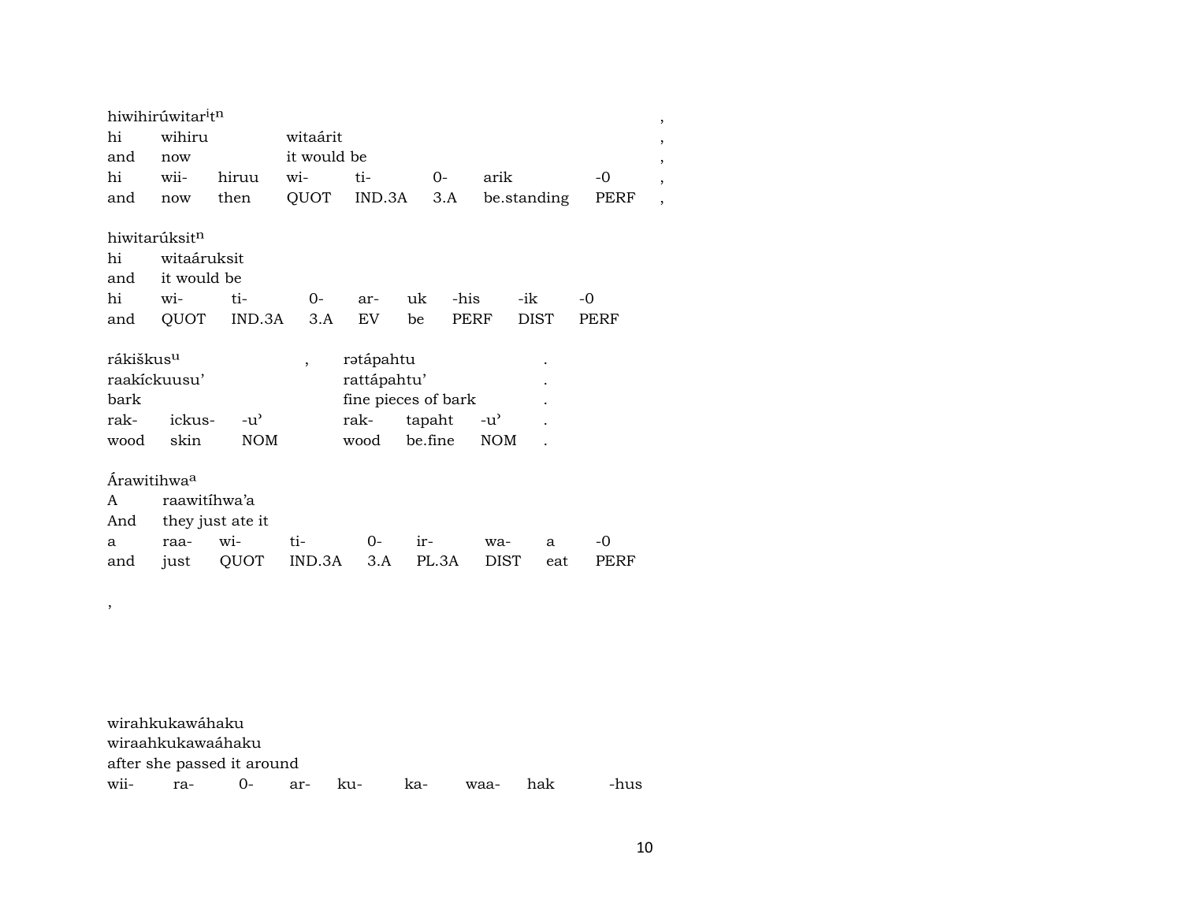hiwihirúwitar$^{i}$t$^{n}$ ,

| hi | wihiru | | witaárit | | | | | , |
|---|---|---|---|---|---|---|---|---|
| and | now | | it would be | | | | | , |
| hi | wii- | hiruu | wi- | ti- | 0- | arik | -0 | , |
| and | now | then | QUOT | IND.3A | 3.A | be.standing | PERF | , |

hiwitarúksit$^{n}$

| hi | witaáruksit | | | | | | | |
|---|---|---|---|---|---|---|---|---|
| and | it would be | | | | | | | |
| hi | wi- | ti- | 0- | ar- | uk | -his | -ik | -0 |
| and | QUOT | IND.3A | 3.A | EV | be | PERF | DIST | PERF |

rákiškus$^{u}$ , rətápahtu .

| raakíckuusu’ | | | rattápahtu’ | | | . |
|---|---|---|---|---|---|---|
| bark | | | fine pieces of bark | | | . |
| rak- | ickus- | -u’ | rak- | tapaht | -u’ | . |
| wood | skin | NOM | wood | be.fine | NOM | . |

Árawitihwa$^{a}$

| A | raawitíhwa’a | | | | | | | |
|---|---|---|---|---|---|---|---|---|
| And | they just ate it | | | | | | | |
| a | raa- | wi- | ti- | 0- | ir- | wa- | a | -0 |
| and | just | QUOT | IND.3A | 3.A | PL.3A | DIST | eat | PERF |

,

wirahkukawáhaku

| wiraahkukawaáhaku | | | | | | | |
|---|---|---|---|---|---|---|---|
| after she passed it around | | | | | | | |
| wii- | ra- | 0- | ar- | ku- | ka- | waa- | hak | -hus |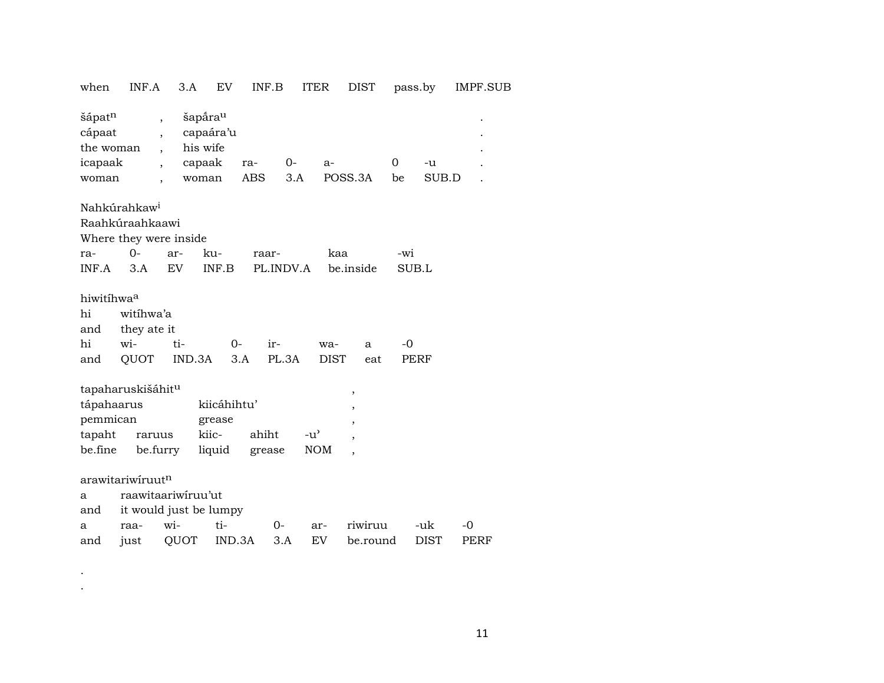| when | INF.A | 3.A | EV | INF.B | ITER | DIST | pass.by | IMPF.SUB |
|---|---|---|---|---|---|---|---|---|

| šápat$^{n}$ | , | šapá́ra$^{u}$ | | | | | | . |
|---|---|---|---|---|---|---|---|---|
| cápaat | , | capaára'u | | | | | | . |
| the woman | , | his wife | | | | | | . |
| icapaak | , | capaak | ra- | 0- | a- | 0 | -u | . |
| woman | , | woman | ABS | 3.A | POSS.3A | be | SUB.D | . |

Nahkúrahkaw$^{i}$
Raahkúraahkaawi
Where they were inside

| ra- | 0- | ar- | ku- | raar- | kaa | -wi |
|---|---|---|---|---|---|---|
| INF.A | 3.A | EV | INF.B | PL.INDV.A | be.inside | SUB.L |

hiwitíhwa$^{a}$

| hi | witíhwa'a | | | | | | |
|---|---|---|---|---|---|---|---|
| and | they ate it | | | | | | |
| hi | wi- | ti- | 0- | ir- | wa- | a | -0 |
| and | QUOT | IND.3A | 3.A | PL.3A | DIST | eat | PERF |

tapaharuskišáhit$^{u}$ ,

| tápahaarus | | kiicáhihtu' | | | , |
|---|---|---|---|---|---|
| pemmican | | grease | | | , |
| tapaht | raruus | kiic- | ahiht | -u' | , |
| be.fine | be.furry | liquid | grease | NOM | , |

arawitariwíruut$^{n}$

| a | raawitaariwíruu'ut | | | | | | |
|---|---|---|---|---|---|---|---|
| and | it would just be lumpy | | | | | | |
| a | raa- | wi- | ti- | 0- | ar- | riwiruu | -uk | -0 |
| and | just | QUOT | IND.3A | 3.A | EV | be.round | DIST | PERF |

.
.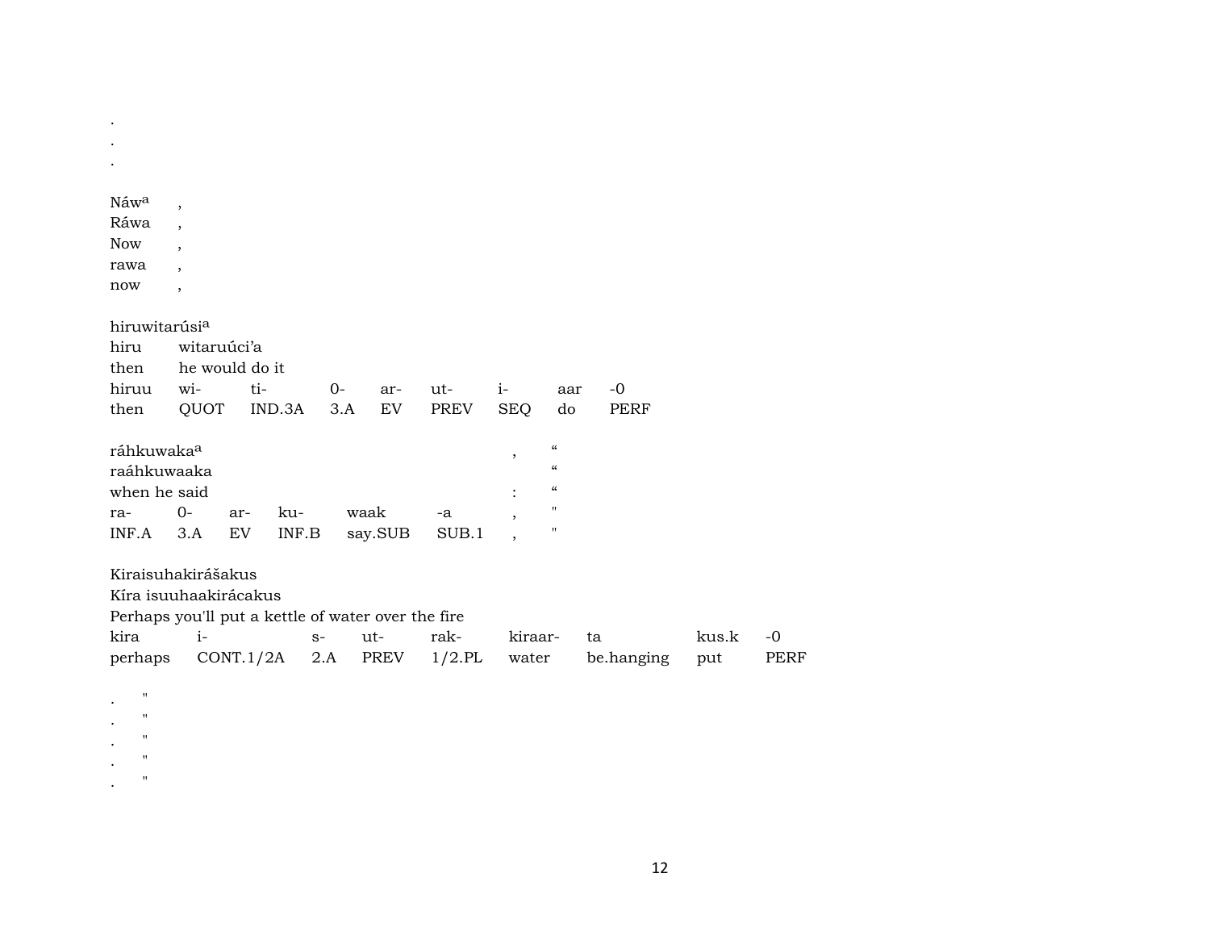.
.
.

Náw[a] ,
Ráwa ,
Now ,
rawa ,
now ,

hiruwitarúsi[a]
hiru witaruúci'a
then he would do it

| hiruu | wi- | ti- | 0- | ar- | ut- | i- | aar | -0 |
|---|---|---|---|---|---|---|---|---|
| then | QUOT | IND.3A | 3.A | EV | PREV | SEQ | do | PERF |

ráhkuwaka[a] , “
raáhkuwaaka “
when he said : “

| ra- | 0- | ar- | ku- | waak | -a | , | " |
|---|---|---|---|---|---|---|---|
| INF.A | 3.A | EV | INF.B | say.SUB | SUB.1 | , | " |

Kiraisuhakirášakus
Kíra isuuhaakirácakus
Perhaps you'll put a kettle of water over the fire

| kira | i- | s- | ut- | rak- | kiraar- | ta | kus.k | -0 |
|---|---|---|---|---|---|---|---|---|
| perhaps | CONT.1/2A | 2.A | PREV | 1/2.PL | water | be.hanging | put | PERF |

. "
. "
. "
. "
. "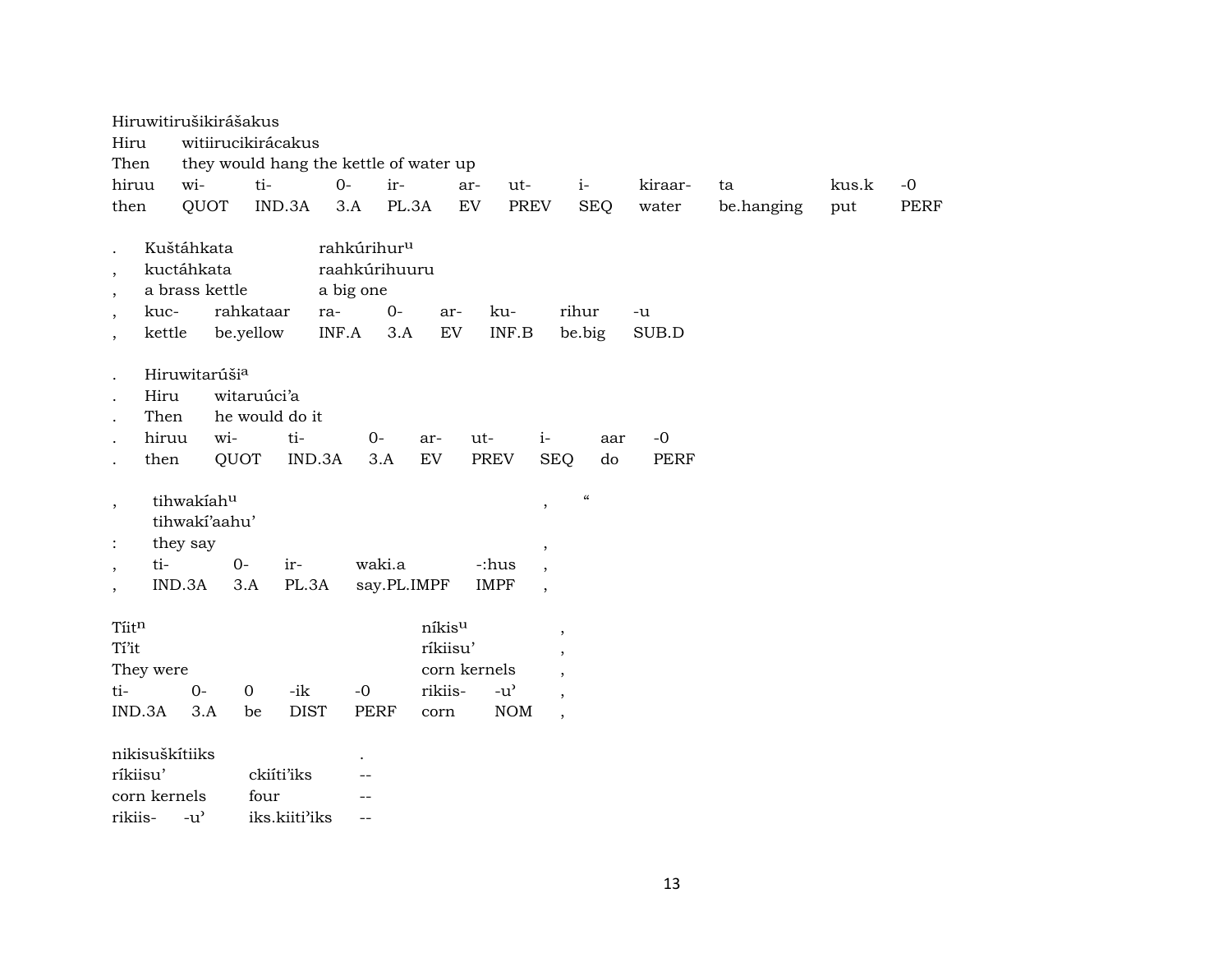Hiruwitirušikirášakus

| Hiru | witiirucikirácakus | | | | | | | | | | |
|---|---|---|---|---|---|---|---|---|---|---|---|
| Then | they would hang the kettle of water up | | | | | | | | | | |
| hiruu | wi- | ti- | 0- | ir- | ar- | ut- | i- | kiraar- | ta | kus.k | -0 |
| then | QUOT | IND.3A | 3.A | PL.3A | EV | PREV | SEQ | water | be.hanging | put | PERF |

| . | Kuštáhkata | | rahkúrihur[u] | | | | | |
|---|---|---|---|---|---|---|---|---|
| , | kuctáhkata | | raahkúrihuuru | | | | | |
| , | a brass kettle | | a big one | | | | | |
| , | kuc- | rahkataar | ra- | 0- | ar- | ku- | rihur | -u |
| , | kettle | be.yellow | INF.A | 3.A | EV | INF.B | be.big | SUB.D |

| . | Hiruwitarúši[a] | | | | | | | | |
|---|---|---|---|---|---|---|---|---|---|
| . | Hiru | witaruúci'a | | | | | | | |
| . | Then | he would do it | | | | | | | |
| . | hiruu | wi- | ti- | 0- | ar- | ut- | i- | aar | -0 |
| . | then | QUOT | IND.3A | 3.A | EV | PREV | SEQ | do | PERF |

| , | tihwakíah[u] | | | | | , | " |
|---|---|---|---|---|---|---|---|
| | tihwakí'aahu' | | | | | | |
| : | they say | | | | | , | |
| , | ti- | 0- | ir- | waki.a | -:hus | , | |
| , | IND.3A | 3.A | PL.3A | say.PL.IMPF | IMPF | , | |

| Tíit[n] | | | | | níkis[u] | | , |
|---|---|---|---|---|---|---|---|
| Tí'it | | | | | ríkiisu' | | , |
| They were | | | | | corn kernels | | , |
| ti- | 0- | 0 | -ik | -0 | rikiis- | -u' | , |
| IND.3A | 3.A | be | DIST | PERF | corn | NOM | , |

| nikisuškítiiks | | | . |
|---|---|---|---|
| ríkiisu' | | ckiíti'iks | -- |
| corn kernels | | four | -- |
| rikiis- | -u' | iks.kiiti'iks | -- |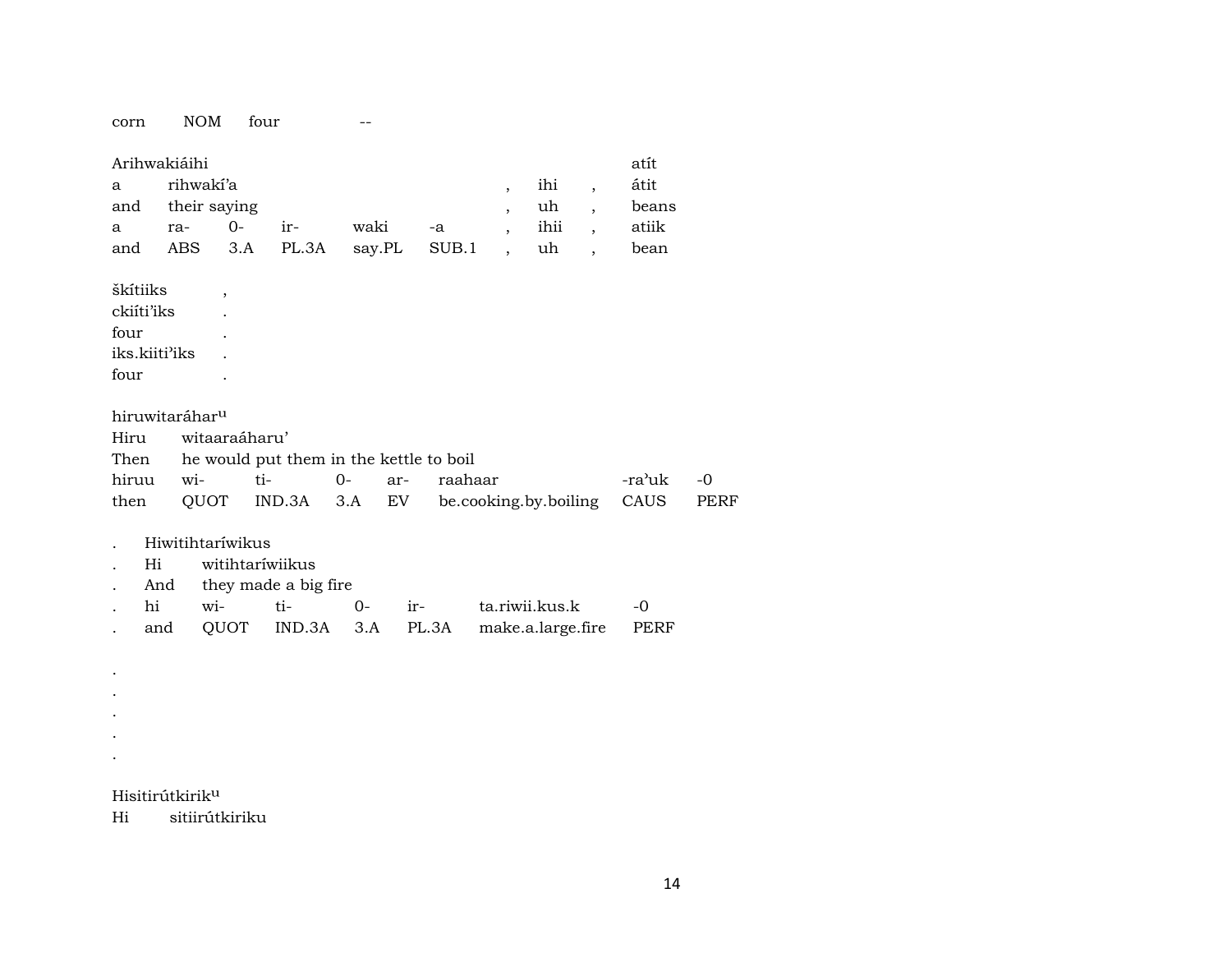| corn | NOM | four | -- |
|---|---|---|---|

| Arihwakiáihi | | | | | | | | | atít |
|---|---|---|---|---|---|---|---|---|---|
| a | rihwakí'a | | | | | , | ihi | , | átit |
| and | their saying | | | | | , | uh | , | beans |
| a | ra- | 0- | ir- | waki | -a | , | ihii | , | atiik |
| and | ABS | 3.A | PL.3A | say.PL | SUB.1 | , | uh | , | bean |

| škítiiks | , |
|---|---|
| ckiíti'iks | . |
| four | . |
| iks.kiiti'iks | . |
| four | . |

| hiruwitaráhar^u | | | | | | | |
|---|---|---|---|---|---|---|---|
| Hiru | witaaraáharu' | | | | | | |
| Then | he would put them in the kettle to boil | | | | | | |
| hiruu | wi- | ti- | 0- | ar- | raahaar | -ra'uk | -0 |
| then | QUOT | IND.3A | 3.A | EV | be.cooking.by.boiling | CAUS | PERF |

| . | Hiwitihtaríwikus | | | | | | |
|---|---|---|---|---|---|---|---|
| . | Hi | witihtaríwiikus | | | | | |
| . | And | they made a big fire | | | | | |
| . | hi | wi- | ti- | 0- | ir- | ta.riwii.kus.k | -0 |
| . | and | QUOT | IND.3A | 3.A | PL.3A | make.a.large.fire | PERF |

.
.
.
.
.

| Hisitirútkirik^u | |
|---|---|
| Hi | sitiirútkiriku |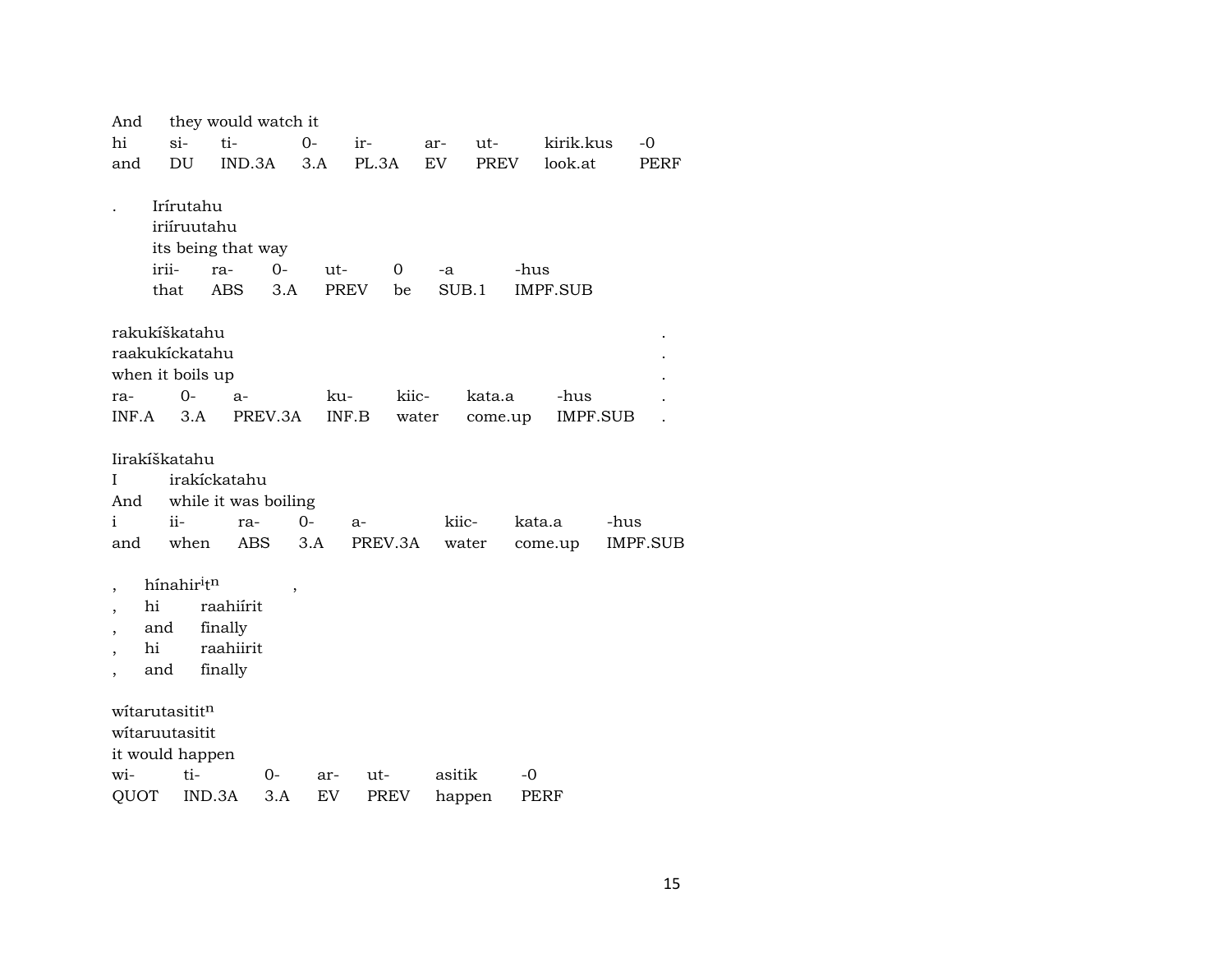| And | they would watch it | | | | | | | |
|---|---|---|---|---|---|---|---|---|
| hi | si- | ti- | 0- | ir- | ar- | ut- | kirik.kus | -0 |
| and | DU | IND.3A | 3.A | PL.3A | EV | PREV | look.at | PERF |

. Irírutahu
iriíruutahu
its being that way

| irii- | ra- | 0- | ut- | 0 | -a | -hus |
|---|---|---|---|---|---|---|
| that | ABS | 3.A | PREV | be | SUB.1 | IMPF.SUB |

rakukíškatahu .
raakukíckatahu .
when it boils up .

| ra- | 0- | a- | ku- | kiic- | kata.a | -hus | . |
|---|---|---|---|---|---|---|---|
| INF.A | 3.A | PREV.3A | INF.B | water | come.up | IMPF.SUB | . |

Iirakíškatahu

| I | irakíckatahu | | | | | | |
|---|---|---|---|---|---|---|---|
| And | while it was boiling | | | | | | |
| i | ii- | ra- | 0- | a- | kiic- | kata.a | -hus |
| and | when | ABS | 3.A | PREV.3A | water | come.up | IMPF.SUB |

, hínahir^i^t^n^ ,
, hi raahiírit
, and finally
, hi raahiirit
, and finally

wítarutasitit^n^
wítaruutasitit
it would happen

| wi- | ti- | 0- | ar- | ut- | asitik | -0 |
|---|---|---|---|---|---|---|
| QUOT | IND.3A | 3.A | EV | PREV | happen | PERF |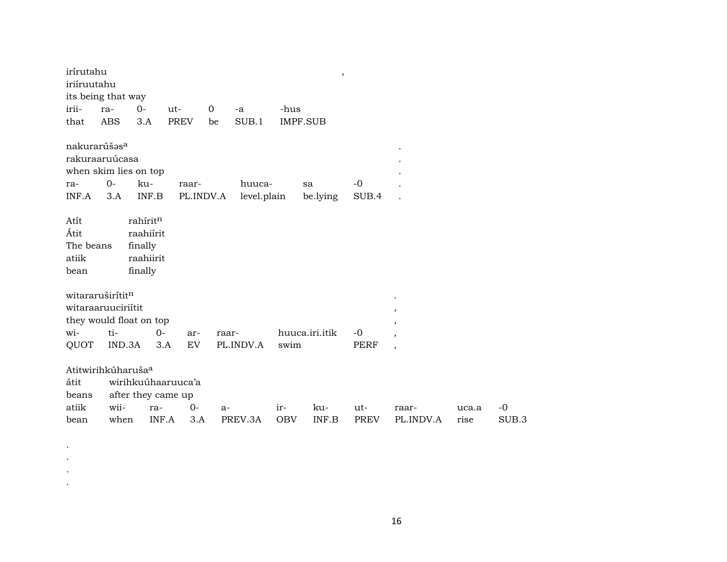irírutahu ,
iriíruutahu
its being that way

| irii- | ra- | 0- | ut- | 0 | -a | -hus |
|---|---|---|---|---|---|---|
| that | ABS | 3.A | PREV | be | SUB.1 | IMPF.SUB |

nakurarúšəs[a] .
rakuraaruúcasa .
when skim lies on top .

| ra- | 0- | ku- | raar- | huuca- | sa | -0 | . |
|---|---|---|---|---|---|---|---|
| INF.A | 3.A | INF.B | PL.INDV.A | level.plain | be.lying | SUB.4 | . |

| Atít | rahírit[n] |
|---|---|
| Átit | raahiírit |
| The beans | finally |
| atiik | raahiirit |
| bean | finally |

witararuširítit[n] .
witaraaruuciriítit ,
they would float on top ,

| wi- | ti- | 0- | ar- | raar- | huuca.iri.itik | -0 | , |
|---|---|---|---|---|---|---|---|
| QUOT | IND.3A | 3.A | EV | PL.INDV.A | swim | PERF | , |

Atitwirihkúharuša[a]

| átit | wirihkuúhaaruuca'a | | | | | | | | | |
|---|---|---|---|---|---|---|---|---|---|---|
| beans | after they came up | | | | | | | | | |
| atiik | wii- | ra- | 0- | a- | ir- | ku- | ut- | raar- | uca.a | -0 |
| bean | when | INF.A | 3.A | PREV.3A | OBV | INF.B | PREV | PL.INDV.A | rise | SUB.3 |

.
.
.
.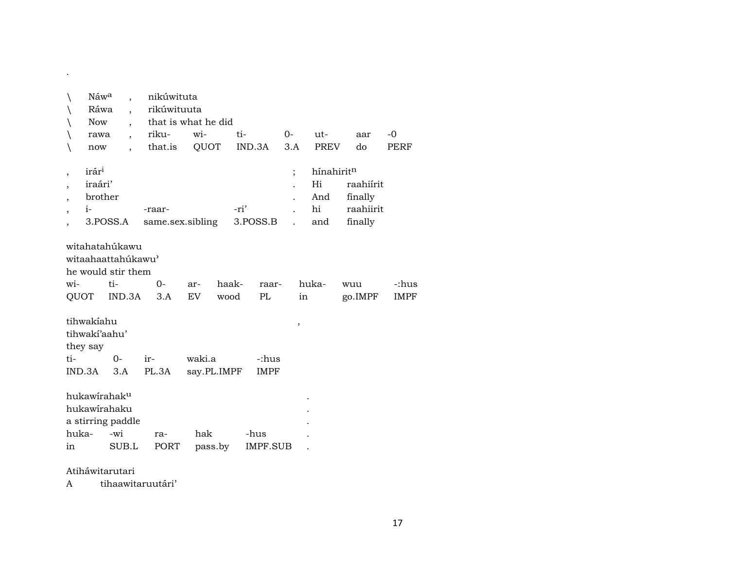.

| \ | Náw$^{a}$ | , | nikúwituta | | | | | | |
|---|---|---|---|---|---|---|---|---|---|
| \ | Ráwa | , | rikúwituuta | | | | | | |
| \ | Now | , | that is what he did | | | | | | |
| \ | rawa | , | riku- | wi- | ti- | 0- | ut- | aar | -0 |
| \ | now | , | that.is | QUOT | IND.3A | 3.A | PREV | do | PERF |

| , | irár$^{i}$ | | | ; | hínahirit$^{n}$ | |
|---|---|---|---|---|---|---|
| , | iraári' | | | . | Hi | raahiírit |
| , | brother | | | . | And | finally |
| , | i- | -raar- | -ri' | . | hi | raahiirit |
| , | 3.POSS.A | same.sex.sibling | 3.POSS.B | . | and | finally |

| witahatahúkawu | | | | | | | | |
|---|---|---|---|---|---|---|---|---|
| witaahaattahúkawu' | | | | | | | | |
| he would stir them | | | | | | | | |
| wi- | ti- | 0- | ar- | haak- | raar- | huka- | wuu | -:hus |
| QUOT | IND.3A | 3.A | EV | wood | PL | in | go.IMPF | IMPF |

| tihwakíahu | | | | | , |
|---|---|---|---|---|---|
| tihwakí'aahu' | | | | | |
| they say | | | | | |
| ti- | 0- | ir- | waki.a | -:hus | |
| IND.3A | 3.A | PL.3A | say.PL.IMPF | IMPF | |

| hukawírahak$^{u}$ | | | | | . |
|---|---|---|---|---|---|
| hukawírahaku | | | | | . |
| a stirring paddle | | | | | . |
| huka- | -wi | ra- | hak | -hus | . |
| in | SUB.L | PORT | pass.by | IMPF.SUB | . |

Atiháwitarutari
A tihaawitaruutári'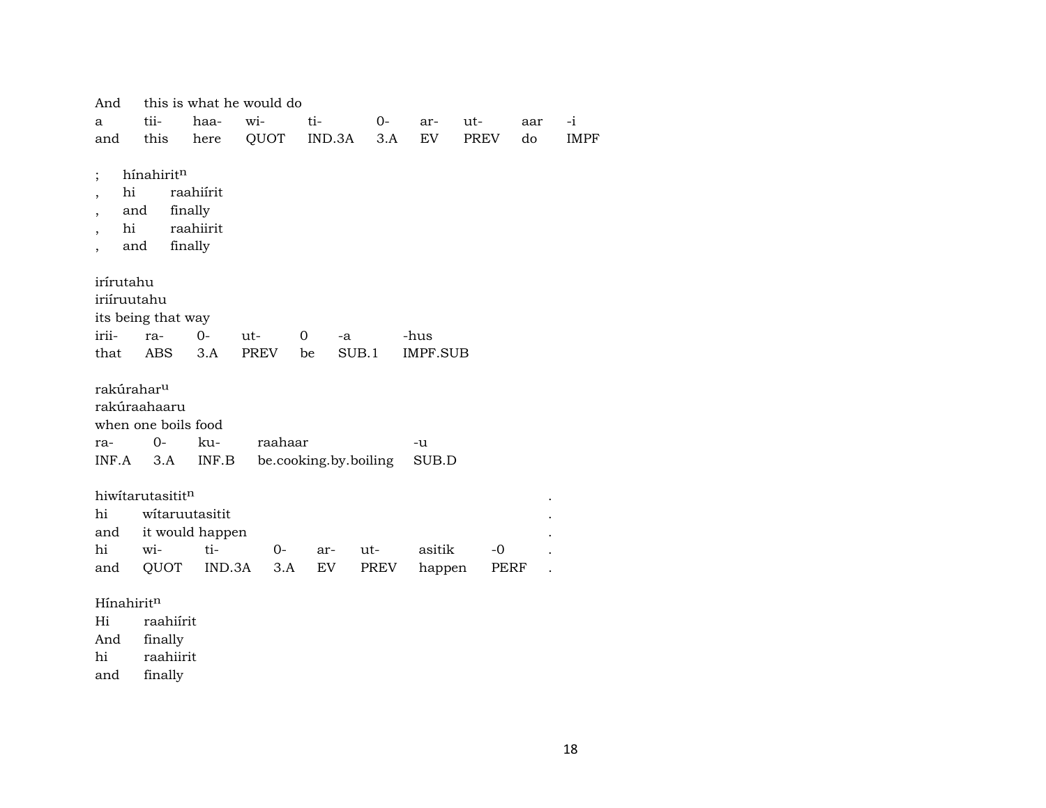And this is what he would do

| a | tii- | haa- | wi- | ti- | 0- | ar- | ut- | aar | -i |
|---|---|---|---|---|---|---|---|---|---|
| and | this | here | QUOT | IND.3A | 3.A | EV | PREV | do | IMPF |

; hínahirit$^{n}$
, hi raahiírit
, and finally
, hi raahiirit
, and finally

irírutahu
iriíruutahu
its being that way

| irii- | ra- | 0- | ut- | 0 | -a | -hus |
|---|---|---|---|---|---|---|
| that | ABS | 3.A | PREV | be | SUB.1 | IMPF.SUB |

rakúrahar$^{u}$
rakúraahaaru
when one boils food

| ra- | 0- | ku- | raahaar | -u |
|---|---|---|---|---|
| INF.A | 3.A | INF.B | be.cooking.by.boiling | SUB.D |

hiwítarutasitit$^{n}$ .
hi wítaruutasitit .
and it would happen .

| hi | wi- | ti- | 0- | ar- | ut- | asitik | -0 | . |
|---|---|---|---|---|---|---|---|---|
| and | QUOT | IND.3A | 3.A | EV | PREV | happen | PERF | . |

Hínahirit$^{n}$
Hi raahiírit
And finally
hi raahiirit
and finally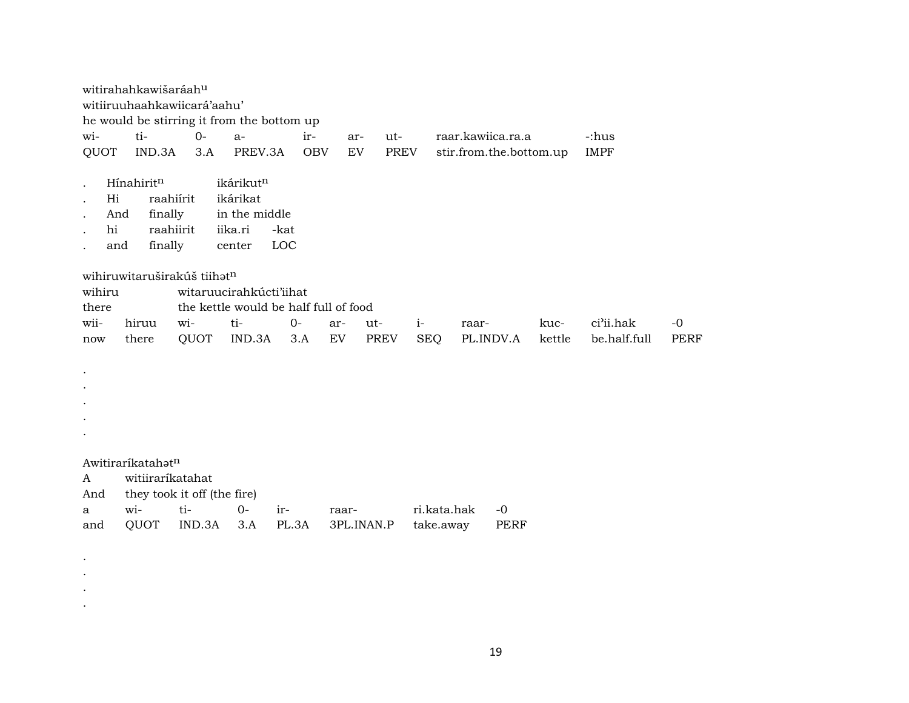witirahahkawišaráah$^{u}$
witiiruuhaahkawiicará'aahu'
he would be stirring it from the bottom up

| wi- | ti- | 0- | a- | ir- | ar- | ut- | raar.kawiica.ra.a | -:hus |
|---|---|---|---|---|---|---|---|---|
| QUOT | IND.3A | 3.A | PREV.3A | OBV | EV | PREV | stir.from.the.bottom.up | IMPF |

| . | Hínahirit$^{n}$ | | ikárikut$^{n}$ | |
|---|---|---|---|---|
| . | Hi | raahiírit | ikárikat | |
| . | And | finally | in the middle | |
| . | hi | raahiirit | iika.ri | -kat |
| . | and | finally | center | LOC |

wihiruwitaruširakúš tiihət$^{n}$

| wihiru | witaruucirahkúcti'iihat | | | | | | | | | | |
|---|---|---|---|---|---|---|---|---|---|---|---|
| there | the kettle would be half full of food | | | | | | | | | | |
| wii- | hiruu | wi- | ti- | 0- | ar- | ut- | i- | raar- | kuc- | ci'ii.hak | -0 |
| now | there | QUOT | IND.3A | 3.A | EV | PREV | SEQ | PL.INDV.A | kettle | be.half.full | PERF |

.
.
.
.
.

Awitiraríkatahət$^{n}$

| A | witiiraríkatahat | | | | | | |
|---|---|---|---|---|---|---|---|
| And | they took it off (the fire) | | | | | | |
| a | wi- | ti- | 0- | ir- | raar- | ri.kata.hak | -0 |
| and | QUOT | IND.3A | 3.A | PL.3A | 3PL.INAN.P | take.away | PERF |

.
.
.
.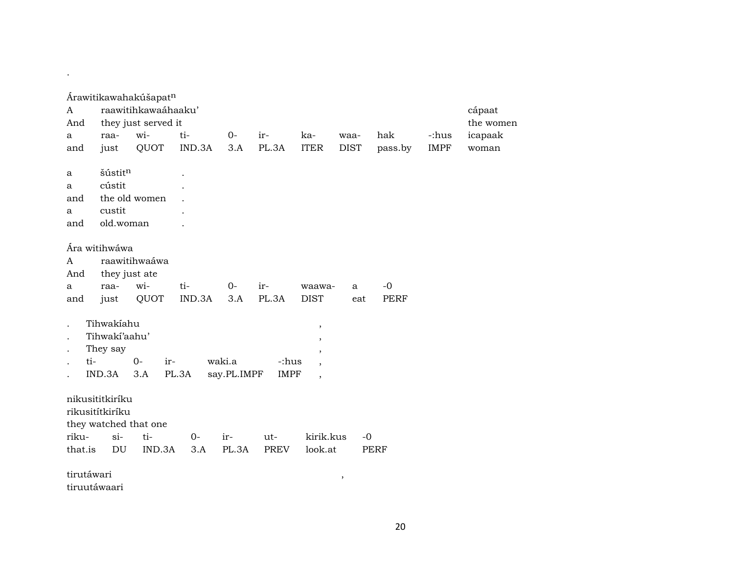.

Árawitikawahakúšapat$^{n}$

| A | raawitihkawaáhaaku’ | | | | | | | | | cápaat |
|---|---|---|---|---|---|---|---|---|---|---|
| And | they just served it | | | | | | | | | the women |
| a | raa- | wi- | ti- | 0- | ir- | ka- | waa- | hak | -:hus | icapaak |
| and | just | QUOT | IND.3A | 3.A | PL.3A | ITER | DIST | pass.by | IMPF | woman |

| a | šústit$^{n}$ | . |
|---|---|---|
| a | cústit | . |
| and | the old women | . |
| a | custit | . |
| and | old.woman | . |

Ára witihwáwa

| A | raawitihwaáwa | | | | | | |
|---|---|---|---|---|---|---|---|
| And | they just ate | | | | | | |
| a | raa- | wi- | ti- | 0- | ir- | waawa- | a | -0 |
| and | just | QUOT | IND.3A | 3.A | PL.3A | DIST | eat | PERF |

| . | Tihwakíahu | | | | , |
|---|---|---|---|---|---|
| . | Tihwakí’aahu’ | | | | , |
| . | They say | | | | , |
| . | ti- | 0- | ir- | waki.a | -:hus | , |
| . | IND.3A | 3.A | PL.3A | say.PL.IMPF | IMPF | , |

nikusititkiríku

| rikusitítkiríku | | | | | | |
|---|---|---|---|---|---|---|
| they watched that one | | | | | | |
| riku- | si- | ti- | 0- | ir- | ut- | kirik.kus | -0 |
| that.is | DU | IND.3A | 3.A | PL.3A | PREV | look.at | PERF |

tirutáwari ,

tiruutáwaari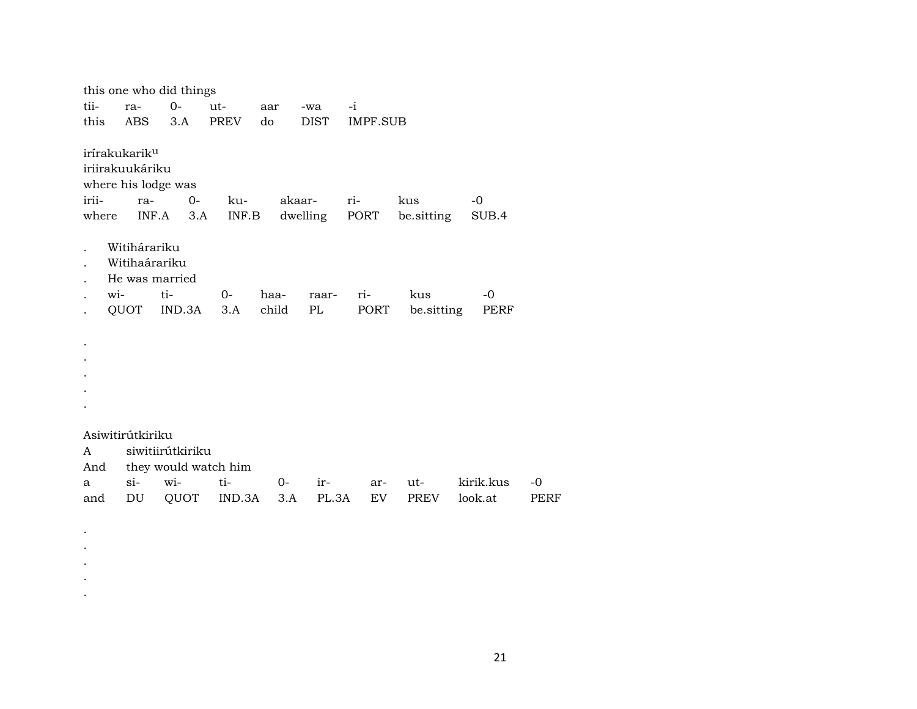this one who did things

| tii- | ra- | 0- | ut- | aar | -wa | -i |
|---|---|---|---|---|---|---|
| this | ABS | 3.A | PREV | do | DIST | IMPF.SUB |

iríírakukarik$^{u}$
iriirakuukáriku
where his lodge was

| irii- | ra- | 0- | ku- | akaar- | ri- | kus | -0 |
|---|---|---|---|---|---|---|---|
| where | INF.A | 3.A | INF.B | dwelling | PORT | be.sitting | SUB.4 |

. Witiharáriku
. Witihaárariku
. He was married

| . | wi- | ti- | 0- | haa- | raar- | ri- | kus | -0 |
|---|---|---|---|---|---|---|---|---|
| . | QUOT | IND.3A | 3.A | child | PL | PORT | be.sitting | PERF |

.
.
.
.
.

Asiwitirútkiriku
A siwitiirútkiriku
And they would watch him

| a | si- | wi- | ti- | 0- | ir- | ar- | ut- | kirik.kus | -0 |
|---|---|---|---|---|---|---|---|---|---|
| and | DU | QUOT | IND.3A | 3.A | PL.3A | EV | PREV | look.at | PERF |

.
.
.
.
.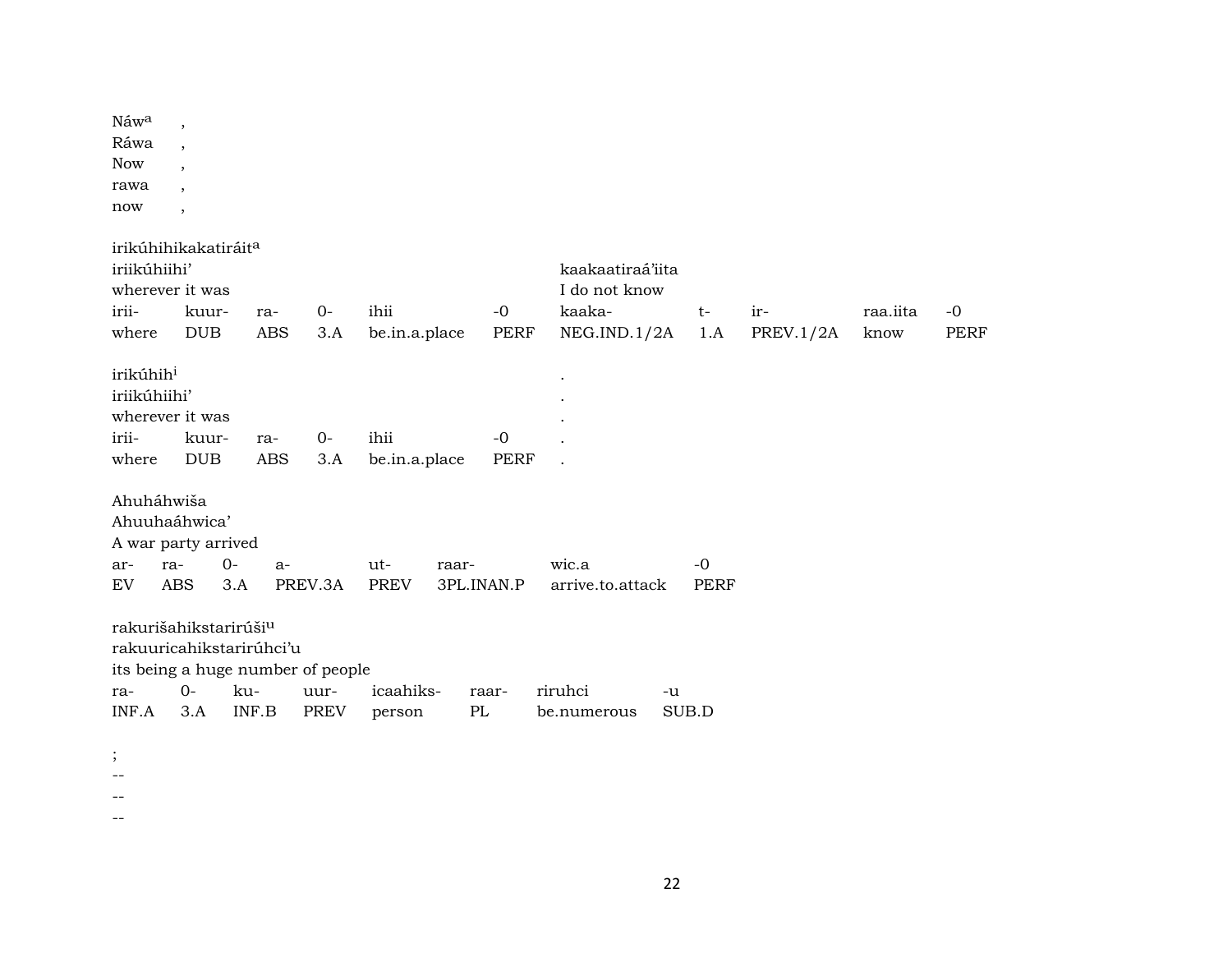| Náw[a] | , |
|---|---|
| Ráwa | , |
| Now | , |
| rawa | , |
| now | , |

irikúhihikakatiráit[a]

| iriikúhiihi’ | | | | | | kaakaatiraá’iita | | | | |
|---|---|---|---|---|---|---|---|---|---|---|
| wherever it was | | | | | | I do not know | | | | |
| irii- | kuur- | ra- | 0- | ihii | -0 | kaaka- | t- | ir- | raa.iita | -0 |
| where | DUB | ABS | 3.A | be.in.a.place | PERF | NEG.IND.1/2A | 1.A | PREV.1/2A | know | PERF |

| irikúhih[i] | | | | | | . |
|---|---|---|---|---|---|---|
| iriikúhiihi’ | | | | | | . |
| wherever it was | | | | | | . |
| irii- | kuur- | ra- | 0- | ihii | -0 | . |
| where | DUB | ABS | 3.A | be.in.a.place | PERF | . |

Ahuháhwiša

| Ahuuhaáhwica’ | | | | | | | |
|---|---|---|---|---|---|---|---|
| A war party arrived | | | | | | | |
| ar- | ra- | 0- | a- | ut- | raar- | wic.a | -0 |
| EV | ABS | 3.A | PREV.3A | PREV | 3PL.INAN.P | arrive.to.attack | PERF |

rakurišahikstarirúši[u]

| rakuuricahikstarirúhci’u | | | | | | | |
|---|---|---|---|---|---|---|---|
| its being a huge number of people | | | | | | | |
| ra- | 0- | ku- | uur- | icaahiks- | raar- | riruhci | -u |
| INF.A | 3.A | INF.B | PREV | person | PL | be.numerous | SUB.D |

;
--
--
--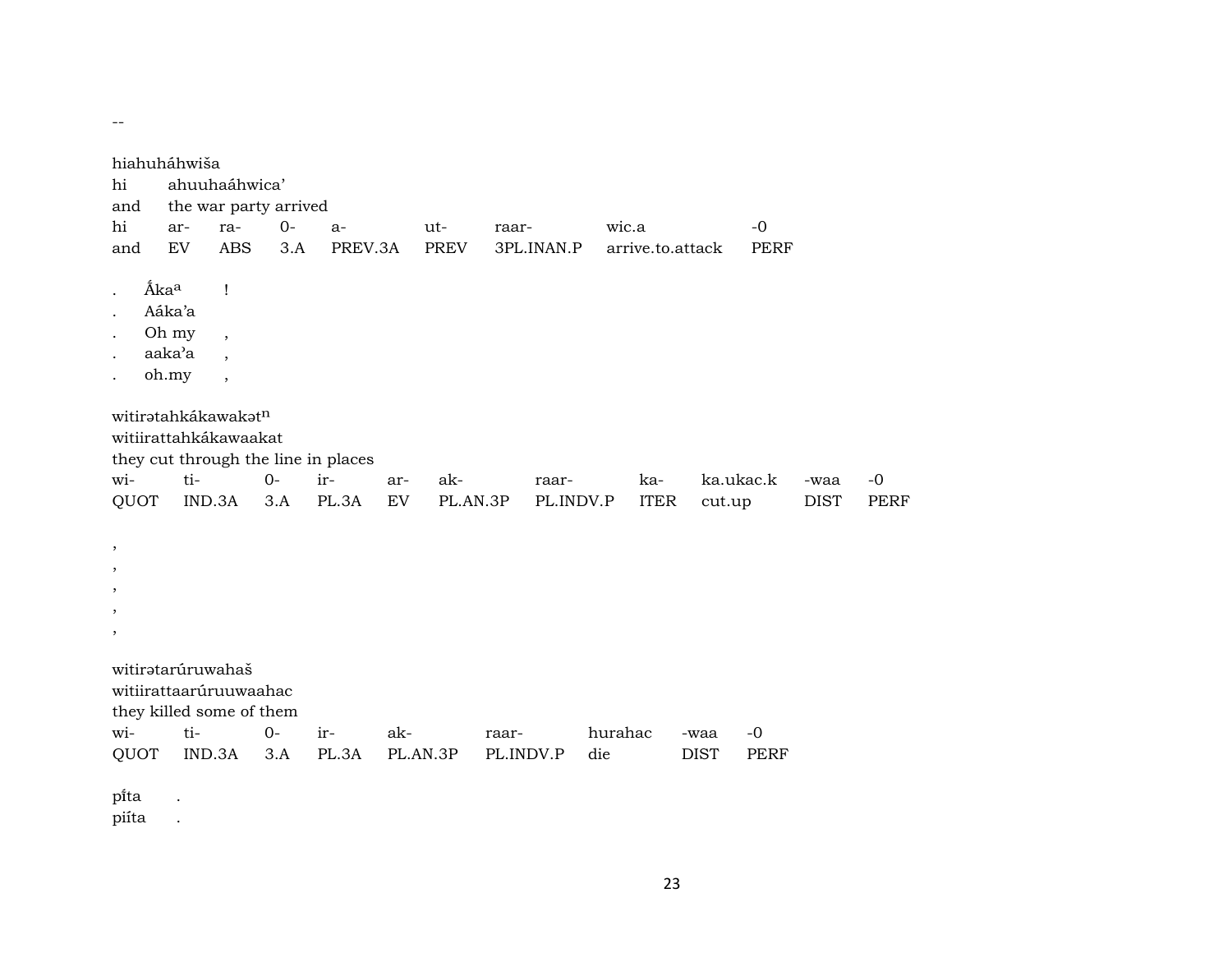--

hiahuháhwiša
hi ahuuhaáhwica'
and the war party arrived

| hi | ar- | ra- | 0- | a- | ut- | raar- | wic.a | -0 |
|---|---|---|---|---|---|---|---|---|
| and | EV | ABS | 3.A | PREV.3A | PREV | 3PL.INAN.P | arrive.to.attack | PERF |

| . | Ákaa | ! |
|---|---|---|
| . | Aáka'a | |
| . | Oh my | , |
| . | aaka'a | , |
| . | oh.my | , |

witirətahkákawakət$^{n}$
witiirattahkákawaakat
they cut through the line in places

| wi- | ti- | 0- | ir- | ar- | ak- | raar- | ka- | ka.ukac.k | -waa | -0 |
|---|---|---|---|---|---|---|---|---|---|---|
| QUOT | IND.3A | 3.A | PL.3A | EV | PL.AN.3P | PL.INDV.P | ITER | cut.up | DIST | PERF |

,
,
,
,
,

witirətarúruwahaš
witiirattaarúruuwaahac
they killed some of them

| wi- | ti- | 0- | ir- | ak- | raar- | hurahac | -waa | -0 |
|---|---|---|---|---|---|---|---|---|
| QUOT | IND.3A | 3.A | PL.3A | PL.AN.3P | PL.INDV.P | die | DIST | PERF |

pı́ta .
piíta .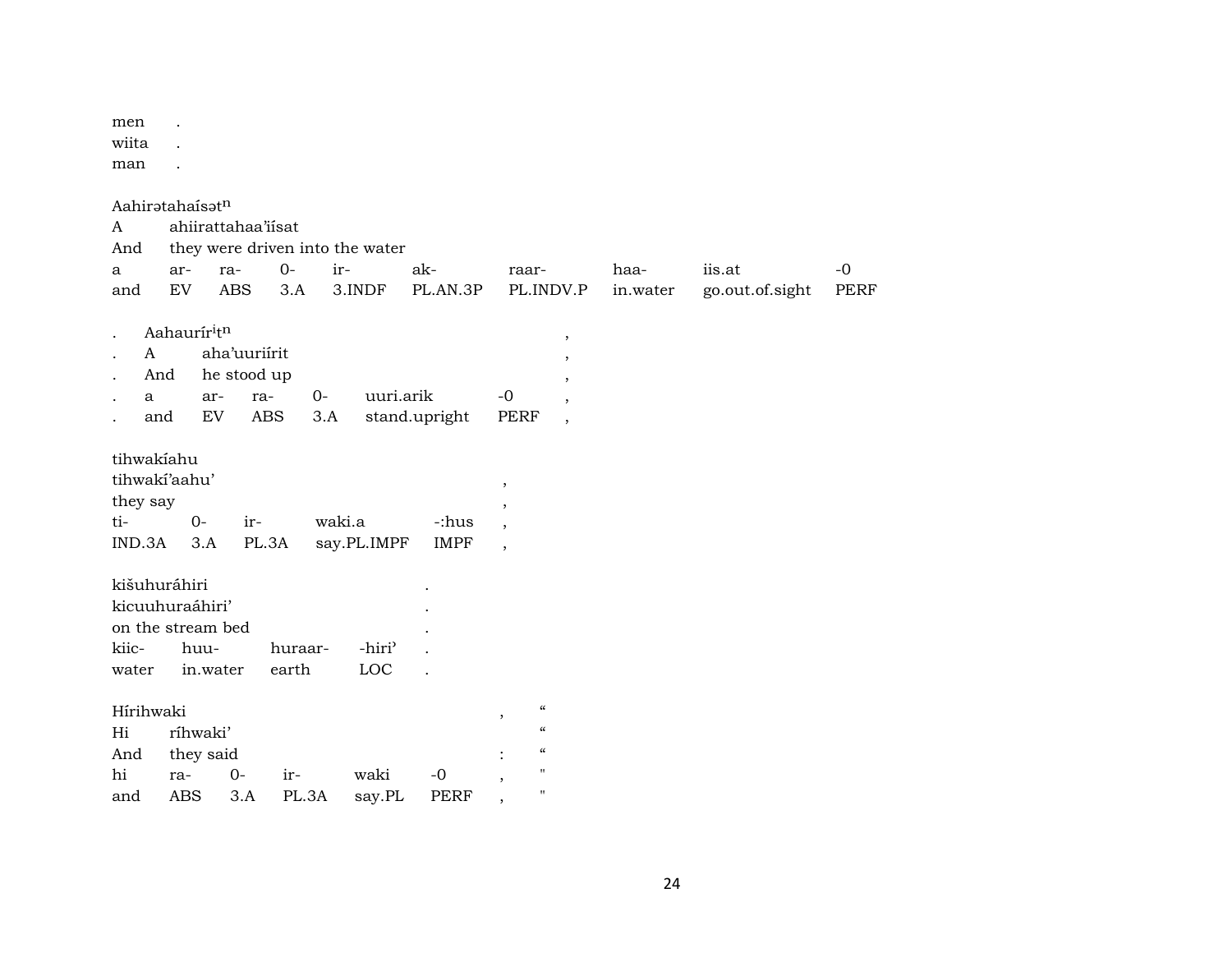| men | . |
|---|---|
| wiita | . |
| man | . |

Aahirətahaísət$^{n}$

| A | ahiirattahaa'iísat | | | | | | | | |
|---|---|---|---|---|---|---|---|---|---|
| And | they were driven into the water | | | | | | | | |
| a | ar- | ra- | 0- | ir- | ak- | raar- | haa- | iis.at | -0 |
| and | EV | ABS | 3.A | 3.INDF | PL.AN.3P | PL.INDV.P | in.water | go.out.of.sight | PERF |

| . | Aahaurír$^{i}$t$^{n}$ | | | | | , |
|---|---|---|---|---|---|---|
| . | A | aha'uuriírit | | | | , |
| . | And | he stood up | | | | , |
| . | a | ar- | ra- | 0- | uuri.arik | -0 , |
| . | and | EV | ABS | 3.A | stand.upright | PERF , |

tihwakíahu

| tihwakí'aahu' | | | | | , |
|---|---|---|---|---|---|
| they say | | | | | , |
| ti- | 0- | ir- | waki.a | -:hus | , |
| IND.3A | 3.A | PL.3A | say.PL.IMPF | IMPF | , |

| kišuhuráhiri | | | | . |
|---|---|---|---|---|
| kicuuhuraáhiri' | | | | . |
| on the stream bed | | | | . |
| kiic- | huu- | huraar- | -hiri' | . |
| water | in.water | earth | LOC | . |

| Hírihwaki | | | | | | , | " |
|---|---|---|---|---|---|---|---|
| Hi | ríhwaki' | | | | | | " |
| And | they said | | | | | : | " |
| hi | ra- | 0- | ir- | waki | -0 | , | " |
| and | ABS | 3.A | PL.3A | say.PL | PERF | , | " |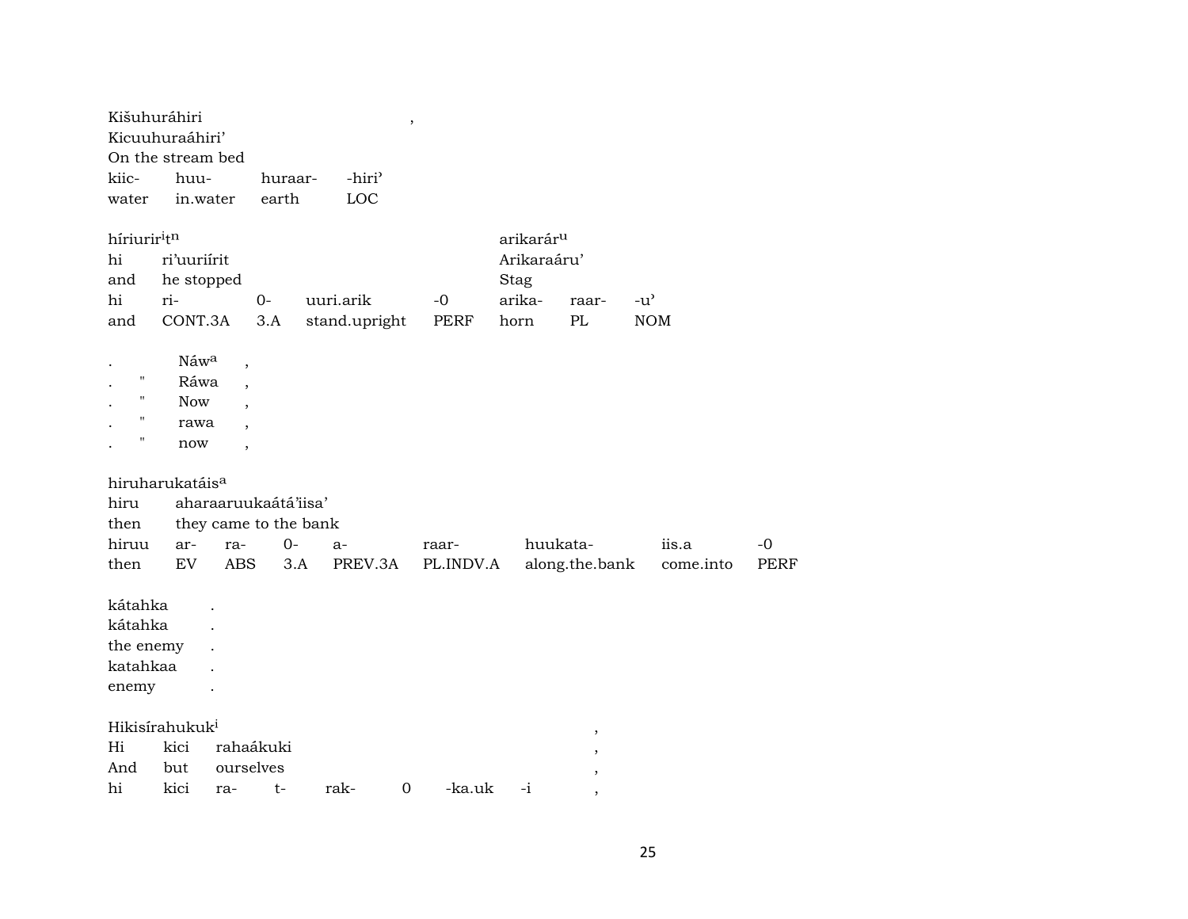Kišuhuráhiri ,
Kicuuhuraáhiri'
On the stream bed

| kiic- | huu- | huraar- | -hiri' |
|---|---|---|---|
| water | in.water | earth | LOC |

híriurir[i]t[n] arikarár[u]
hi ri'uuriírit Arikaraáru'
and he stopped Stag

| hi | ri- | 0- | uuri.arik | -0 | arika- | raar- | -u' |
|---|---|---|---|---|---|---|---|
| and | CONT.3A | 3.A | stand.upright | PERF | horn | PL | NOM |

. Náw[a] ,
. " Ráwa ,
. " Now ,
. " rawa ,
. " now ,

hiruharukatáis[a]
hiru aharaaruukaátá'iisa'
then they came to the bank

| hiruu | ar- | ra- | 0- | a- | raar- | huukata- | iis.a | -0 |
|---|---|---|---|---|---|---|---|---|
| then | EV | ABS | 3.A | PREV.3A | PL.INDV.A | along.the.bank | come.into | PERF |

kátahka .
kátahka .
the enemy .
katahkaa .
enemy .

Hikisírahukuk[i] ,
Hi kici rahaákuki ,
And but ourselves ,

| hi | kici | ra- | t- | rak- | 0 | -ka.uk | -i | , |
|---|---|---|---|---|---|---|---|---|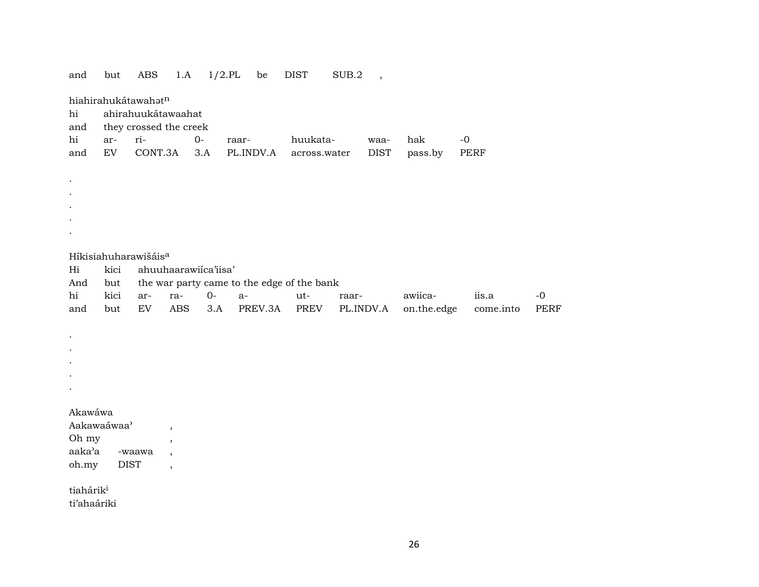| and | but | ABS | 1.A | 1/2.PL | be | DIST | SUB.2 | , |
|---|---|---|---|---|---|---|---|---|

hiahirahukátawahət[n]
hi ahirahuukátawaahat
and they crossed the creek

| hi | ar- | ri- | 0- | raar- | huukata- | waa- | hak | -0 |
|---|---|---|---|---|---|---|---|---|
| and | EV | CONT.3A | 3.A | PL.INDV.A | across.water | DIST | pass.by | PERF |

.
.
.
.
.

Híkisiahuharawišáis[a]
Hi kici ahuuhaarawiíca'iisa'
And but the war party came to the edge of the bank

| hi | kici | ar- | ra- | 0- | a- | ut- | raar- | awiica- | iis.a | -0 |
|---|---|---|---|---|---|---|---|---|---|---|
| and | but | EV | ABS | 3.A | PREV.3A | PREV | PL.INDV.A | on.the.edge | come.into | PERF |

.
.
.
.
.

Akawáwa
Aakawaáwaa' ,
Oh my ,

| aka'a | -waawa | , |
|---|---|---|
| oh.my | DIST | , |

tiahárik[i]
ti'ahaáriki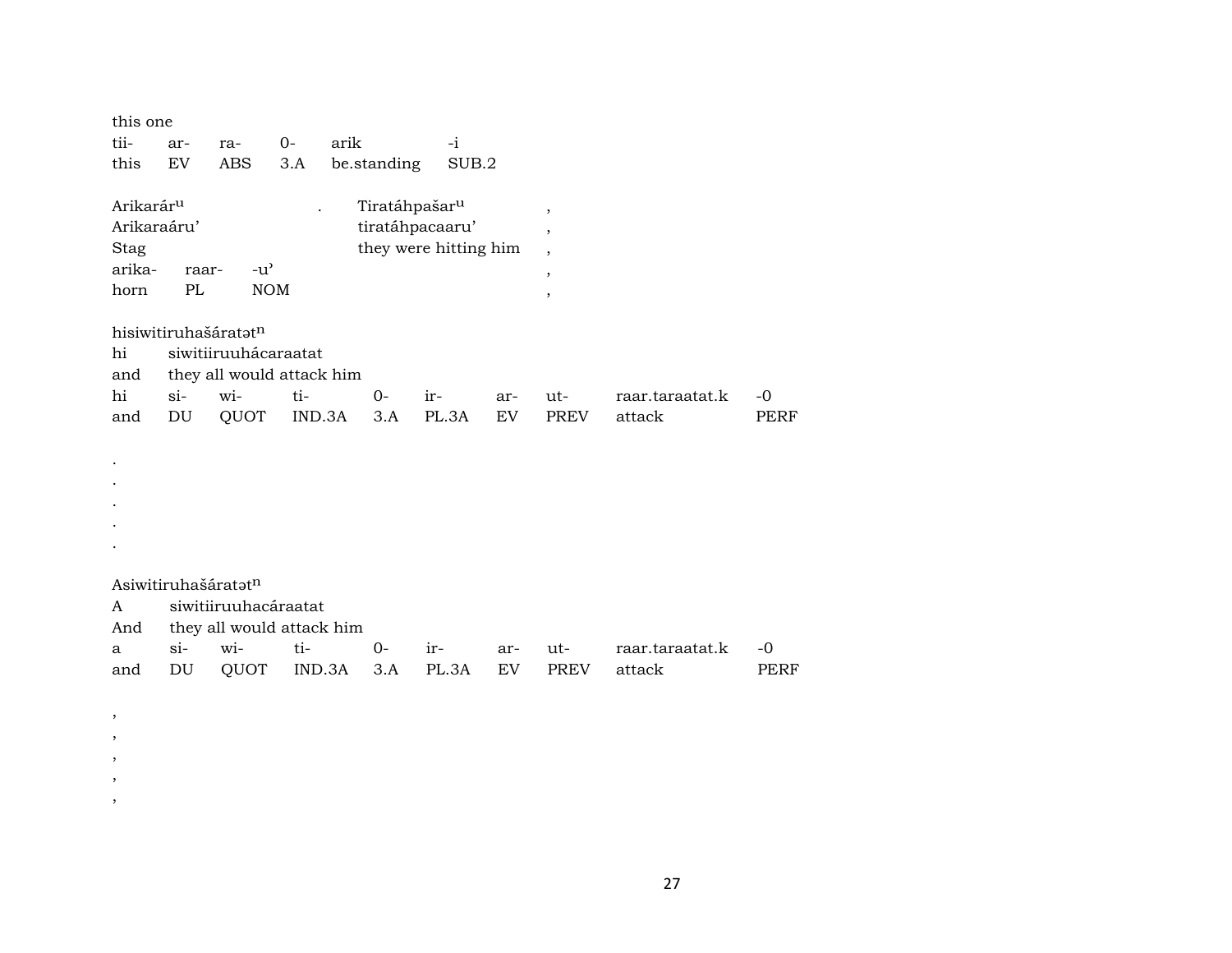this one

| tii- | ar- | ra- | 0- | arik | -i |
|---|---|---|---|---|---|
| this | EV | ABS | 3.A | be.standing | SUB.2 |

Arikarár^u . Tiratáhpašar^u ,
Arikaraáru' tiratáhpacaaru' ,
Stag they were hitting him ,

| arika- | raar- | -u' |
|---|---|---|
| horn | PL | NOM |

,
,

hisiwitiruhašáratət^n
hi siwitiiruuhácaraatat
and they all would attack him

| hi | si- | wi- | ti- | 0- | ir- | ar- | ut- | raar.taraatat.k | -0 |
|---|---|---|---|---|---|---|---|---|---|
| and | DU | QUOT | IND.3A | 3.A | PL.3A | EV | PREV | attack | PERF |

.
.
.
.
.

Asiwitiruhašáratət^n
A siwitiiruuhacáraatat
And they all would attack him

| a | si- | wi- | ti- | 0- | ir- | ar- | ut- | raar.taraatat.k | -0 |
|---|---|---|---|---|---|---|---|---|---|
| and | DU | QUOT | IND.3A | 3.A | PL.3A | EV | PREV | attack | PERF |

,
,
,
,
,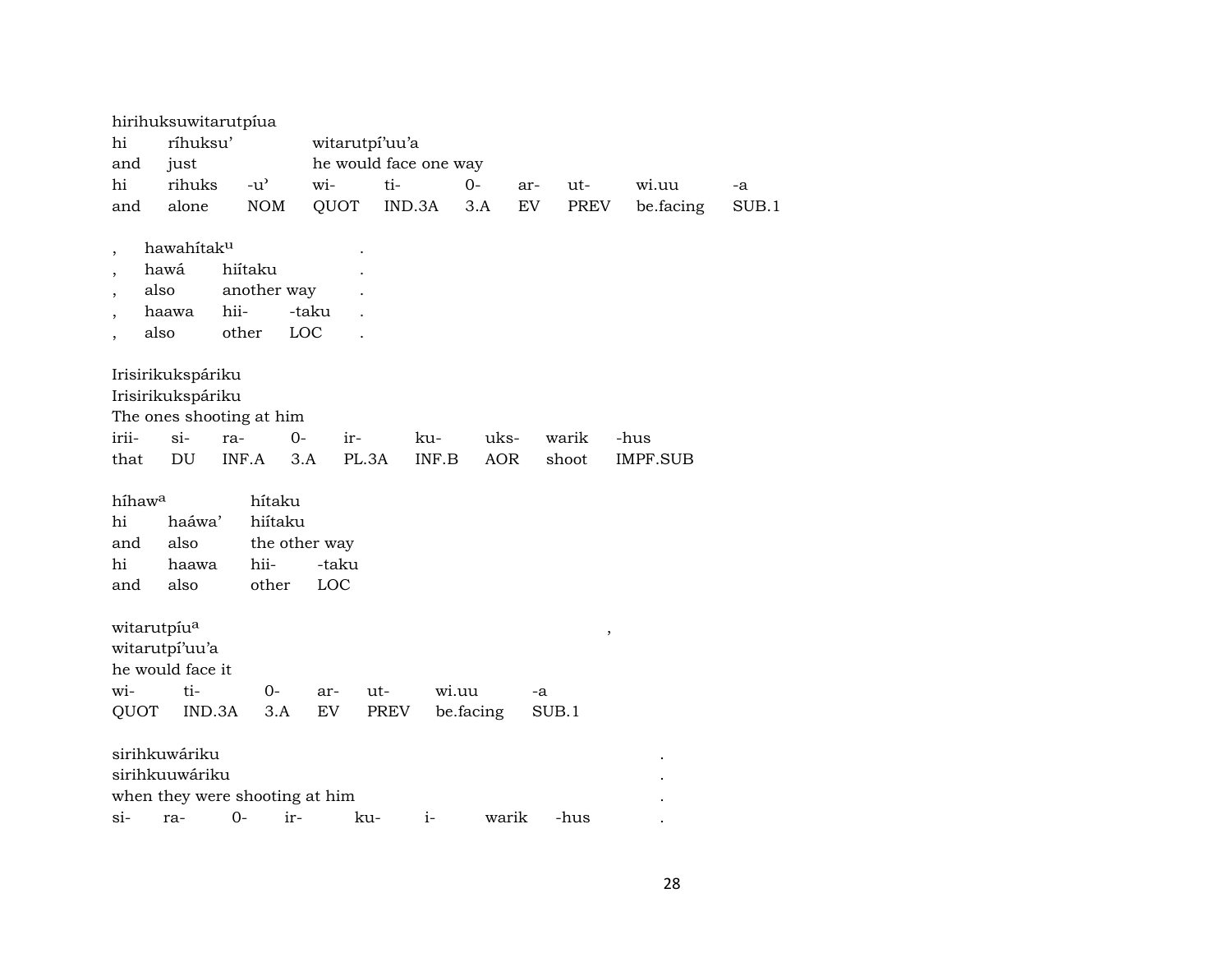hirihuksuwitarutpíua

| hi | ríhuksu' | | witarutpí'uu'a | | | | | | |
|---|---|---|---|---|---|---|---|---|---|
| and | just | | he would face one way | | | | | | |
| hi | rihuks | -u' | wi- | ti- | 0- | ar- | ut- | wi.uu | -a |
| and | alone | NOM | QUOT | IND.3A | 3.A | EV | PREV | be.facing | SUB.1 |

| , | hawahítak^u | | | . |
|---|---|---|---|---|
| , | hawá | hiítaku | | . |
| , | also | another way | | . |
| , | haawa | hii- | -taku | . |
| , | also | other | LOC | . |

Irisirikukspáriku

| Irisirikukspáriku | | | | | | | | |
|---|---|---|---|---|---|---|---|---|
| The ones shooting at him | | | | | | | | |
| irii- | si- | ra- | 0- | ir- | ku- | uks- | warik | -hus |
| that | DU | INF.A | 3.A | PL.3A | INF.B | AOR | shoot | IMPF.SUB |

| híhaw^a | | hítaku | |
|---|---|---|---|
| hi | haáwa' | hiítaku | |
| and | also | the other way | |
| hi | haawa | hii- | -taku |
| and | also | other | LOC |

witarutpíu^a ,

| witarutpí'uu'a | | | | | | |
|---|---|---|---|---|---|---|
| he would face it | | | | | | |
| wi- | ti- | 0- | ar- | ut- | wi.uu | -a |
| QUOT | IND.3A | 3.A | EV | PREV | be.facing | SUB.1 |

sirihkuwáriku .

| sirihkuuwáriku | | | | | | | | . |
|---|---|---|---|---|---|---|---|---|
| when they were shooting at him | | | | | | | | . |
| si- | ra- | 0- | ir- | ku- | i- | warik | -hus | . |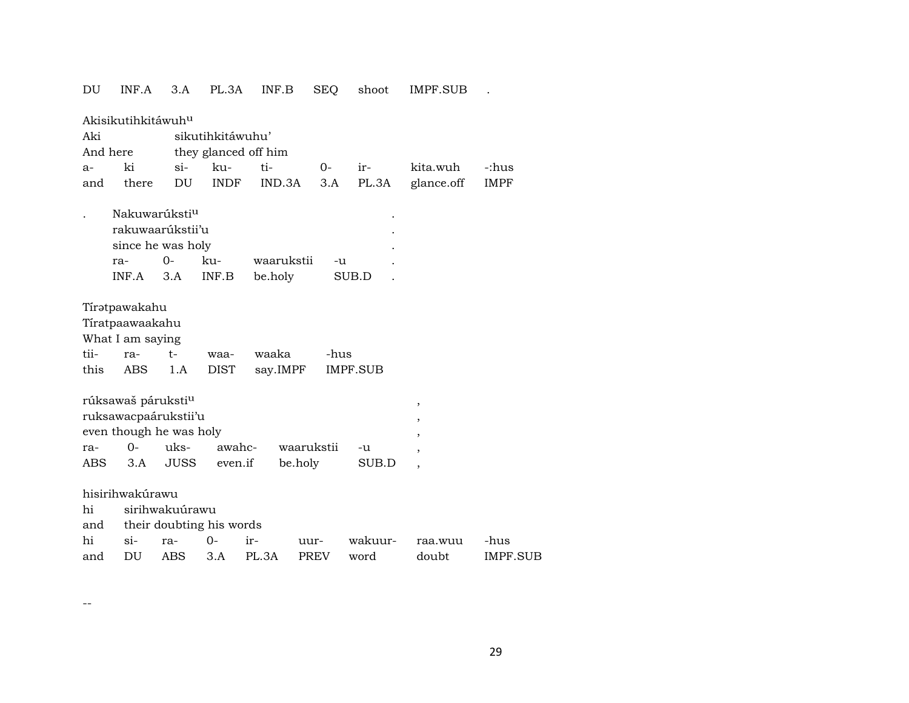| DU | INF.A | 3.A | PL.3A | INF.B | SEQ | shoot | IMPF.SUB | . |
|---|---|---|---|---|---|---|---|---|

Akisikutihkitáwuh[u]
Aki sikutihkitáwuhu'
And here they glanced off him

| a- | ki | si- | ku- | ti- | 0- | ir- | kita.wuh | -:hus |
|---|---|---|---|---|---|---|---|---|
| and | there | DU | INDF | IND.3A | 3.A | PL.3A | glance.off | IMPF |

. Nakuwarúksti[u] .
rakuwaarúkstii'u .
since he was holy .

| ra- | 0- | ku- | waarukstii | -u | . |
|---|---|---|---|---|---|
| INF.A | 3.A | INF.B | be.holy | SUB.D | . |

Tírətpawakahu
Tíratpaawaakahu
What I am saying

| tii- | ra- | t- | waa- | waaka | -hus |
|---|---|---|---|---|---|
| this | ABS | 1.A | DIST | say.IMPF | IMPF.SUB |

rúksawaš párukstí[u] ,
ruksawacpaárukstii'u ,
even though he was holy ,

| ra- | 0- | uks- | awahc- | waarukstii | -u | , |
|---|---|---|---|---|---|---|
| ABS | 3.A | JUSS | even.if | be.holy | SUB.D | , |

hisirihwakúrawu
hi sirihwakuúrawu
and their doubting his words

| hi | si- | ra- | 0- | ir- | uur- | wakuur- | raa.wuu | -hus |
|---|---|---|---|---|---|---|---|---|
| and | DU | ABS | 3.A | PL.3A | PREV | word | doubt | IMPF.SUB |

--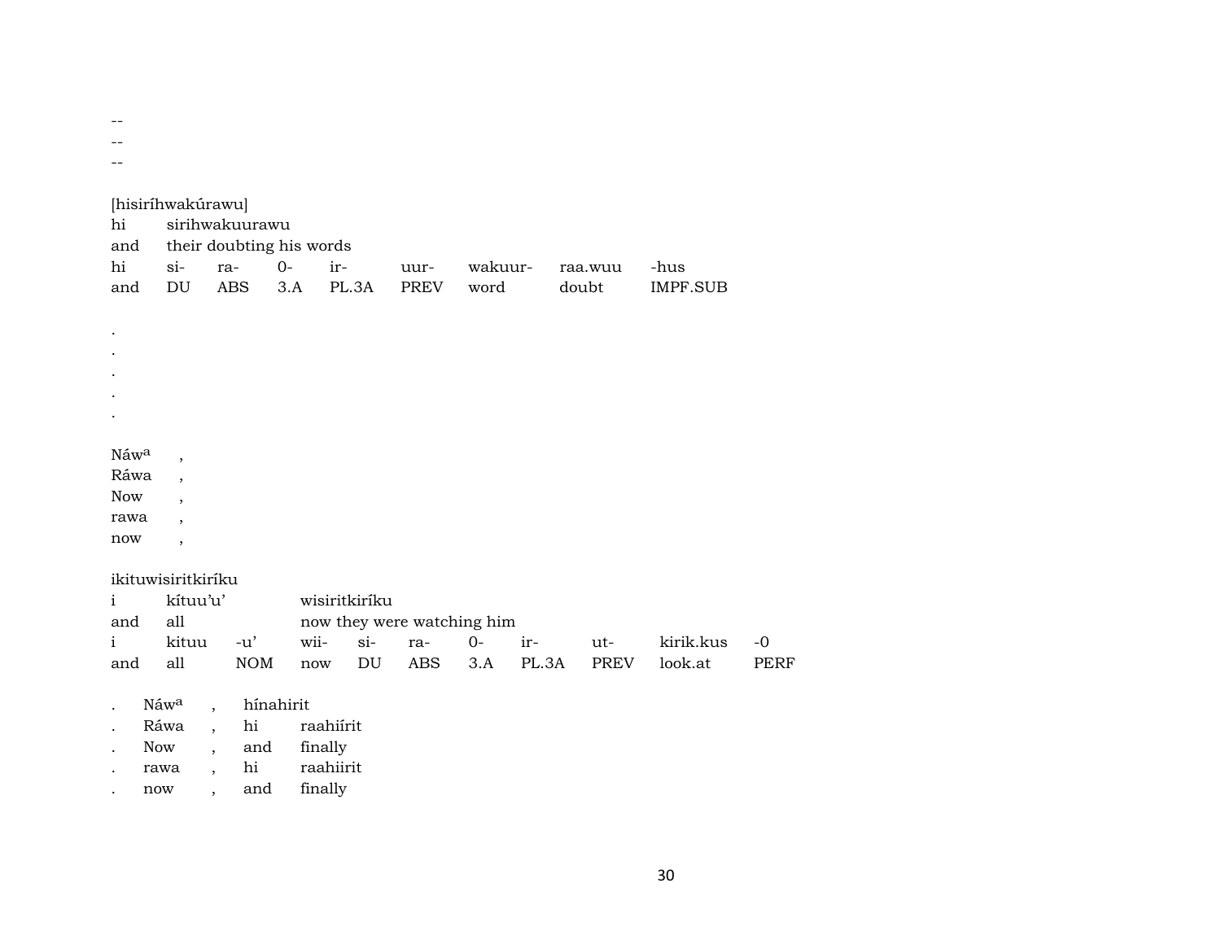--
--
--

[hisiríhwakúrawu]

| hi | sirihwakuurawu | | | | | | | |
|---|---|---|---|---|---|---|---|---|
| and | their doubting his words | | | | | | | |
| hi | si- | ra- | 0- | ir- | uur- | wakuur- | raa.wuu | -hus |
| and | DU | ABS | 3.A | PL.3A | PREV | word | doubt | IMPF.SUB |

.
.
.
.
.

Náw^a ,
Ráwa ,
Now ,
rawa ,
now ,

ikituwisiritkiríku

| i | kítuu'u' | | wisiritkiríku | | | | | | | |
|---|---|---|---|---|---|---|---|---|---|---|
| and | all | | now they were watching him | | | | | | | |
| i | kituu | -u' | wii- | si- | ra- | 0- | ir- | ut- | kirik.kus | -0 |
| and | all | NOM | now | DU | ABS | 3.A | PL.3A | PREV | look.at | PERF |

. Náw^a , hínahirit
. Ráwa , hi raahiírit
. Now , and finally
. rawa , hi raahiirit
. now , and finally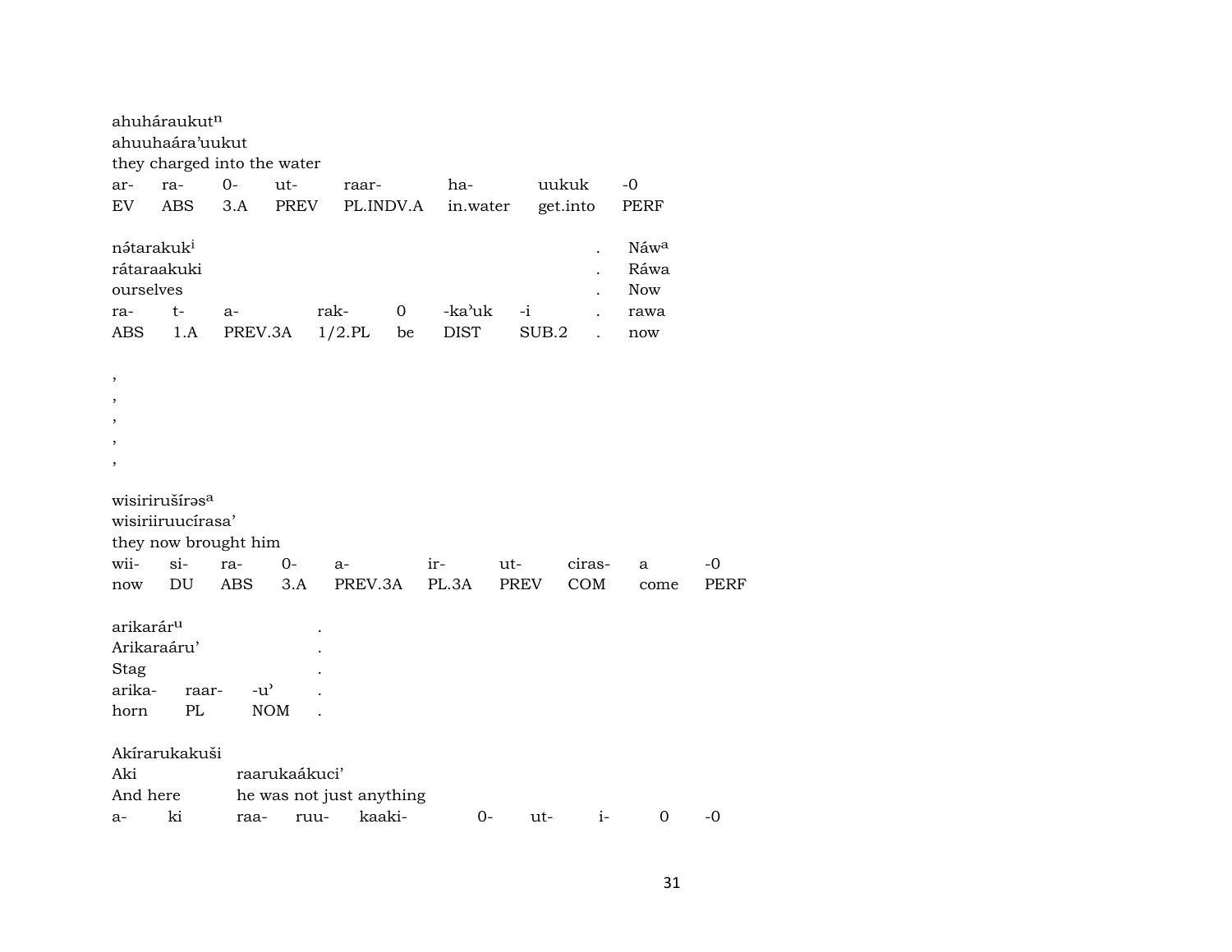ahuháraukut[n]
ahuuhaára'uukut
they charged into the water

| ar- | ra- | 0- | ut- | raar- | ha- | uukuk | -0 |
|---|---|---|---|---|---|---|---|
| EV | ABS | 3.A | PREV | PL.INDV.A | in.water | get.into | PERF |

nə́tarakuk[i] . Náw[a]
rátaraakuki . Ráwa
ourselves . Now

| ra- | t- | a- | rak- | 0 | -ka'uk | -i | . | rawa |
|---|---|---|---|---|---|---|---|---|
| ABS | 1.A | PREV.3A | 1/2.PL | be | DIST | SUB.2 | . | now |

,
,
,
,
,

wisirirušírəs[a]
wisiriiruucírasa'
they now brought him

| wii- | si- | ra- | 0- | a- | ir- | ut- | ciras- | a | -0 |
|---|---|---|---|---|---|---|---|---|---|
| now | DU | ABS | 3.A | PREV.3A | PL.3A | PREV | COM | come | PERF |

arikarár[u] .
Arikaraáru' .
Stag .

| arika- | raar- | -u' | . |
|---|---|---|---|
| horn | PL | NOM | . |

Akírarukakuši
Aki raarukaákuci'
And here he was not just anything

| a- | ki | raa- | ruu- | kaaki- | 0- | ut- | i- | 0 | -0 |
|---|---|---|---|---|---|---|---|---|---|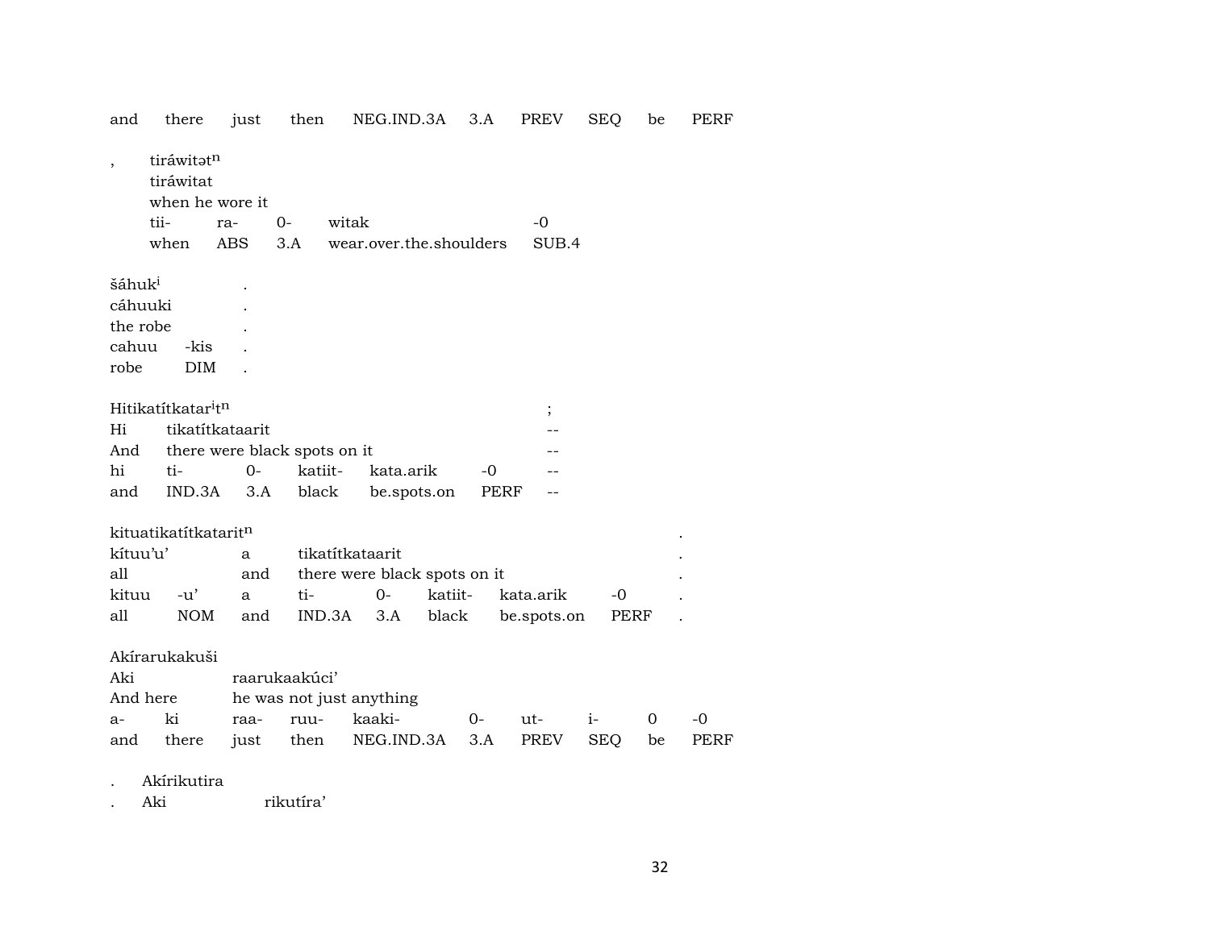| and | there | just | then | NEG.IND.3A | 3.A | PREV | SEQ | be | PERF |
|---|---|---|---|---|---|---|---|---|---|

, tiráwitət[n]
tiráwitat
when he wore it

| tii- | ra- | 0- | witak | -0 |
|---|---|---|---|---|
| when | ABS | 3.A | wear.over.the.shoulders | SUB.4 |

šáhuk[i] .
cáhuuki .
the robe .

| cahuu | -kis | . |
|---|---|---|
| robe | DIM | . |

Hitikatítkatar[i]t[n] ;

| Hi | tikatítkataarit | -- |
|---|---|---|
| And | there were black spots on it | -- |

| hi | ti- | 0- | katiit- | kata.arik | -0 | -- |
|---|---|---|---|---|---|---|
| and | IND.3A | 3.A | black | be.spots.on | PERF | -- |

kituatikatítkatarit[n] .

| kítuu'u' | a | tikatítkataarit | . |
|---|---|---|---|
| all | and | there were black spots on it | . |

| kituu | -u' | a | ti- | 0- | katiit- | kata.arik | -0 | . |
|---|---|---|---|---|---|---|---|---|
| all | NOM | and | IND.3A | 3.A | black | be.spots.on | PERF | . |

Akírarukakuši

| Aki | raarukaakúci' |
|---|---|
| And here | he was not just anything |

| a- | ki | raa- | ruu- | kaaki- | 0- | ut- | i- | 0 | -0 |
|---|---|---|---|---|---|---|---|---|---|
| and | there | just | then | NEG.IND.3A | 3.A | PREV | SEQ | be | PERF |

. Akírikutira
. Aki rikutíra'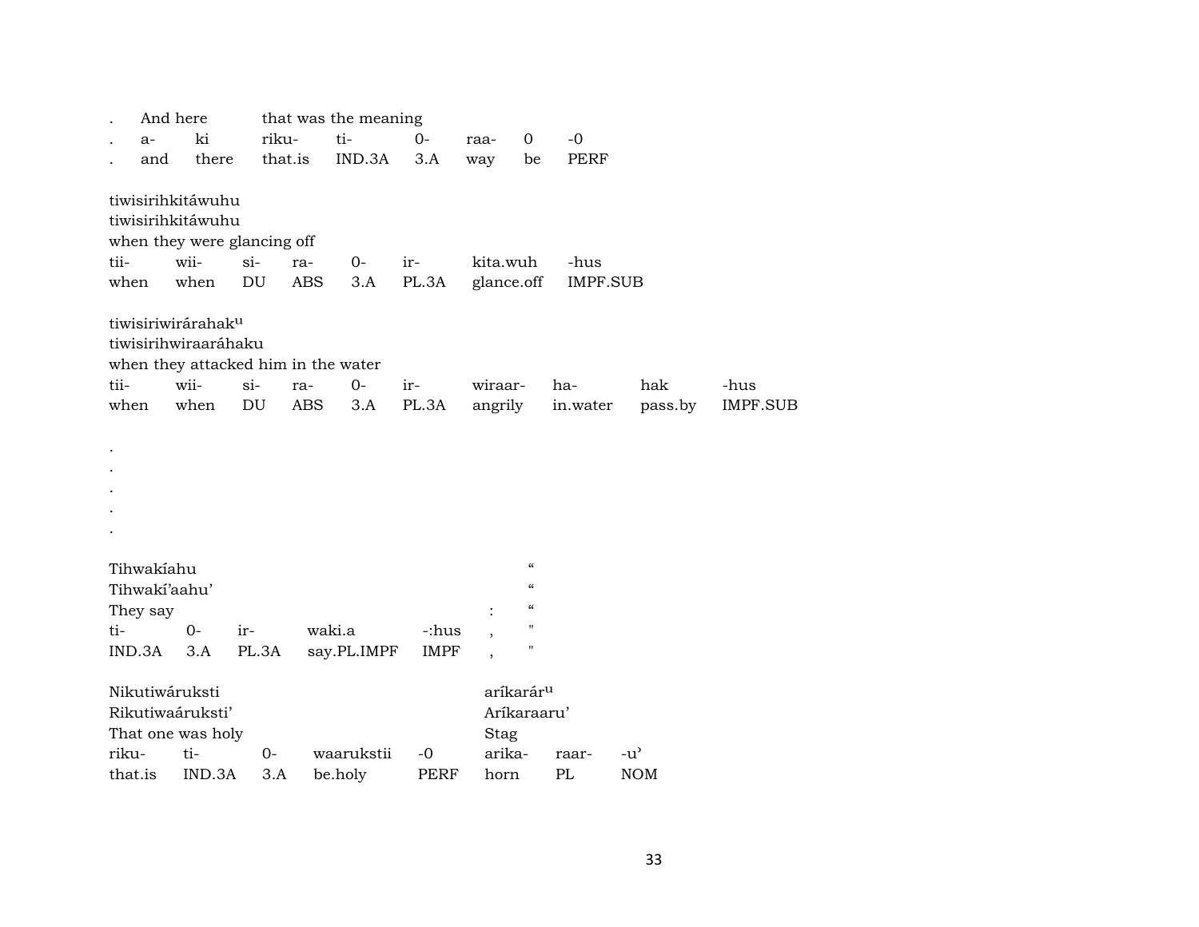. And here that was the meaning

| . | a- | ki | riku- | ti- | 0- | raa- | 0 | -0 |
|---|---|---|---|---|---|---|---|---|
| . | and | there | that.is | IND.3A | 3.A | way | be | PERF |

tiwisirihkitáwuhu
tiwisirihkitáwuhu
when they were glancing off

| tii- | wii- | si- | ra- | 0- | ir- | kita.wuh | -hus |
|---|---|---|---|---|---|---|---|
| when | when | DU | ABS | 3.A | PL.3A | glance.off | IMPF.SUB |

tiwisiriwiráráhaku
tiwisirihwiraaráhaku
when they attacked him in the water

| tii- | wii- | si- | ra- | 0- | ir- | wiraar- | ha- | hak | -hus |
|---|---|---|---|---|---|---|---|---|---|
| when | when | DU | ABS | 3.A | PL.3A | angrily | in.water | pass.by | IMPF.SUB |

.
.
.
.
.

Tihwakíahu "
Tihwakí'aahu' "
They say : "

| ti- | 0- | ir- | waki.a | -:hus | , | " |
|---|---|---|---|---|---|---|
| IND.3A | 3.A | PL.3A | say.PL.IMPF | IMPF | , | " |

Nikutiwáruksti aríkarárᵘ
Rikutiwaáruksti' Aríkaraaru'
That one was holy Stag

| riku- | ti- | 0- | waarukstii | -0 | arika- | raar- | -u' |
|---|---|---|---|---|---|---|---|
| that.is | IND.3A | 3.A | be.holy | PERF | horn | PL | NOM |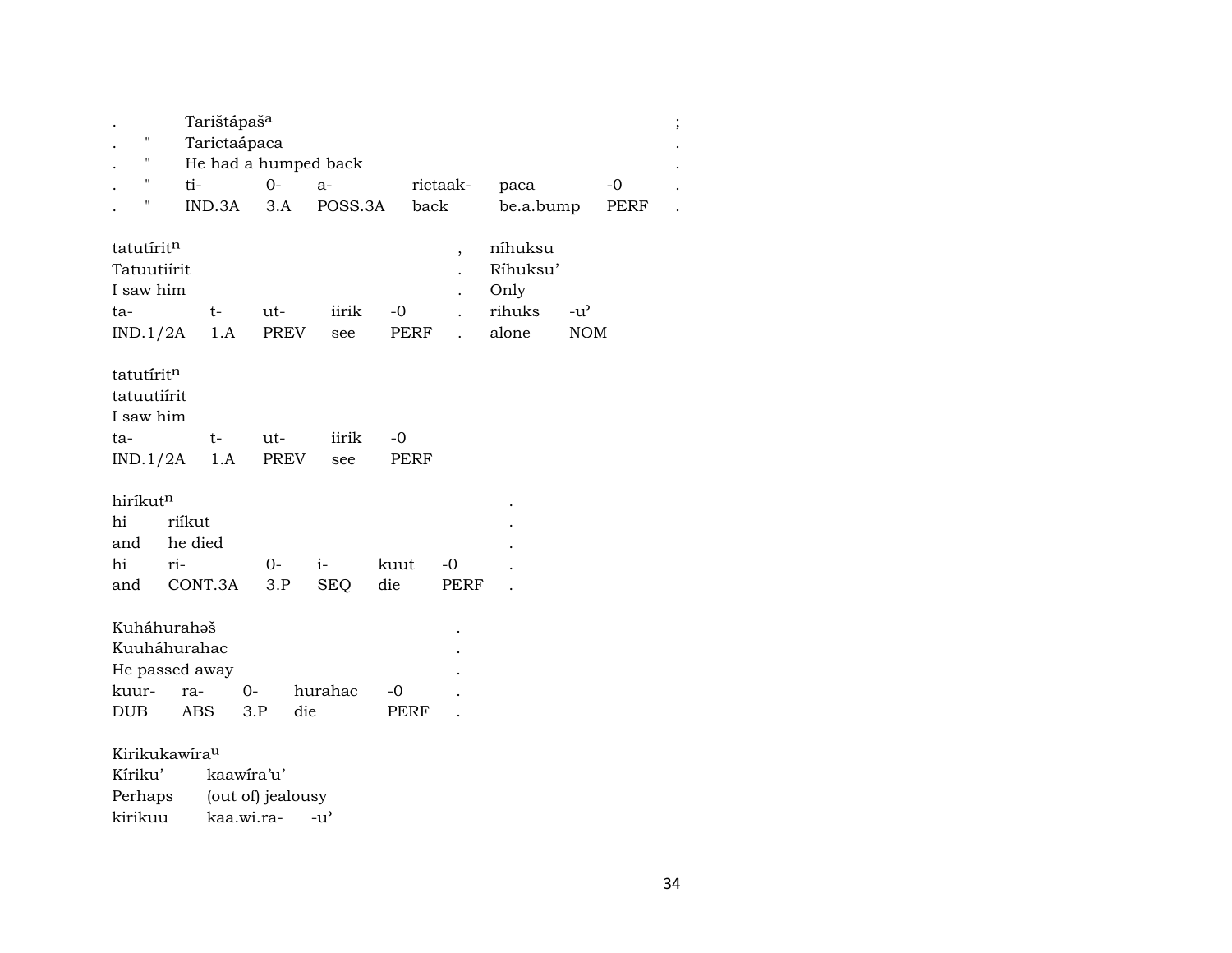| . | | Tarištápaš[a] | | | | | | ; |
|---|---|---|---|---|---|---|---|---|
| . | " | Tarictaápaca | | | | | | . |
| . | " | He had a humped back | | | | | | . |
| . | " | ti- | 0- | a- | rictaak- | paca | -0 | . |
| . | " | IND.3A | 3.A | POSS.3A | back | be.a.bump | PERF | . |

| tatutírit[n] | | | | | , | níhuksu | |
|---|---|---|---|---|---|---|---|
| Tatuutiírit | | | | | . | Ríhuksu’ | |
| I saw him | | | | | . | Only | |
| ta- | t- | ut- | iirik | -0 | . | rihuks | -u’ |
| IND.1/2A | 1.A | PREV | see | PERF | . | alone | NOM |

| tatutírit[n] | | | | |
|---|---|---|---|---|
| tatuutiírit | | | | |
| I saw him | | | | |
| ta- | t- | ut- | iirik | -0 |
| IND.1/2A | 1.A | PREV | see | PERF |

| hiríkut[n] | | | | | | . |
|---|---|---|---|---|---|---|
| hi | riíkut | | | | | . |
| and | he died | | | | | . |
| hi | ri- | 0- | i- | kuut | -0 | . |
| and | CONT.3A | 3.P | SEQ | die | PERF | . |

| Kuháhurahəš | | | | | . |
|---|---|---|---|---|---|
| Kuuháhurahac | | | | | . |
| He passed away | | | | | . |
| kuur- | ra- | 0- | hurahac | -0 | . |
| DUB | ABS | 3.P | die | PERF | . |

| Kirikukawíra[u] | | |
|---|---|---|
| Kíriku’ | kaawíra’u’ | |
| Perhaps | (out of) jealousy | |
| kirikuu | kaa.wi.ra- | -u’ |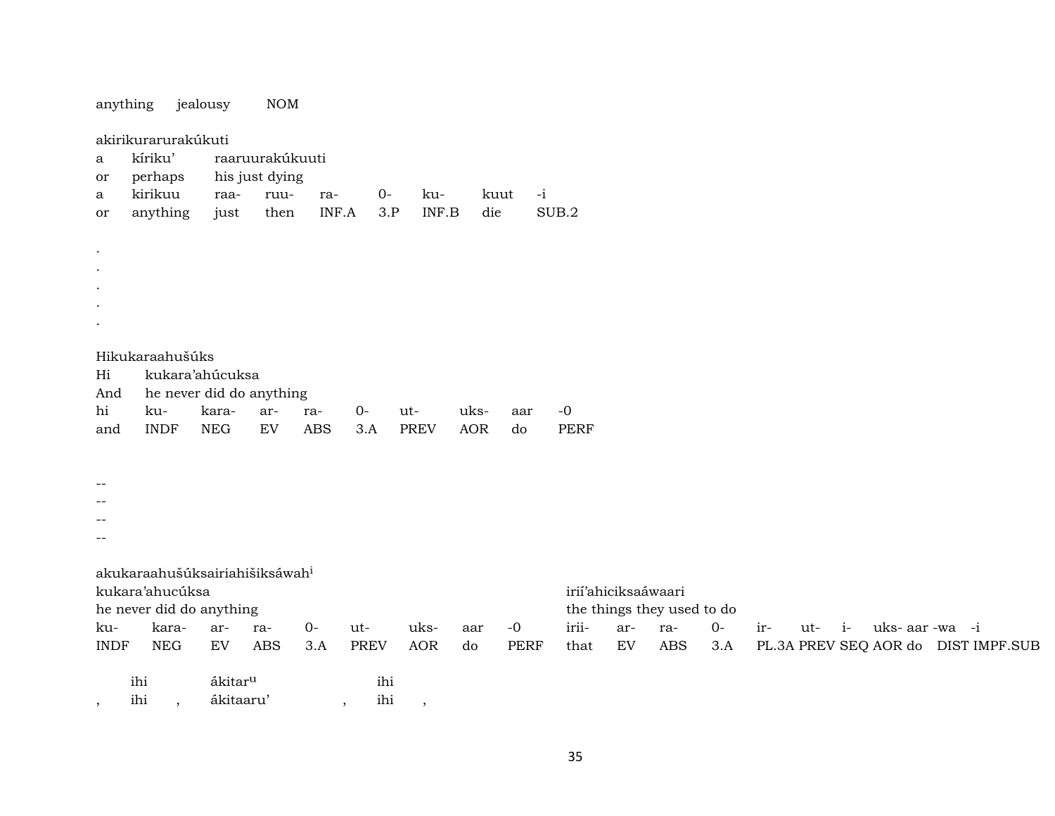anything      jealousy      NOM

akirikurarurakúkuti

| a | kíriku' | raaruurakúkuuti | | | | | | |
|---|---|---|---|---|---|---|---|---|
| or | perhaps | his just dying | | | | | | |
| a | kirikuu | raa- | ruu- | ra- | 0- | ku- | kuut | -i |
| or | anything | just | then | INF.A | 3.P | INF.B | die | SUB.2 |

.
.
.
.
.

Hikukaraahušúks

| Hi | kukara'ahúcuksa | | | | | | | | |
|---|---|---|---|---|---|---|---|---|---|
| And | he never did do anything | | | | | | | | |
| hi | ku- | kara- | ar- | ra- | 0- | ut- | uks- | aar | -0 |
| and | INDF | NEG | EV | ABS | 3.A | PREV | AOR | do | PERF |

--
--
--
--

akukaraahušúksairiahišiksáwah[i]

| kukara'ahucúksa | | | | | | | | | irií'ahiciksaáwaari | | | | | | | | | | |
|---|---|---|---|---|---|---|---|---|---|---|---|---|---|---|---|---|---|---|---|
| he never did do anything | | | | | | | | | the things they used to do | | | | | | | | | | |
| ku- | kara- | ar- | ra- | 0- | ut- | uks- | aar | -0 | irii- | ar- | ra- | 0- | ir- | ut- | i- | uks- | aar | -wa | -i |
| INDF | NEG | EV | ABS | 3.A | PREV | AOR | do | PERF | that | EV | ABS | 3.A | PL.3A | PREV | SEQ | AOR | do | DIST | IMPF.SUB |

| | ihi | | ákitar[u] | | ihi | |
|---|---|---|---|---|---|---|
| , | ihi | , | ákitaaru' | , | ihi | , |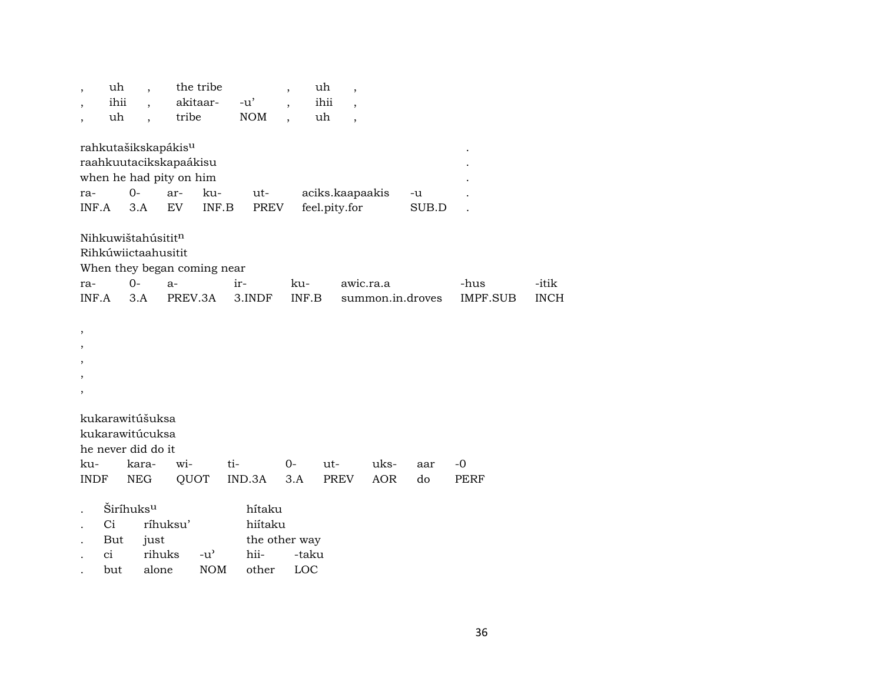| , | uh | , | the tribe | | , | uh | , |
|---|---|---|---|---|---|---|---|
| , | ihii | , | akitaar- | -u’ | , | ihii | , |
| , | uh | , | tribe | NOM | , | uh | , |

rahkutašikskapákis$^{u}$ .
raahkuutacikskapaákisu .
when he had pity on him .

| ra- | 0- | ar- | ku- | ut- | aciks.kaapaakis | -u | . |
|---|---|---|---|---|---|---|---|
| INF.A | 3.A | EV | INF.B | PREV | feel.pity.for | SUB.D | . |

Nihkuwištahúsitit$^{n}$
Rihkúwiictaahusitit
When they began coming near

| ra- | 0- | a- | ir- | ku- | awic.ra.a | -hus | -itik |
|---|---|---|---|---|---|---|---|
| INF.A | 3.A | PREV.3A | 3.INDF | INF.B | summon.in.droves | IMPF.SUB | INCH |

,
,
,
,
,

kukarawitúšuksa
kukarawitúcuksa
he never did do it

| ku- | kara- | wi- | ti- | 0- | ut- | uks- | aar | -0 |
|---|---|---|---|---|---|---|---|---|
| INDF | NEG | QUOT | IND.3A | 3.A | PREV | AOR | do | PERF |

| . | Širíhuks$^{u}$ | | | hítaku | |
|---|---|---|---|---|---|
| . | Ci | ríhuksu’ | | hiítaku | |
| . | But | just | | the other way | |
| . | ci | rihuks | -u’ | hii- | -taku |
| . | but | alone | NOM | other | LOC |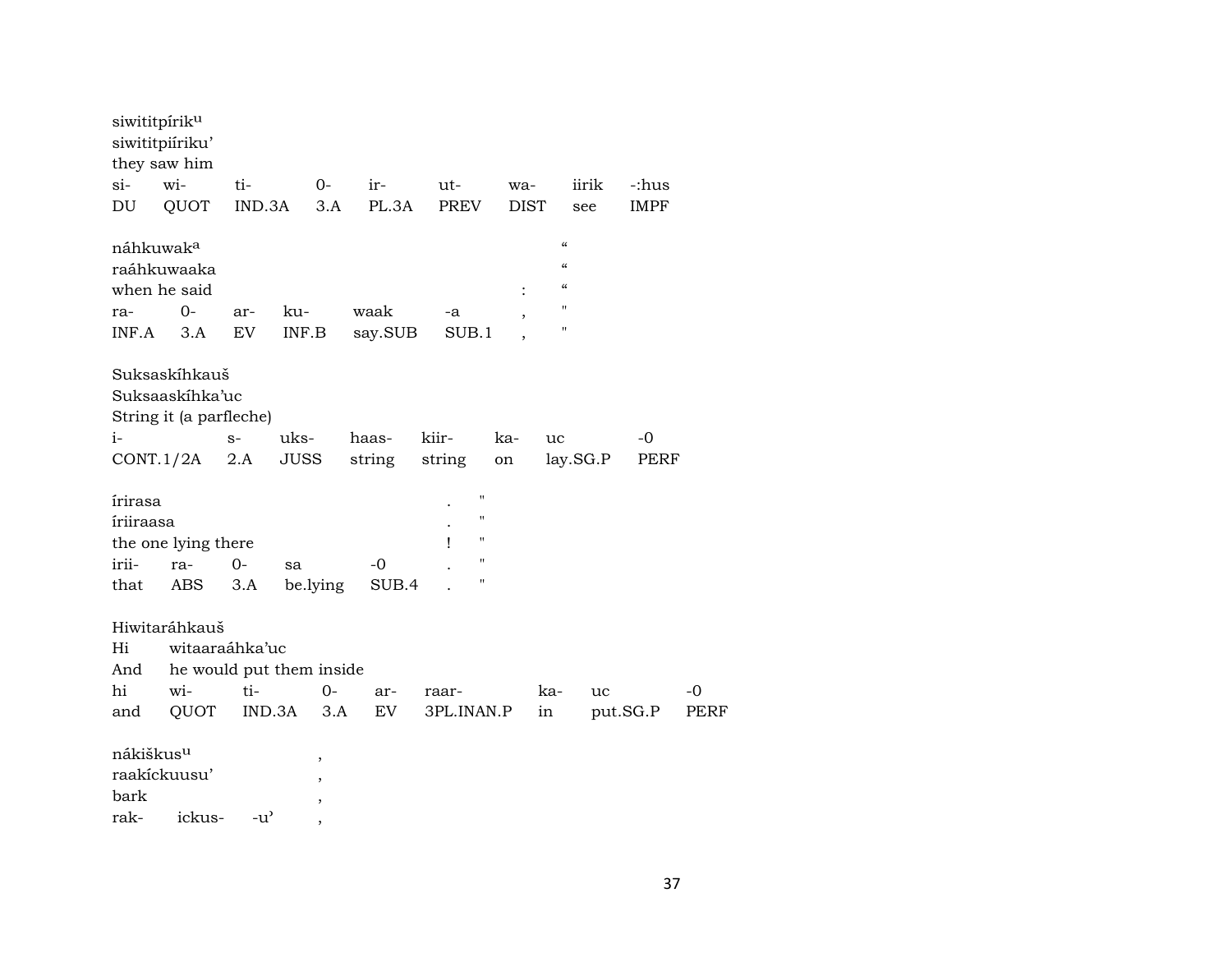siwititpíriku
siwititpiíriku'
they saw him

| si- | wi- | ti- | 0- | ir- | ut- | wa- | iirik | -:hus |
|---|---|---|---|---|---|---|---|---|
| DU | QUOT | IND.3A | 3.A | PL.3A | PREV | DIST | see | IMPF |

náhkuwaka "
raáhkuwaaka "
when he said : "

| ra- | 0- | ar- | ku- | waak | -a | , | " |
|---|---|---|---|---|---|---|---|
| INF.A | 3.A | EV | INF.B | say.SUB | SUB.1 | , | " |

Suksaskíhkauš
Suksaaskíhka'uc
String it (a parfleche)

| i- | s- | uks- | haas- | kiir- | ka- | uc | -0 |
|---|---|---|---|---|---|---|---|
| CONT.1/2A | 2.A | JUSS | string | string | on | lay.SG.P | PERF |

írirasa . "
íriiraasa . "
the one lying there ! "

| irii- | ra- | 0- | sa | -0 | . | " |
|---|---|---|---|---|---|---|
| that | ABS | 3.A | be.lying | SUB.4 | . | " |

Hiwitaráhkauš
Hi witaaraáhka'uc
And he would put them inside

| hi | wi- | ti- | 0- | ar- | raar- | ka- | uc | -0 |
|---|---|---|---|---|---|---|---|---|
| and | QUOT | IND.3A | 3.A | EV | 3PL.INAN.P | in | put.SG.P | PERF |

nákiškusu ,
raakíckuusu' ,
bark ,

| rak- | ickus- | -u' | , |
|---|---|---|---|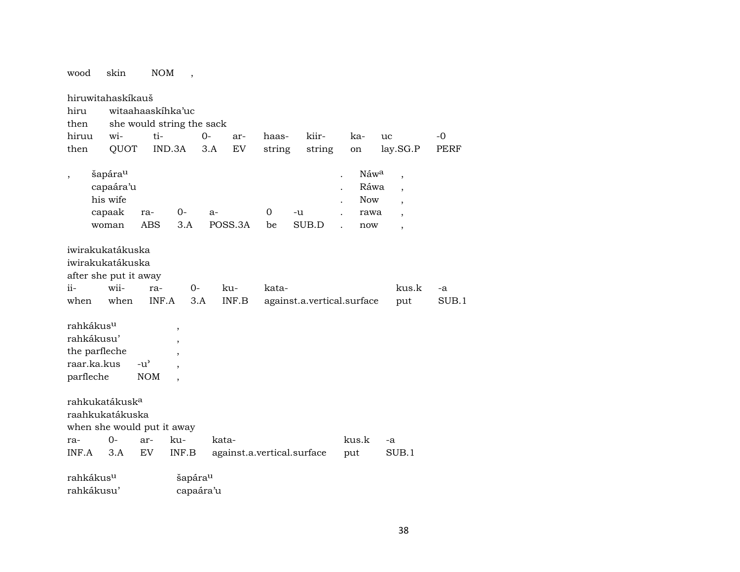| wood | skin | NOM | , |
|---|---|---|---|

hiruwitahaskíkauš

| hiru | witaahaaskíhka'uc | | | | | | | | |
|---|---|---|---|---|---|---|---|---|---|
| then | she would string the sack | | | | | | | | |
| hiruu | wi- | ti- | 0- | ar- | haas- | kiir- | ka- | uc | -0 |
| then | QUOT | IND.3A | 3.A | EV | string | string | on | lay.SG.P | PERF |

| , | šapára$^{u}$ | | | | | | . | Náw$^{a}$ | , |
|---|---|---|---|---|---|---|---|---|---|
| | capaára'u | | | | | | . | Ráwa | , |
| | his wife | | | | | | . | Now | , |
| | capaak | ra- | 0- | a- | 0 | -u | . | rawa | , |
| | woman | ABS | 3.A | POSS.3A | be | SUB.D | . | now | , |

iwirakukatákuska

| iwirakukatákuska | | | | | | | |
|---|---|---|---|---|---|---|---|
| after she put it away | | | | | | | |
| ii- | wii- | ra- | 0- | ku- | kata- | kus.k | -a |
| when | when | INF.A | 3.A | INF.B | against.a.vertical.surface | put | SUB.1 |

| rahkákus$^{u}$ | | , |
|---|---|---|
| rahkákusu' | | , |
| the parfleche | | , |
| raar.ka.kus | -u' | , |
| parfleche | NOM | , |

rahkukatákusk$^{a}$

| raahkukatákuska | | | | | | |
|---|---|---|---|---|---|---|
| when she would put it away | | | | | | |
| ra- | 0- | ar- | ku- | kata- | kus.k | -a |
| INF.A | 3.A | EV | INF.B | against.a.vertical.surface | put | SUB.1 |

| rahkákus$^{u}$ | šapára$^{u}$ |
|---|---|
| rahkákusu' | capaára'u |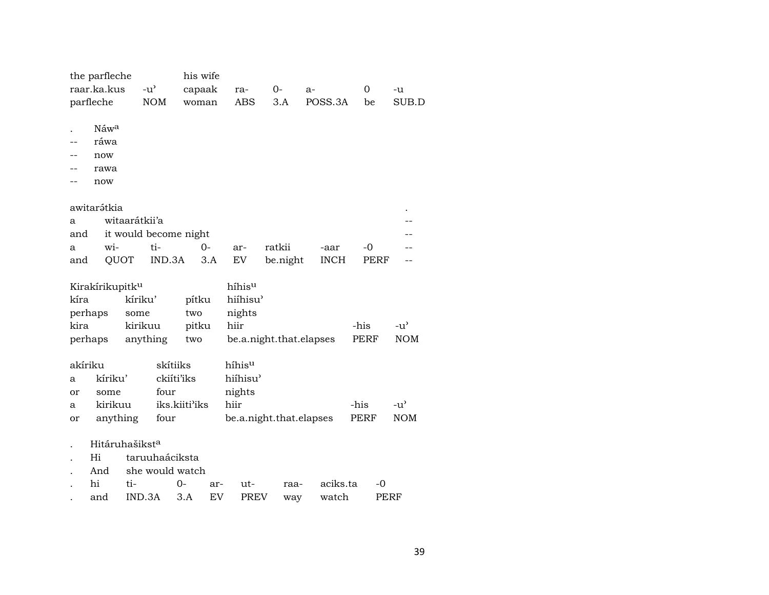| the parfleche | | his wife | | | | | |
|---|---|---|---|---|---|---|---|
| raar.ka.kus | -u' | capaak | ra- | 0- | a- | 0 | -u |
| parfleche | NOM | woman | ABS | 3.A | POSS.3A | be | SUB.D |

| . | Náwa |
|---|---|
| -- | ráwa |
| -- | now |
| -- | rawa |
| -- | now |

| awitarə́tkia | | | | | | | | . |
|---|---|---|---|---|---|---|---|---|
| a | witaarátkii'a | | | | | | | -- |
| and | it would become night | | | | | | | -- |
| a | wi- | ti- | 0- | ar- | ratkii | -aar | -0 | -- |
| and | QUOT | IND.3A | 3.A | EV | be.night | INCH | PERF | -- |

| Kirakírikupitku | | | híhisu | | |
|---|---|---|---|---|---|
| kíra | kíriku' | pítku | hiíhisu' | | |
| perhaps | some | two | nights | | |
| kira | kirikuu | pitku | hiir | -his | -u' |
| perhaps | anything | two | be.a.night.that.elapses | PERF | NOM |

| akíriku | | skítiiks | híhisu | | |
|---|---|---|---|---|---|
| a | kíriku' | ckiíti'iks | hiíhisu' | | |
| or | some | four | nights | | |
| a | kirikuu | iks.kiiti'iks | hiir | -his | -u' |
| or | anything | four | be.a.night.that.elapses | PERF | NOM |

| . | Hitáruhašiksta | | | | | | | |
|---|---|---|---|---|---|---|---|---|
| . | Hi | taruuhaáciksta | | | | | | |
| . | And | she would watch | | | | | | |
| . | hi | ti- | 0- | ar- | ut- | raa- | aciks.ta | -0 |
| . | and | IND.3A | 3.A | EV | PREV | way | watch | PERF |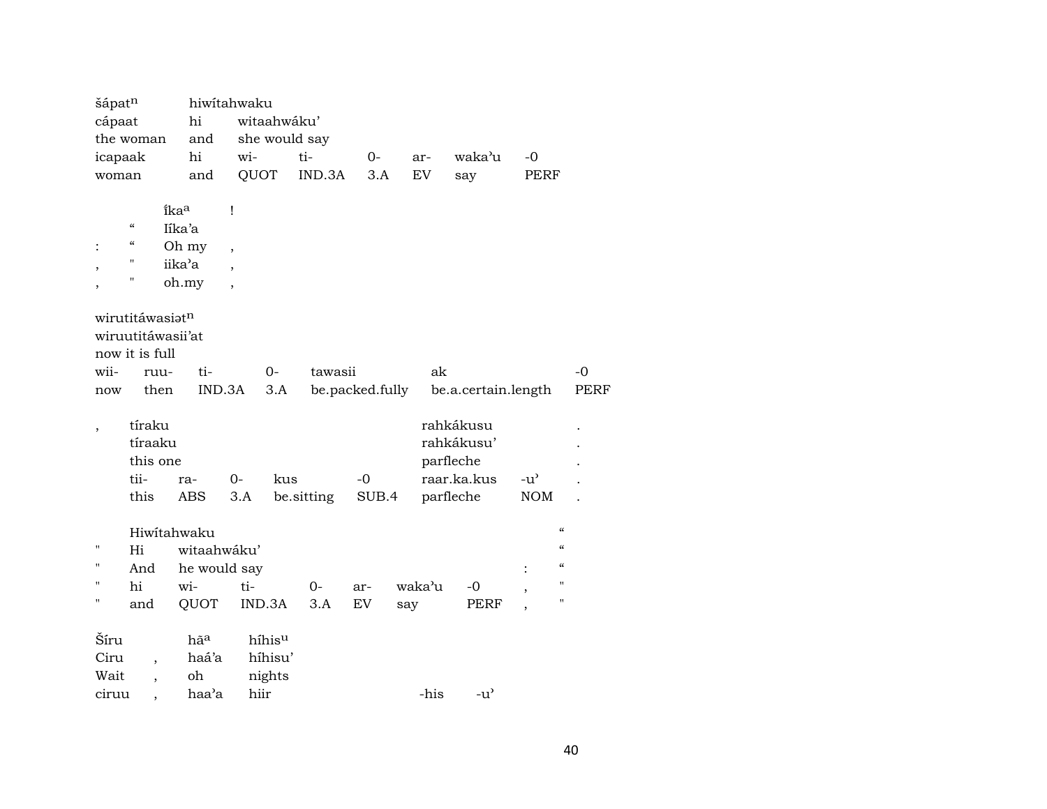| šápatⁿ | hiwítahwaku | | | | | |
|---|---|---|---|---|---|---|
| cápaat | hi | witaahwáku’ | | | | |
| the woman | and | she would say | | | | |
| icapaak | hi | wi- | ti- | 0- | ar- | waka’u | -0 |
| woman | and | QUOT | IND.3A | 3.A | EV | say | PERF |

| | | ĩkaª | ! |
|---|---|---|---|
| | “ | Iíka’a | |
| : | “ | Oh my | , |
| , | " | iika’a | , |
| , | " | oh.my | , |

| wirutitáwasiətⁿ | | | | | | |
|---|---|---|---|---|---|---|
| wiruutitáwasii’at | | | | | | |
| now it is full | | | | | | |
| wii- | ruu- | ti- | 0- | tawasii | ak | -0 |
| now | then | IND.3A | 3.A | be.packed.fully | be.a.certain.length | PERF |

| , | tíraku | | | | | rahkákusu | | . |
|---|---|---|---|---|---|---|---|---|
| | tíraaku | | | | | rahkákusu’ | | . |
| | this one | | | | | parfleche | | . |
| | tii- | ra- | 0- | kus | -0 | raar.ka.kus | -u’ | . |
| | this | ABS | 3.A | be.sitting | SUB.4 | parfleche | NOM | . |

| | Hiwítahwaku | | | | | | | | “ |
|---|---|---|---|---|---|---|---|---|---|
| " | Hi | witaahwáku’ | | | | | | | “ |
| " | And | he would say | | | | | | : | “ |
| " | hi | wi- | ti- | 0- | ar- | waka’u | -0 | , | " |
| " | and | QUOT | IND.3A | 3.A | EV | say | PERF | , | " |

| Šíru | | hãª | híhisᵘ | | |
|---|---|---|---|---|---|
| Ciru | , | haá’a | híhisu’ | | |
| Wait | , | oh | nights | | |
| ciruu | , | haa’a | hiir | -his | -u’ |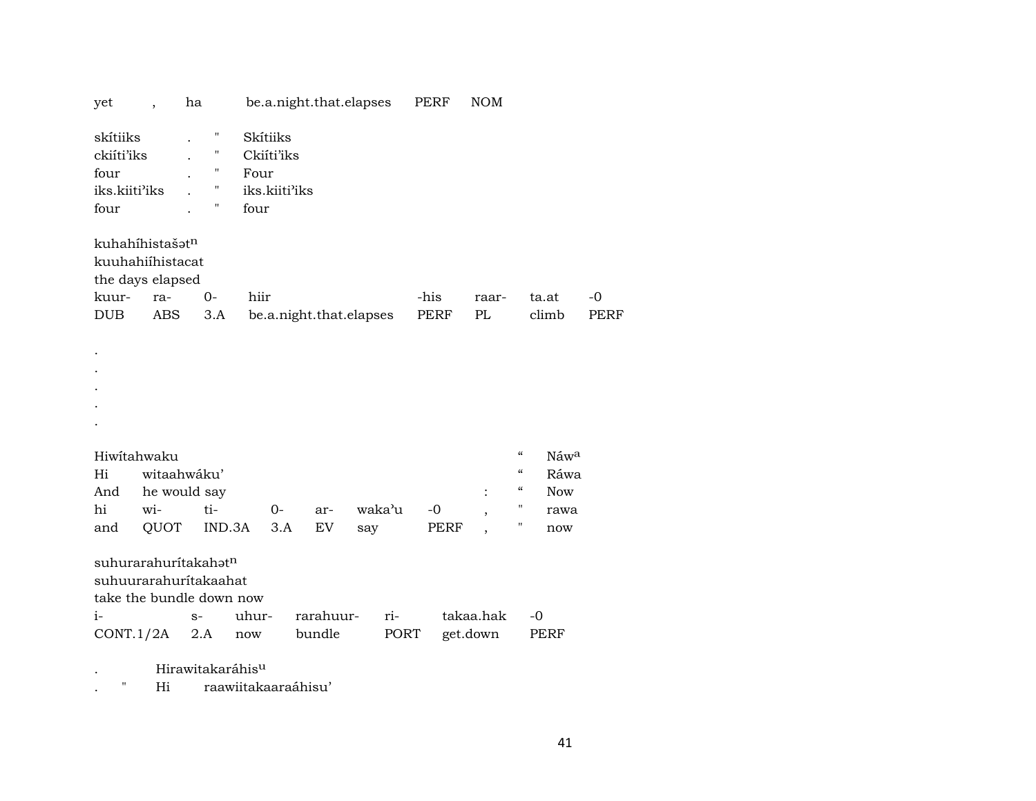| yet | , | ha | be.a.night.that.elapses | PERF | NOM |
|---|---|---|---|---|---|

| skítiiks | . | " | Skítiiks |
|---|---|---|---|
| ckiíti'iks | . | " | Ckiíti'iks |
| four | . | " | Four |
| iks.kiiti'iks | . | " | iks.kiiti'iks |
| four | . | " | four |

kuhahíhistašət$^{n}$
kuuhahiíhistacat
the days elapsed

| kuur- | ra- | 0- | hiir | -his | raar- | ta.at | -0 |
|---|---|---|---|---|---|---|---|
| DUB | ABS | 3.A | be.a.night.that.elapses | PERF | PL | climb | PERF |

.
.
.
.
.

| Hiwítahwaku | | | | | | | | " | Náw$^{a}$ |
|---|---|---|---|---|---|---|---|---|---|
| Hi | witaahwáku' | | | | | | | " | Ráwa |
| And | he would say | | | | | | : | " | Now |
| hi | wi- | ti- | 0- | ar- | waka'u | -0 | , | " | rawa |
| and | QUOT | IND.3A | 3.A | EV | say | PERF | , | " | now |

suhurarahurítakahət$^{n}$
suhuurarahurítakaahat
take the bundle down now

| i- | s- | uhur- | rarahuur- | ri- | takaa.hak | -0 |
|---|---|---|---|---|---|---|
| CONT.1/2A | 2.A | now | bundle | PORT | get.down | PERF |

| . | | Hirawitakaráhis$^{u}$ | |
|---|---|---|---|
| . | " | Hi | raawiitakaaraáhisu' |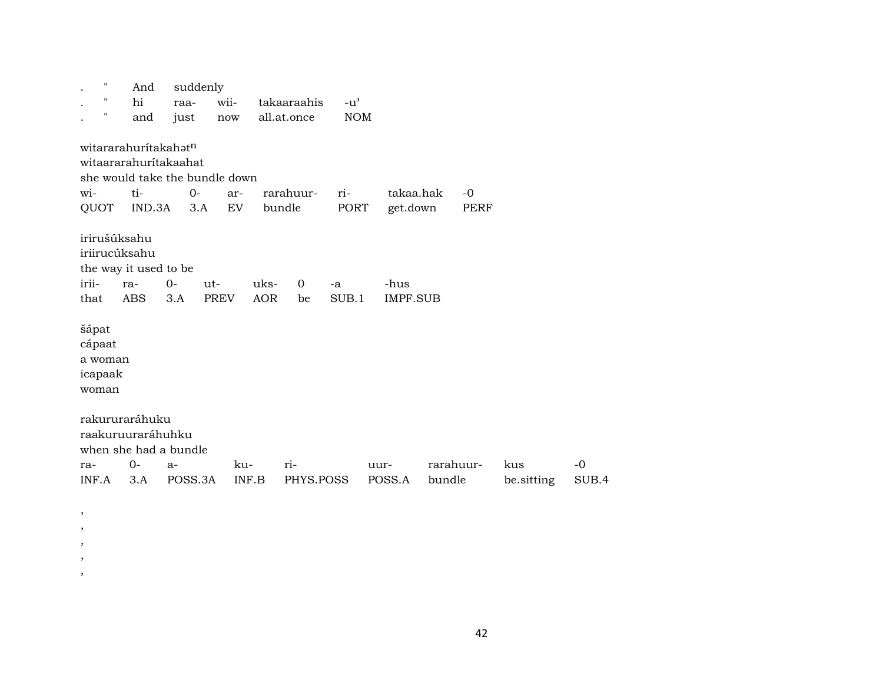| . | " | And | suddenly | | |
|---|---|---|---|---|---|
| . | " | hi | raa- | wii- | takaaraahis -u’ |
| . | " | and | just | now | all.at.once NOM |

witararahurítakahət$^{n}$
witaarararahurítakaahat
she would take the bundle down

| wi- | ti- | 0- | ar- | rarahuur- | ri- | takaa.hak | -0 |
|---|---|---|---|---|---|---|---|
| QUOT | IND.3A | 3.A | EV | bundle | PORT | get.down | PERF |

irirušúksahu
iriirucúksahu
the way it used to be

| irii- | ra- | 0- | ut- | uks- | 0 | -a | -hus |
|---|---|---|---|---|---|---|---|
| that | ABS | 3.A | PREV | AOR | be | SUB.1 | IMPF.SUB |

šápat
cápaat
a woman
icapaak
woman

rakururaráhuku
raakuruuraráhuhku
when she had a bundle

| ra- | 0- | a- | ku- | ri- | uur- | rarahuur- | kus | -0 |
|---|---|---|---|---|---|---|---|---|
| INF.A | 3.A | POSS.3A | INF.B | PHYS.POSS | POSS.A | bundle | be.sitting | SUB.4 |

,
,
,
,
,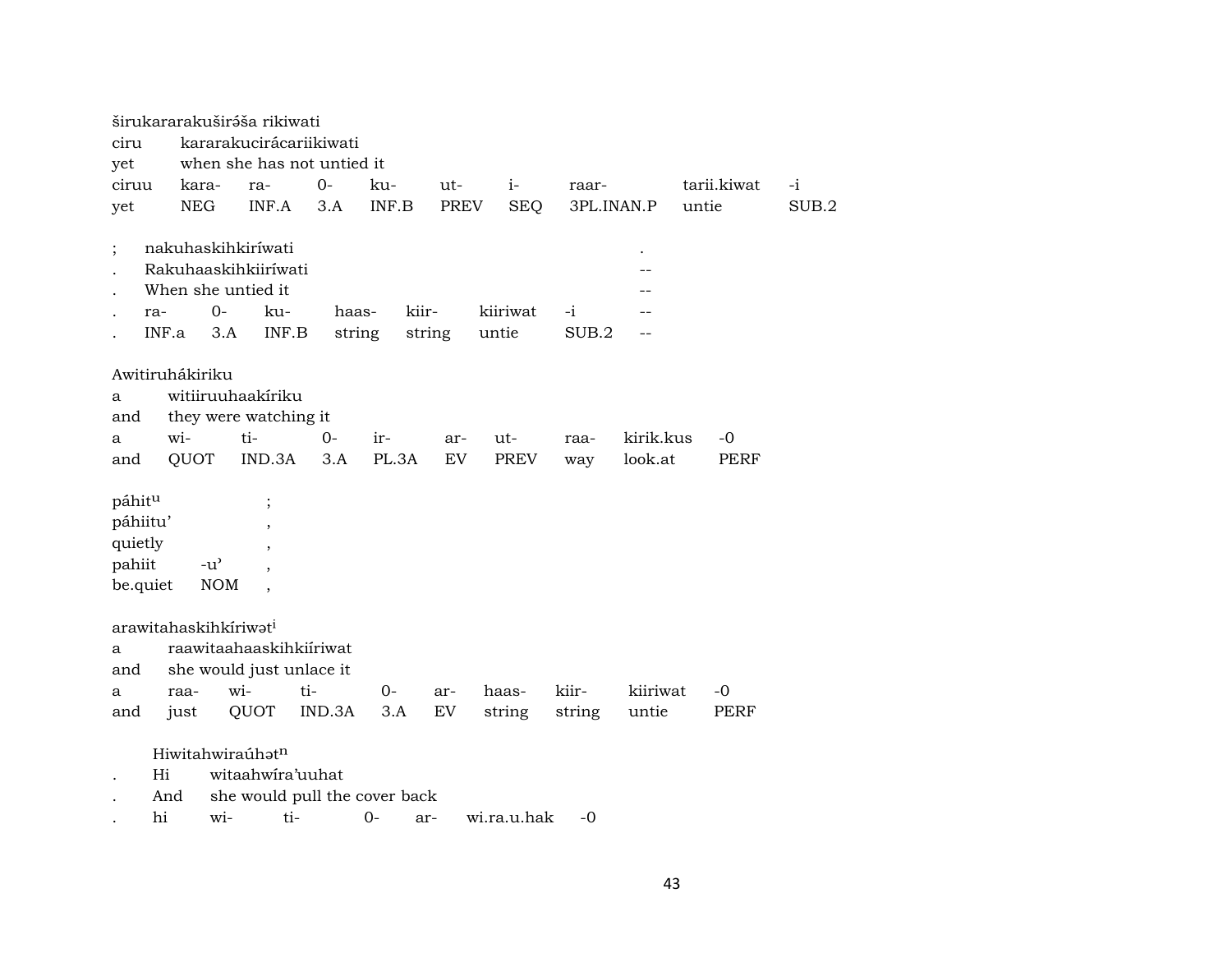širukararakuširə́ša rikiwati

| ciru | kararakucirácariikiwati | | | | | | | | |
|---|---|---|---|---|---|---|---|---|---|
| yet | when she has not untied it | | | | | | | | |
| ciruu | kara- | ra- | 0- | ku- | ut- | i- | raar- | tarii.kiwat | -i |
| yet | NEG | INF.A | 3.A | INF.B | PREV | SEQ | 3PL.INAN.P | untie | SUB.2 |

| ; | nakuhaskihkiríwati | | | | | | | . |
|---|---|---|---|---|---|---|---|---|
| . | Rakuhaaskihkiiríwati | | | | | | | -- |
| . | When she untied it | | | | | | | -- |
| . | ra- | 0- | ku- | haas- | kiir- | kiiriwat | -i | -- |
| . | INF.a | 3.A | INF.B | string | string | untie | SUB.2 | -- |

Awitiruhákiriku

| a | witiiruuhaakíriku | | | | | | | | |
|---|---|---|---|---|---|---|---|---|---|
| and | they were watching it | | | | | | | | |
| a | wi- | ti- | 0- | ir- | ar- | ut- | raa- | kirik.kus | -0 |
| and | QUOT | IND.3A | 3.A | PL.3A | EV | PREV | way | look.at | PERF |

| páhit^u | | ; |
|---|---|---|
| páhiitu' | | , |
| quietly | | , |
| pahiit | -u' | , |
| be.quiet | NOM | , |

arawitahaskihkíriwət^i

| a | raawitaahaaskihkiíriwat | | | | | | | |
|---|---|---|---|---|---|---|---|---|
| and | she would just unlace it | | | | | | | |
| a | raa- | wi- | ti- | 0- | ar- | haas- | kiir- | kiiriwat | -0 |
| and | just | QUOT | IND.3A | 3.A | EV | string | string | untie | PERF |

Hiwitahwiraúhət^n

| . | Hi | witaahwíra'uuhat | | | | |
|---|---|---|---|---|---|---|
| . | And | she would pull the cover back | | | | |
| . | hi | wi- | ti- | 0- | ar- | wi.ra.u.hak | -0 |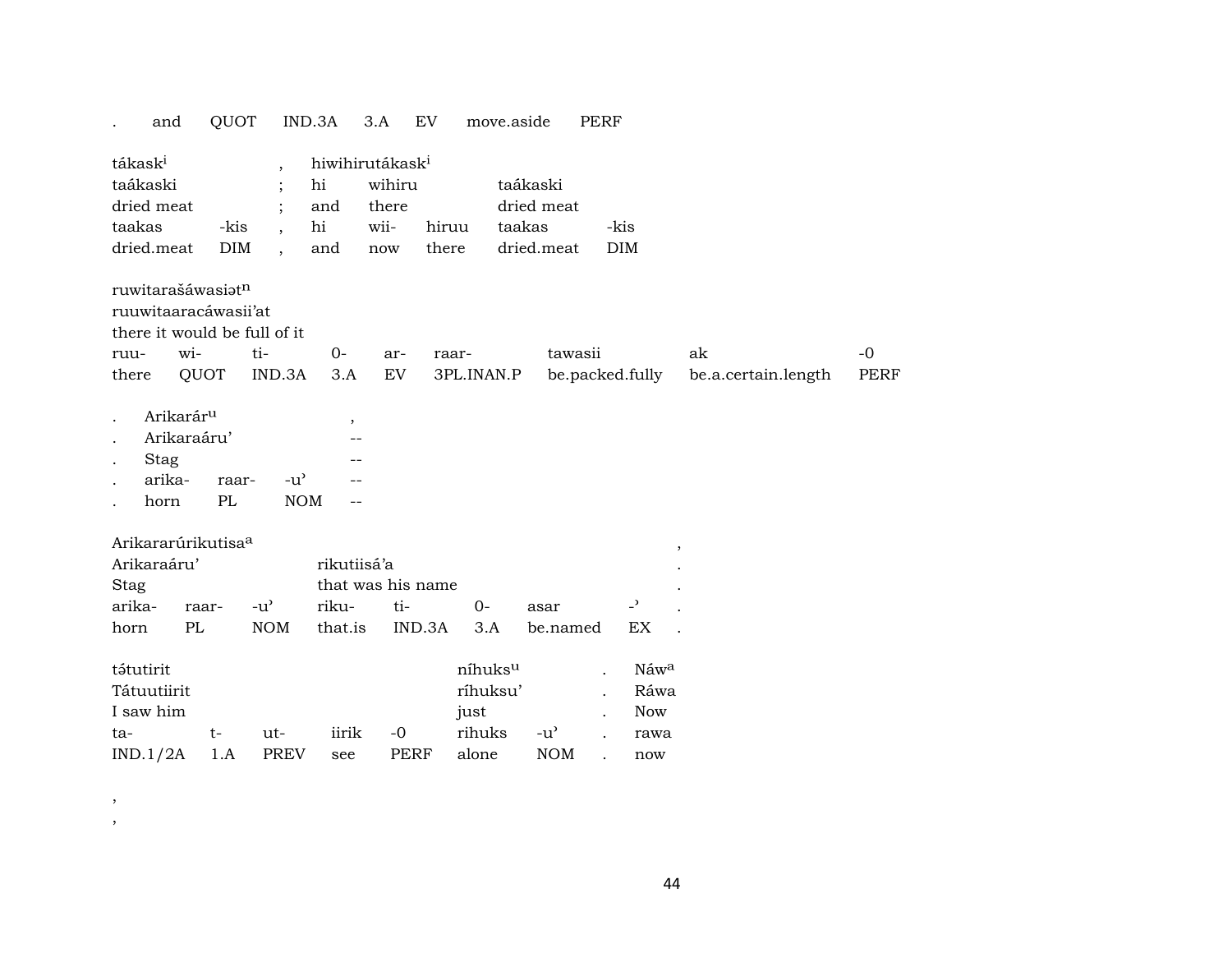| . | and | QUOT | IND.3A | 3.A | EV | move.aside | PERF |
|---|---|---|---|---|---|---|---|

| tákask$^{i}$ | | , | hiwihirutákask$^{i}$ | | | | |
|---|---|---|---|---|---|---|---|
| taákaski | | ; | hi | wihiru | | taákaski | |
| dried meat | | ; | and | there | | dried meat | |
| taakas | -kis | , | hi | wii- | hiruu | taakas | -kis |
| dried.meat | DIM | , | and | now | there | dried.meat | DIM |

ruwitarašáwasiət$^{n}$
ruuwitaaracáwasii'at
there it would be full of it

| ruu- | wi- | ti- | 0- | ar- | raar- | tawasii | ak | -0 |
|---|---|---|---|---|---|---|---|---|
| there | QUOT | IND.3A | 3.A | EV | 3PL.INAN.P | be.packed.fully | be.a.certain.length | PERF |

| . | Arikarár$^{u}$ | | | , |
|---|---|---|---|---|
| . | Arikaraáru' | | | -- |
| . | Stag | | | -- |
| . | arika- | raar- | -u' | -- |
| . | horn | PL | NOM | -- |

| Arikararúrikutisa$^{a}$ | | | | | | | | , |
|---|---|---|---|---|---|---|---|---|
| Arikaraáru' | | | rikutiisá'a | | | | | . |
| Stag | | | that was his name | | | | | . |
| arika- | raar- | -u' | riku- | ti- | 0- | asar | -ˀ | . |
| horn | PL | NOM | that.is | IND.3A | 3.A | be.named | EX | . |

| tətutirit | | | | | níhuks$^{u}$ | | . | Náw$^{a}$ |
|---|---|---|---|---|---|---|---|---|
| Tátuutiirit | | | | | ríhuksu' | | . | Ráwa |
| I saw him | | | | | just | | . | Now |
| ta- | t- | ut- | iirik | -0 | rihuks | -u' | . | rawa |
| IND.1/2A | 1.A | PREV | see | PERF | alone | NOM | . | now |

,
,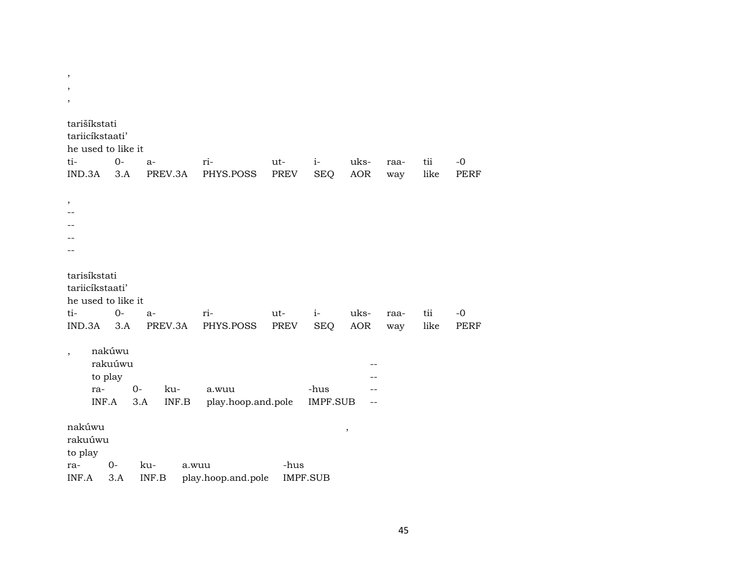,

,

,

tarišíkstati
tariicíkstaati'
he used to like it

| ti- | 0- | a- | ri- | ut- | i- | uks- | raa- | tii | -0 |
|---|---|---|---|---|---|---|---|---|---|
| IND.3A | 3.A | PREV.3A | PHYS.POSS | PREV | SEQ | AOR | way | like | PERF |

,

--

--

--

--

tarisíkstati
tariicíkstaati'
he used to like it

| ti- | 0- | a- | ri- | ut- | i- | uks- | raa- | tii | -0 |
|---|---|---|---|---|---|---|---|---|---|
| IND.3A | 3.A | PREV.3A | PHYS.POSS | PREV | SEQ | AOR | way | like | PERF |

, nakúwu
rakuúwu --
to play --

| ra- | 0- | ku- | a.wuu | -hus | -- |
|---|---|---|---|---|---|
| INF.A | 3.A | INF.B | play.hoop.and.pole | IMPF.SUB | -- |

nakúwu ,
rakuúwu
to play

| ra- | 0- | ku- | a.wuu | -hus |
|---|---|---|---|---|
| INF.A | 3.A | INF.B | play.hoop.and.pole | IMPF.SUB |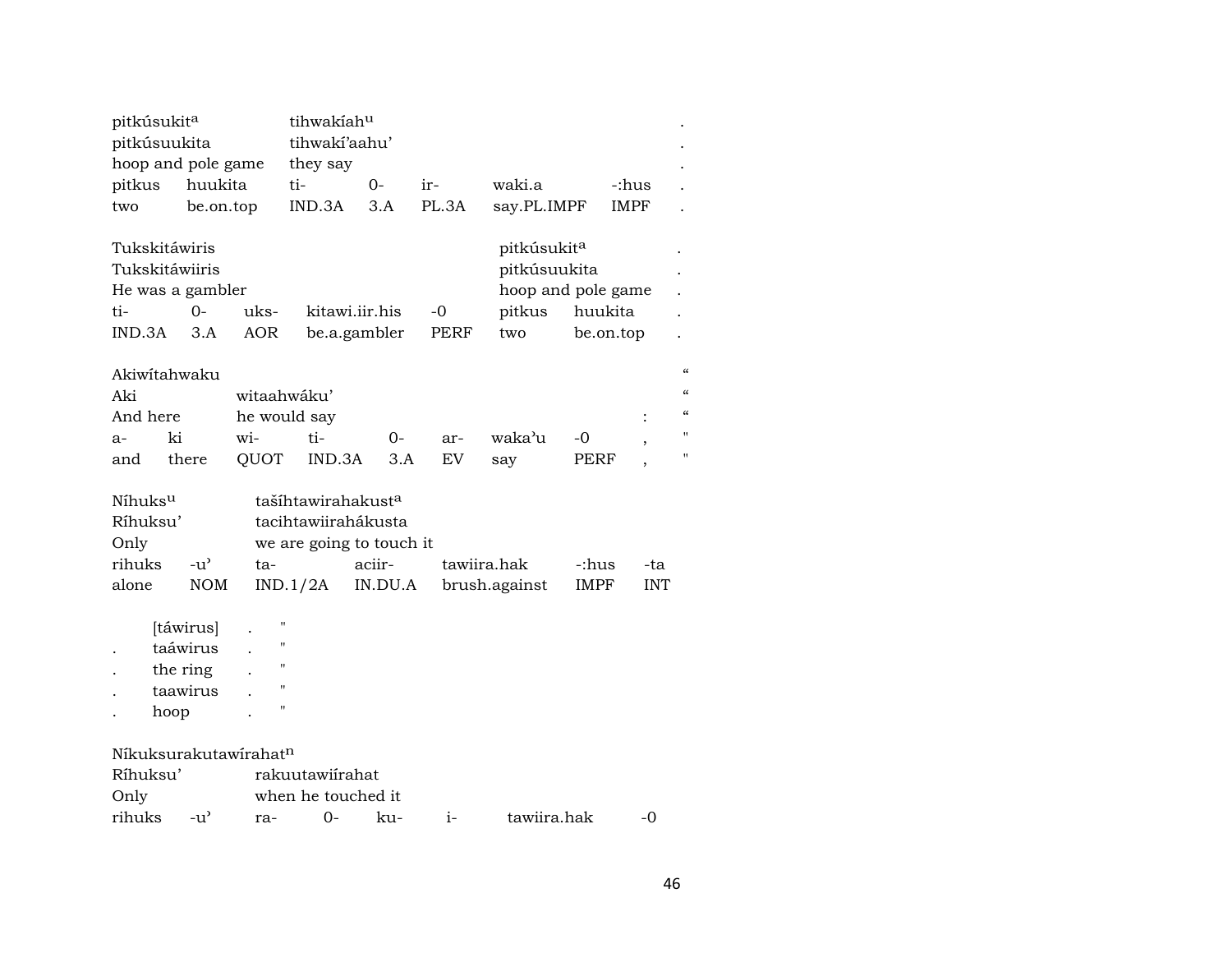| pitkúsukit[a] | | tihwakíah[u] | | | | | . |
|---|---|---|---|---|---|---|---|
| pitkúsuukita | | tihwakí'aahu' | | | | | . |
| hoop and pole game | | they say | | | | | . |
| pitkus | huukita | ti- | 0- | ir- | waki.a | -:hus | . |
| two | be.on.top | IND.3A | 3.A | PL.3A | say.PL.IMPF | IMPF | . |

| Tukskitáwiris | | | | | pitkúsukit[a] | | . |
|---|---|---|---|---|---|---|---|
| Tukskitáwiiris | | | | | pitkúsuukita | | . |
| He was a gambler | | | | | hoop and pole game | | . |
| ti- | 0- | uks- | kitawi.iir.his | -0 | pitkus | huukita | . |
| IND.3A | 3.A | AOR | be.a.gambler | PERF | two | be.on.top | . |

| Akiwítahwaku | | | | | | | | | “ |
|---|---|---|---|---|---|---|---|---|---|
| Aki | | witaahwáku' | | | | | | | “ |
| And here | | he would say | | | | | | : | “ |
| a- | ki | wi- | ti- | 0- | ar- | waka'u | -0 | , | " |
| and | there | QUOT | IND.3A | 3.A | EV | say | PERF | , | " |

| Níhuks[u] | | tašíhtawirahakust[a] | | | | |
|---|---|---|---|---|---|---|
| Ríhuksu' | | tacihtawiirahákusta | | | | |
| Only | | we are going to touch it | | | | |
| rihuks | -u' | ta- | aciir- | tawiira.hak | -:hus | -ta |
| alone | NOM | IND.1/2A | IN.DU.A | brush.against | IMPF | INT |

| | | | |
|---|---|---|---|
| | [táwirus] | . | " |
| . | taáwirus | . | " |
| . | the ring | . | " |
| . | taawirus | . | " |
| . | hoop | . | " |

| Níkuksurakutawírahat[n] | | | | | | |
|---|---|---|---|---|---|---|
| Ríhuksu' | | rakuutawiírahat | | | | |
| Only | | when he touched it | | | | |
| rihuks | -u' | ra- | 0- | ku- | i- | tawiira.hak | -0 |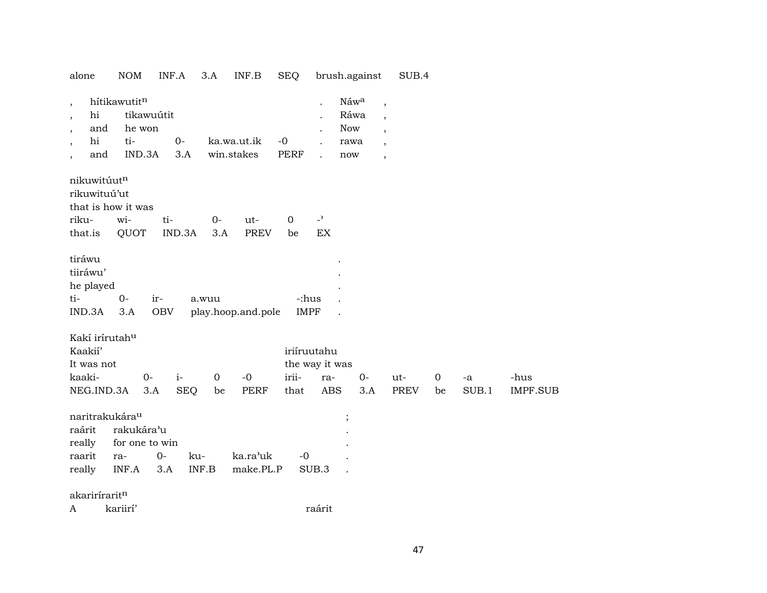alone NOM INF.A 3.A INF.B SEQ brush.against SUB.4

| , | hítikawutit$^{n}$ | | | | | . | Náw$^{a}$ | , |
|---|---|---|---|---|---|---|---|---|
| , | hi | tikawuútit | | | | . | Ráwa | , |
| , | and | he won | | | | . | Now | , |
| , | hi | ti- | 0- | ka.wa.ut.ik | -0 | . | rawa | , |
| , | and | IND.3A | 3.A | win.stakes | PERF | . | now | , |

nikuwitúut$^{n}$
rikuwituú'ut
that is how it was

| riku- | wi- | ti- | 0- | ut- | 0 | -ʾ |
|---|---|---|---|---|---|---|
| that.is | QUOT | IND.3A | 3.A | PREV | be | EX |

tiráwu .
tiiráwu' .
he played .

| ti- | 0- | ir- | a.wuu | -:hus | . |
|---|---|---|---|---|---|
| IND.3A | 3.A | OBV | play.hoop.and.pole | IMPF | . |

| Kakí irírutah$^{u}$ | | | | | | | | | | | |
|---|---|---|---|---|---|---|---|---|---|---|---|
| Kaakií' | | | | | iriíruutahu | | | | | | |
| It was not | | | | | the way it was | | | | | | |
| kaaki- | 0- | i- | 0 | -0 | irii- | ra- | 0- | ut- | 0 | -a | -hus |
| NEG.IND.3A | 3.A | SEQ | be | PERF | that | ABS | 3.A | PREV | be | SUB.1 | IMPF.SUB |

| naritrakukára$^{u}$ | | | | | | ; |
|---|---|---|---|---|---|---|
| raárit | rakukára'u | | | | | . |
| really | for one to win | | | | | . |
| raarit | ra- | 0- | ku- | ka.ra'uk | -0 | . |
| really | INF.A | 3.A | INF.B | make.PL.P | SUB.3 | . |

akarirírarit$^{n}$
A kariirí' raárit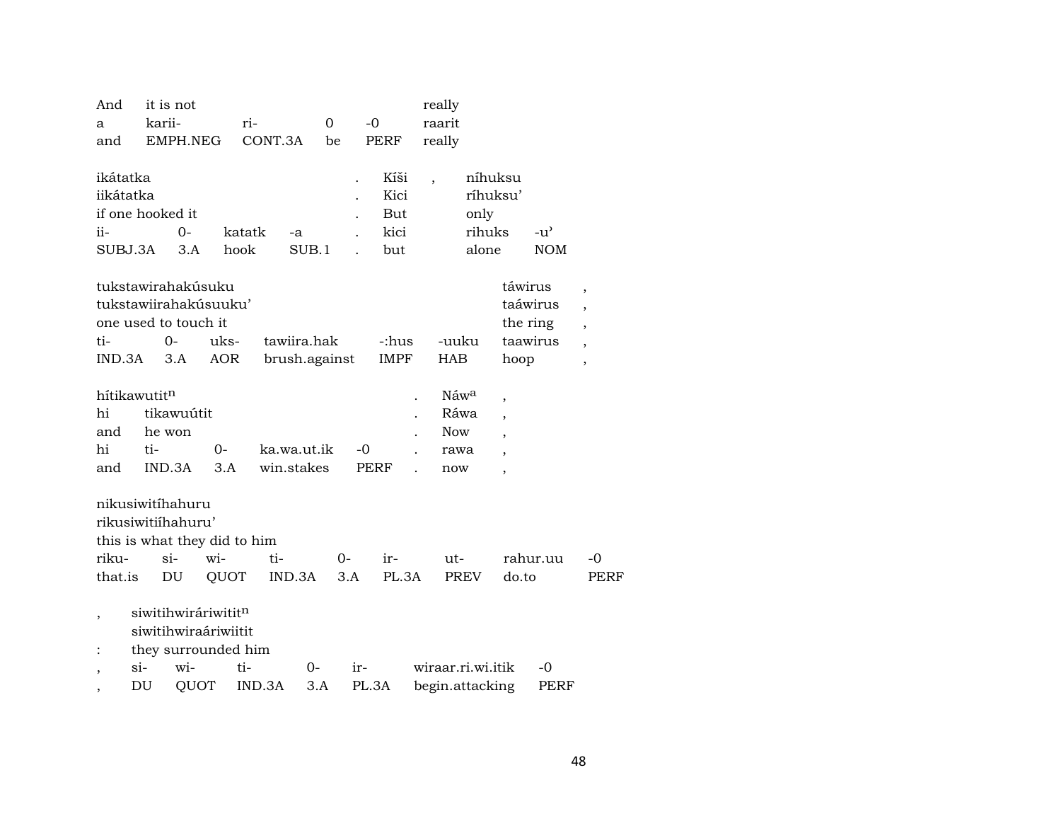| And | it is not | | | | really |
|---|---|---|---|---|---|
| a | karii- | ri- | 0 | -0 | raarit |
| and | EMPH.NEG | CONT.3A | be | PERF | really |

| ikátatka | | | | . | Kíši | , | níhuksu | |
|---|---|---|---|---|---|---|---|---|
| iikátatka | | | | . | Kici | | ríhuksu’ | |
| if one hooked it | | | | . | But | | only | |
| ii- | 0- | katatk | -a | . | kici | | rihuks | -u’ |
| SUBJ.3A | 3.A | hook | SUB.1 | . | but | | alone | NOM |

| tukstawirahakúsuku | | | | | | táwirus | , |
|---|---|---|---|---|---|---|---|
| tukstawiirahakúsuuku’ | | | | | | taáwirus | , |
| one used to touch it | | | | | | the ring | , |
| ti- | 0- | uks- | tawiira.hak | -:hus | -uuku | taawirus | , |
| IND.3A | 3.A | AOR | brush.against | IMPF | HAB | hoop | , |

| hítikawutit$^{n}$ | | | | | . | Náw$^{a}$ | , |
|---|---|---|---|---|---|---|---|
| hi | tikawuútit | | | | . | Ráwa | , |
| and | he won | | | | . | Now | , |
| hi | ti- | 0- | ka.wa.ut.ik | -0 | . | rawa | , |
| and | IND.3A | 3.A | win.stakes | PERF | . | now | , |

| nikusiwitíhahuru | | | | | | | | |
|---|---|---|---|---|---|---|---|---|
| rikusiwitiíhahuru’ | | | | | | | | |
| this is what they did to him | | | | | | | | |
| riku- | si- | wi- | ti- | 0- | ir- | ut- | rahur.uu | -0 |
| that.is | DU | QUOT | IND.3A | 3.A | PL.3A | PREV | do.to | PERF |

| , | siwitihwiráriwitit$^{n}$ | | | | | |
|---|---|---|---|---|---|---|
| | siwitihwiraáriwiitit | | | | | |
| : | they surrounded him | | | | | |
| , | si- | wi- | ti- | 0- | ir- | wiraar.ri.wi.itik | -0 |
| , | DU | QUOT | IND.3A | 3.A | PL.3A | begin.attacking | PERF |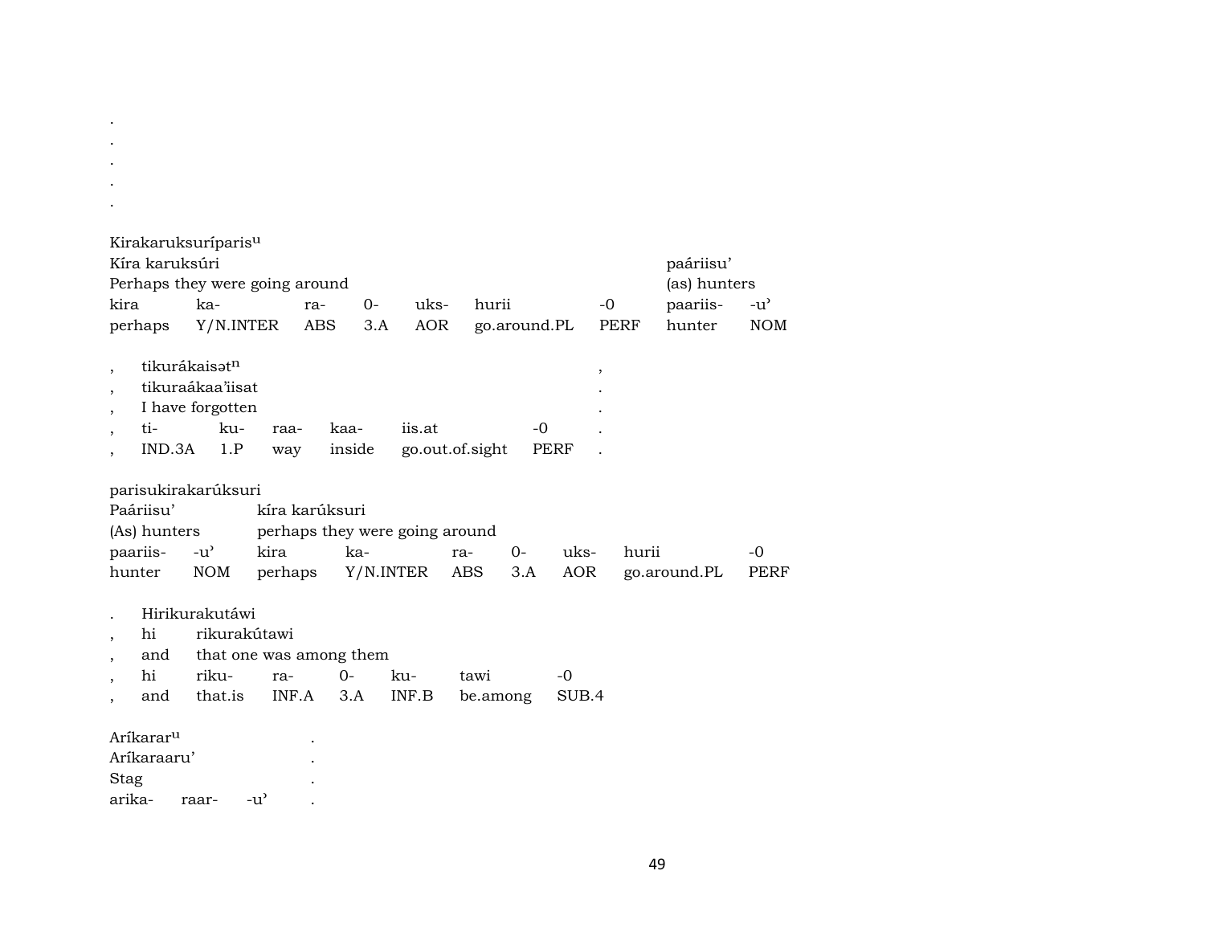.
.
.
.
.

Kirakaruksuríparis^u

| Kíra karuksúri | | | | | | | paáriisu' | |
|---|---|---|---|---|---|---|---|---|
| Perhaps they were going around | | | | | | | (as) hunters | |
| kira | ka- | ra- | 0- | uks- | hurii | -0 | paariis- | -u' |
| perhaps | Y/N.INTER | ABS | 3.A | AOR | go.around.PL | PERF | hunter | NOM |

| , | tikurákaisət^n | | | | | | , |
|---|---|---|---|---|---|---|---|
| , | tikuraákaa'iisat | | | | | | . |
| , | I have forgotten | | | | | | . |
| , | ti- | ku- | raa- | kaa- | iis.at | -0 | . |
| , | IND.3A | 1.P | way | inside | go.out.of.sight | PERF | . |

parisukirakarúksuri

| Paáriisu' | | kíra karúksuri | | | | | | |
|---|---|---|---|---|---|---|---|---|
| (As) hunters | | perhaps they were going around | | | | | | |
| paariis- | -u' | kira | ka- | ra- | 0- | uks- | hurii | -0 |
| hunter | NOM | perhaps | Y/N.INTER | ABS | 3.A | AOR | go.around.PL | PERF |

| . | Hirikurakutáwi | | | | | | |
|---|---|---|---|---|---|---|---|
| , | hi | rikurakútawi | | | | | |
| , | and | that one was among them | | | | | |
| , | hi | riku- | ra- | 0- | ku- | tawi | -0 |
| , | and | that.is | INF.A | 3.A | INF.B | be.among | SUB.4 |

| Aríkarar^u | | | . |
|---|---|---|---|
| Aríkaraaru' | | | . |
| Stag | | | . |
| arika- | raar- | -u' | . |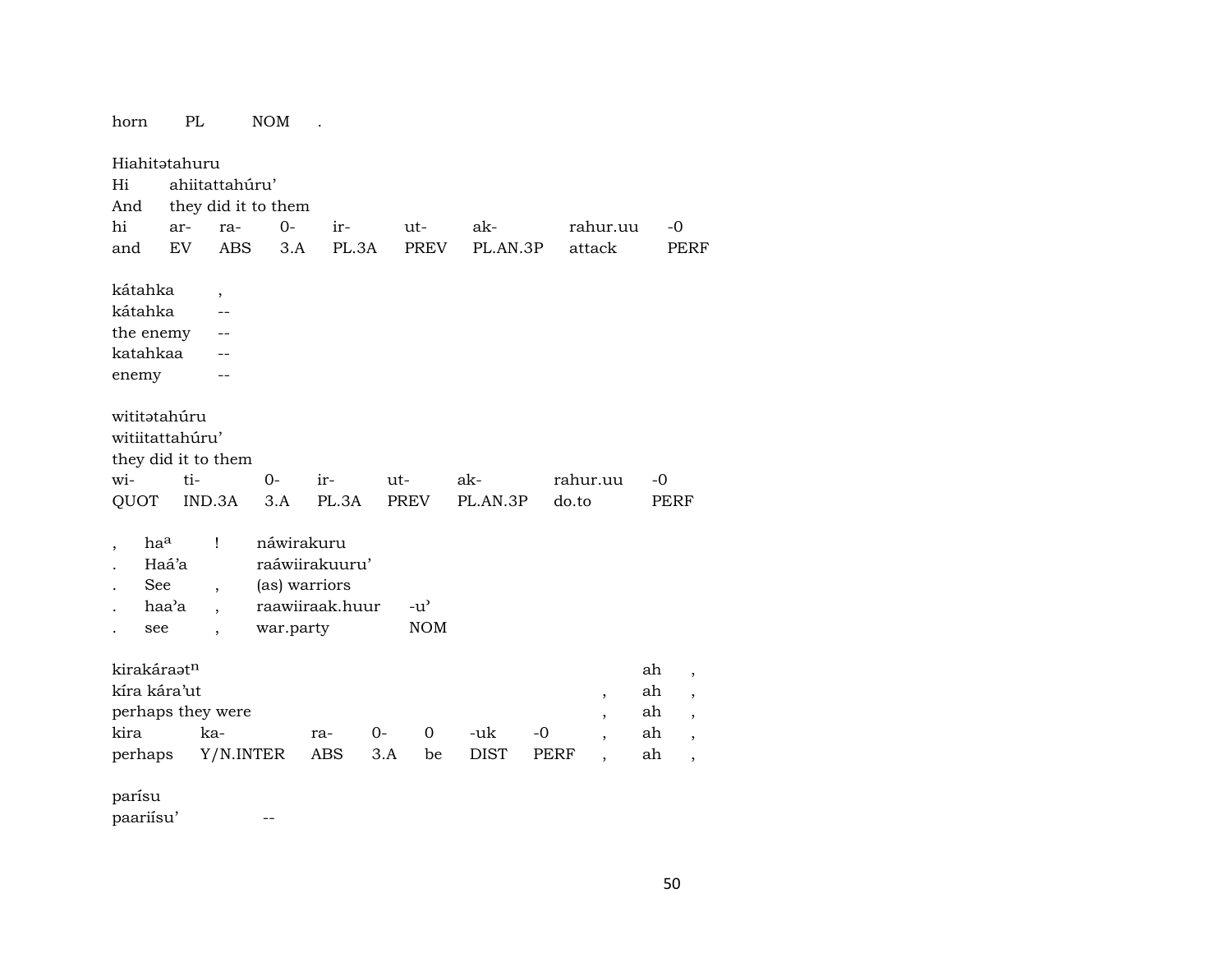| horn | PL | NOM | . |
|---|---|---|---|

Hiahitətahuru

| Hi | ahiitattahúru’ | | | | | | |
|---|---|---|---|---|---|---|---|
| And | they did it to them | | | | | | |
| hi | ar- | ra- | 0- | ir- | ut- | ak- | rahur.uu | -0 |
| and | EV | ABS | 3.A | PL.3A | PREV | PL.AN.3P | attack | PERF |

| kátahka | , |
|---|---|
| kátahka | -- |
| the enemy | -- |
| katahkaa | -- |
| enemy | -- |

wititətahúru

witiitattahúru’

they did it to them

| wi- | ti- | 0- | ir- | ut- | ak- | rahur.uu | -0 |
|---|---|---|---|---|---|---|---|
| QUOT | IND.3A | 3.A | PL.3A | PREV | PL.AN.3P | do.to | PERF |

| , | ha[a] | ! | náwirakuru | |
|---|---|---|---|---|
| . | Haá’a | | raáwiirakuuru’ | |
| . | See | , | (as) warriors | |
| . | haa’a | , | raawiiraak.huur | -u’ |
| . | see | , | war.party | NOM |

kirakáraət[n]

| kíra kára’ut | | | | | | | , | ah | , |
|---|---|---|---|---|---|---|---|---|---|
| perhaps they were | | | | | | | , | ah | , |
| kira | ka- | ra- | 0- | 0 | -uk | -0 | , | ah | , |
| perhaps | Y/N.INTER | ABS | 3.A | be | DIST | PERF | , | ah | , |

parísu

paariísu’ --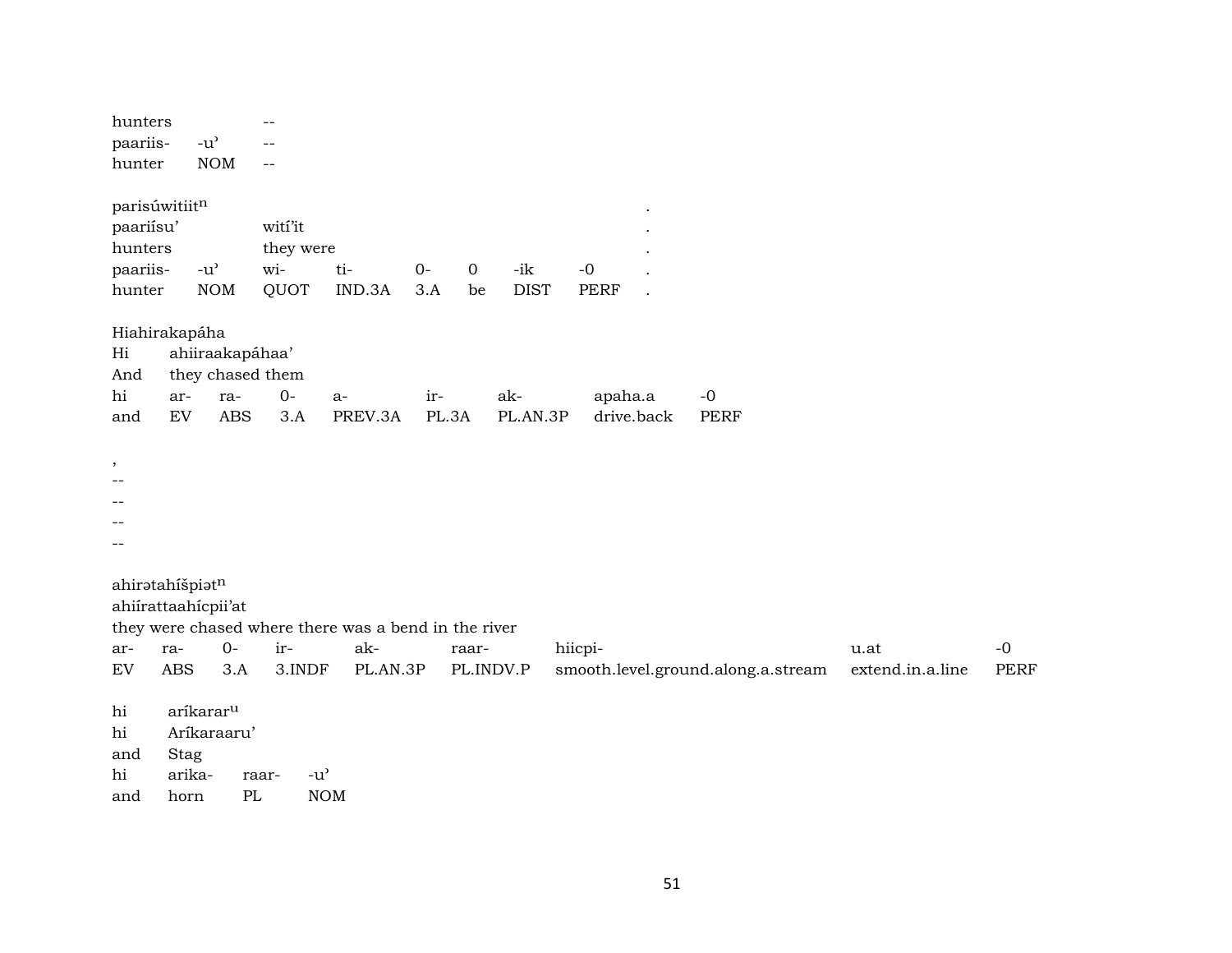| hunters | | -- |
|---|---|---|
| paariis- | -u’ | -- |
| hunter | NOM | -- |

| parisúwitiit$^{n}$ | | | | | | | | . |
|---|---|---|---|---|---|---|---|---|
| paariísu’ | | witi’it | | | | | | . |
| hunters | | they were | | | | | | . |
| paariis- | -u’ | wi- | ti- | 0- | 0 | -ik | -0 | . |
| hunter | NOM | QUOT | IND.3A | 3.A | be | DIST | PERF | . |

| Hiahirakapáha | | | | | | | | |
|---|---|---|---|---|---|---|---|---|
| Hi | ahiiraakapáhaa’ | | | | | | | |
| And | they chased them | | | | | | | |
| hi | ar- | ra- | 0- | a- | ir- | ak- | apaha.a | -0 |
| and | EV | ABS | 3.A | PREV.3A | PL.3A | PL.AN.3P | drive.back | PERF |

| , |
|---|
| -- |
| -- |
| -- |
| -- |

| ahirətahíšpiət$^{n}$ | | | | | | | | |
|---|---|---|---|---|---|---|---|---|
| ahiírattaahícpii’at | | | | | | | | |
| they were chased where there was a bend in the river | | | | | | | | |
| ar- | ra- | 0- | ir- | ak- | raar- | hiicpi- | u.at | -0 |
| EV | ABS | 3.A | 3.INDF | PL.AN.3P | PL.INDV.P | smooth.level.ground.along.a.stream | extend.in.a.line | PERF |

| hi | aríkarar$^{u}$ | | |
|---|---|---|---|
| hi | Aríkaraaru’ | | |
| and | Stag | | |
| hi | arika- | raar- | -u’ |
| and | horn | PL | NOM |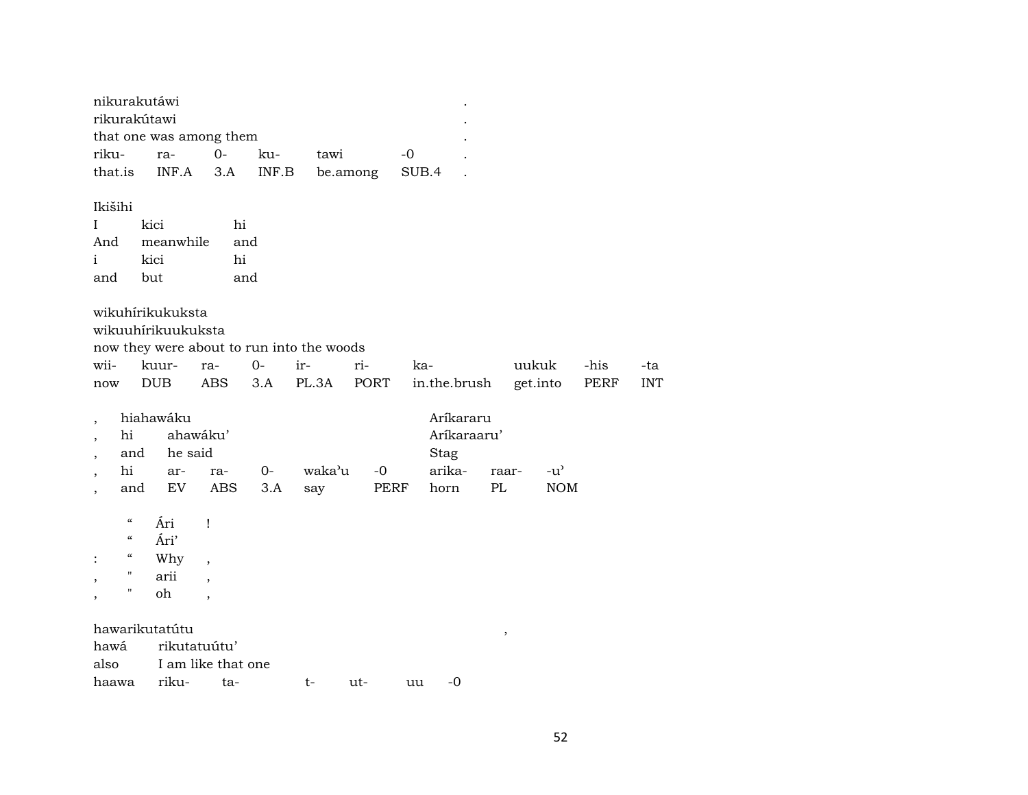nikurakutáwi .
rikurakútawi .
that one was among them .

| riku- | ra- | 0- | ku- | tawi | -0 | . |
|---|---|---|---|---|---|---|
| that.is | INF.A | 3.A | INF.B | be.among | SUB.4 | . |

Ikišihi

| I | kici | hi |
|---|---|---|
| And | meanwhile | and |
| i | kici | hi |
| and | but | and |

wikuhírikukuksta
wikuuhírikuukuksta
now they were about to run into the woods

| wii- | kuur- | ra- | 0- | ir- | ri- | ka- | uukuk | -his | -ta |
|---|---|---|---|---|---|---|---|---|---|
| now | DUB | ABS | 3.A | PL.3A | PORT | in.the.brush | get.into | PERF | INT |

| , | hiahawáku | | | | | Aríkararu | | |
|---|---|---|---|---|---|---|---|---|
| , | hi | ahawáku’ | | | | Aríkaraaru’ | | |
| , | and | he said | | | | Stag | | |
| , | hi | ar- | ra- | 0- | waka’u | -0 | arika- | raar- | -u’ |
| , | and | EV | ABS | 3.A | say | PERF | horn | PL | NOM |

| | “ | Ári | ! |
|---|---|---|---|
| | “ | Ári’ | |
| : | “ | Why | , |
| , | " | arii | , |
| , | " | oh | , |

hawarikutatútu ,
hawá rikutatuútu’
also I am like that one

| haawa | riku- | ta- | t- | ut- | uu | -0 |
|---|---|---|---|---|---|---|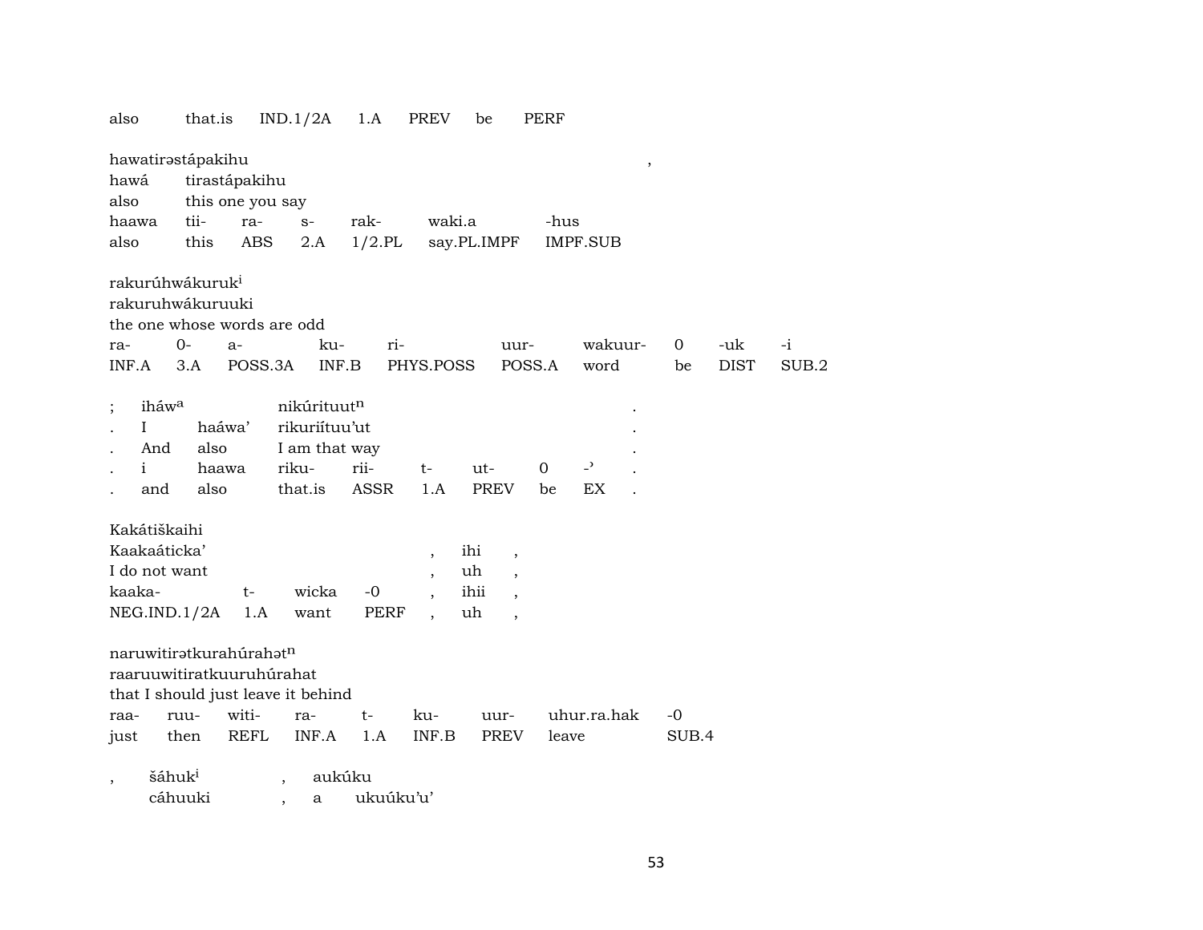| also | that.is | IND.1/2A | 1.A | PREV | be | PERF |
|---|---|---|---|---|---|---|

hawatirəstápakihu ,
hawá tirastápakihu
also this one you say

| haawa | tii- | ra- | s- | rak- | waki.a | -hus |
|---|---|---|---|---|---|---|
| also | this | ABS | 2.A | 1/2.PL | say.PL.IMPF | IMPF.SUB |

rakurúhwákuruk[i]
rakuruhwákuruuki
the one whose words are odd

| ra- | 0- | a- | ku- | ri- | uur- | wakuur- | 0 | -uk | -i |
|---|---|---|---|---|---|---|---|---|---|
| INF.A | 3.A | POSS.3A | INF.B | PHYS.POSS | POSS.A | word | be | DIST | SUB.2 |

; iháw[a] nikúrituut[n] .
. I haáwa' rikuriítuu'ut .
. And also I am that way .

| . | i | haawa | riku- | rii- | t- | ut- | 0 | -' | . |
|---|---|---|---|---|---|---|---|---|---|
| . | and | also | that.is | ASSR | 1.A | PREV | be | EX | . |

Kakátiškaihi
Kaakaáticka' , ihi ,
I do not want , uh ,

| kaaka- | t- | wicka | -0 | , | ihii | , |
|---|---|---|---|---|---|---|
| NEG.IND.1/2A | 1.A | want | PERF | , | uh | , |

naruwitirətkurahúrahət[n]
raaruuwitiratkuuruhúrahat
that I should just leave it behind

| raa- | ruu- | witi- | ra- | t- | ku- | uur- | uhur.ra.hak | -0 |
|---|---|---|---|---|---|---|---|---|
| just | then | REFL | INF.A | 1.A | INF.B | PREV | leave | SUB.4 |

, šáhuk[i] , aukúku
cáhuuki , a ukuúku'u'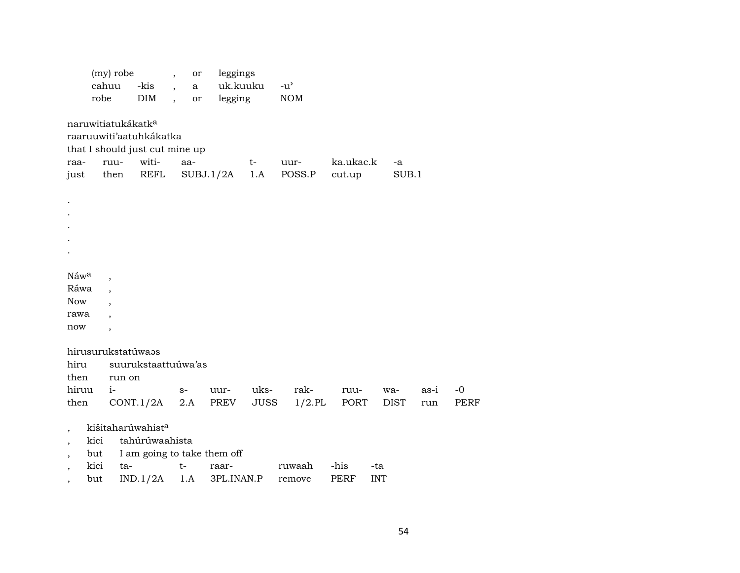| (my) robe | | , | or | leggings | |
|---|---|---|---|---|---|
| cahuu | -kis | , | a | uk.kuuku | -u’ |
| robe | DIM | , | or | legging | NOM |

naruwitiatukákatk[a]
raaruuwiti’aatuhkákatka
that I should just cut mine up

| raa- | ruu- | witi- | aa- | t- | uur- | ka.ukac.k | -a |
|---|---|---|---|---|---|---|---|
| just | then | REFL | SUBJ.1/2A | 1.A | POSS.P | cut.up | SUB.1 |

.
.
.
.
.

| Náw[a] | , |
|---|---|
| Ráwa | , |
| Now | , |
| rawa | , |
| now | , |

hirusurukstatúwaəs
hiru suurukstaattuúwa’as
then run on

| hiruu | i- | s- | uur- | uks- | rak- | ruu- | wa- | as-i | -0 |
|---|---|---|---|---|---|---|---|---|---|
| then | CONT.1/2A | 2.A | PREV | JUSS | 1/2.PL | PORT | DIST | run | PERF |

, kišitaharúwahist[a]
, kici tahúrúwaahista
, but I am going to take them off

| , | kici | ta- | t- | raar- | ruwaah | -his | -ta |
|---|---|---|---|---|---|---|---|
| , | but | IND.1/2A | 1.A | 3PL.INAN.P | remove | PERF | INT |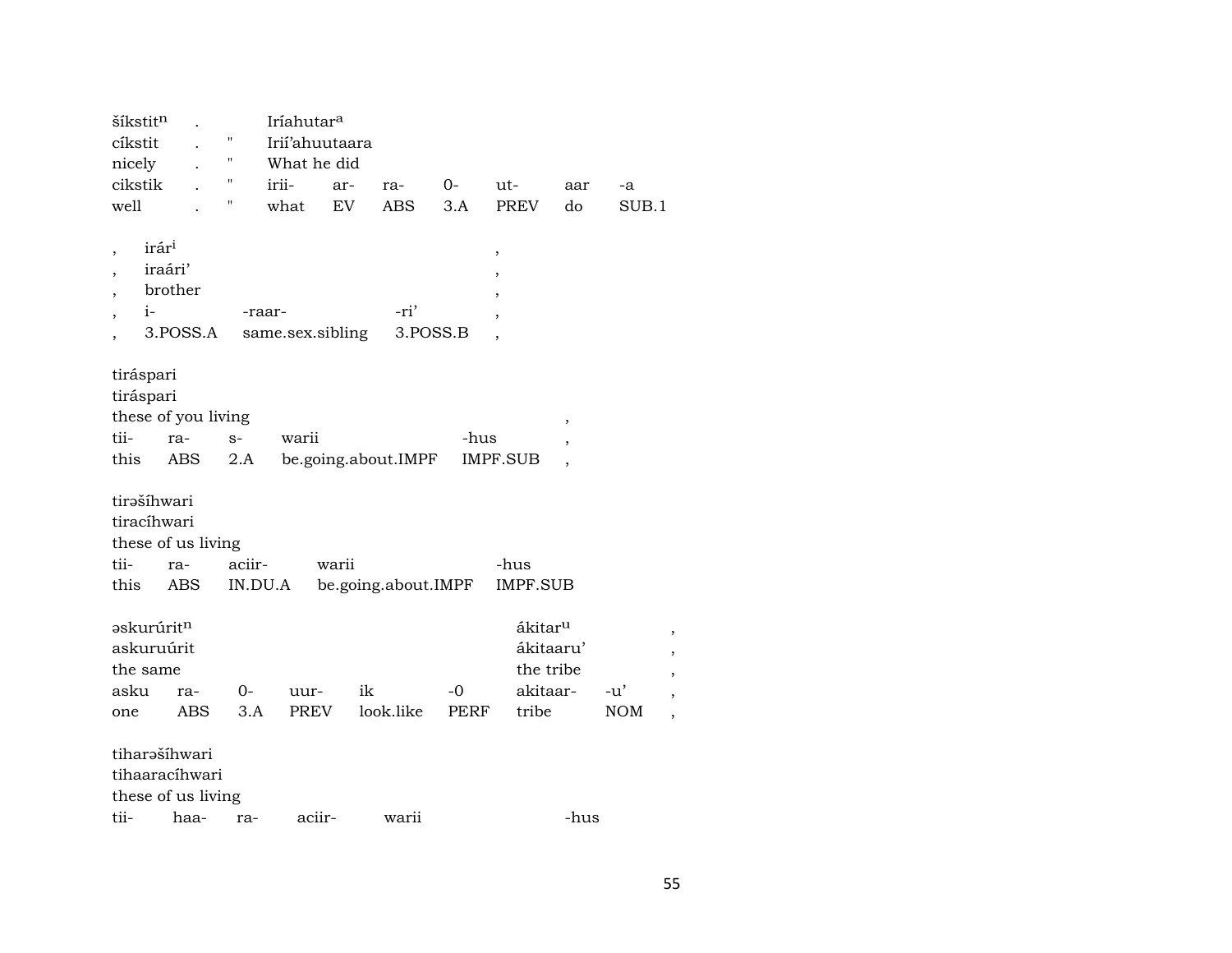| šíkstit$^{n}$ | . | | Iríahutar$^{a}$ | | | | | | |
|---|---|---|---|---|---|---|---|---|---|
| cíkstit | . | " | Irií'ahuutaara | | | | | | |
| nicely | . | " | What he did | | | | | | |
| cikstik | . | " | irii- | ar- | ra- | 0- | ut- | aar | -a |
| well | . | " | what | EV | ABS | 3.A | PREV | do | SUB.1 |

| , | irár$^{i}$ | | | , |
|---|---|---|---|---|
| , | iraári' | | | , |
| , | brother | | | , |
| , | i- | -raar- | -ri' | , |
| , | 3.POSS.A | same.sex.sibling | 3.POSS.B | , |

| tiráspari | | | | | |
|---|---|---|---|---|---|
| tiráspari | | | | | |
| these of you living | | | | | , |
| tii- | ra- | s- | warii | -hus | , |
| this | ABS | 2.A | be.going.about.IMPF | IMPF.SUB | , |

| tirəšíhwari | | | | |
|---|---|---|---|---|
| tiracíhwari | | | | |
| these of us living | | | | |
| tii- | ra- | aciir- | warii | -hus |
| this | ABS | IN.DU.A | be.going.about.IMPF | IMPF.SUB |

| əskurúrit$^{n}$ | | | | | | ákitar$^{u}$ | | , |
|---|---|---|---|---|---|---|---|---|
| askuruúrit | | | | | | ákitaaru' | | , |
| the same | | | | | | the tribe | | , |
| asku | ra- | 0- | uur- | ik | -0 | akitaar- | -u' | , |
| one | ABS | 3.A | PREV | look.like | PERF | tribe | NOM | , |

| tiharəšíhwari | | | | | |
|---|---|---|---|---|---|
| tihaaracíhwari | | | | | |
| these of us living | | | | | |
| tii- | haa- | ra- | aciir- | warii | -hus |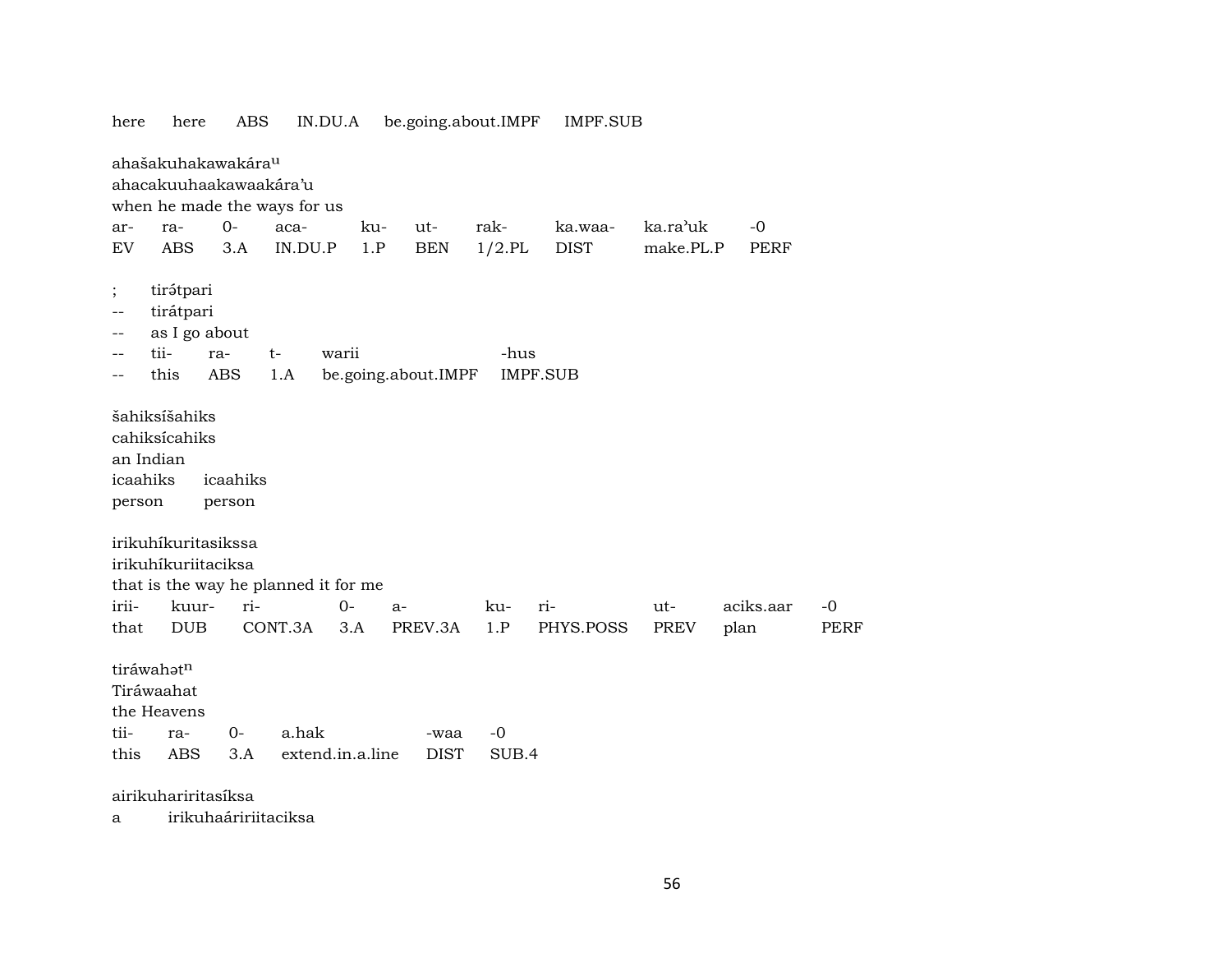here here ABS IN.DU.A be.going.about.IMPF IMPF.SUB

ahašakuhakawakára$^{u}$
ahacakuuhaakawaakára’u
when he made the ways for us

| ar- | ra- | 0- | aca- | ku- | ut- | rak- | ka.waa- | ka.ra’uk | -0 |
|---|---|---|---|---|---|---|---|---|---|
| EV | ABS | 3.A | IN.DU.P | 1.P | BEN | 1/2.PL | DIST | make.PL.P | PERF |

; tirə́tpari
-- tirátpari
-- as I go about

| -- | tii- | ra- | t- | warii | -hus |
|---|---|---|---|---|---|
| -- | this | ABS | 1.A | be.going.about.IMPF | IMPF.SUB |

šahiksíšahiks
cahiksícahiks
an Indian

| icaahiks | icaahiks |
|---|---|
| person | person |

irikuhíkuritasikssa
irikuhíkuriitaciksa
that is the way he planned it for me

| irii- | kuur- | ri- | 0- | a- | ku- | ri- | ut- | aciks.aar | -0 |
|---|---|---|---|---|---|---|---|---|---|
| that | DUB | CONT.3A | 3.A | PREV.3A | 1.P | PHYS.POSS | PREV | plan | PERF |

tiráwahət$^{n}$
Tiráwaahat
the Heavens

| tii- | ra- | 0- | a.hak | -waa | -0 |
|---|---|---|---|---|---|
| this | ABS | 3.A | extend.in.a.line | DIST | SUB.4 |

airikuharíritasíksa
a irikuhaáririitaciksa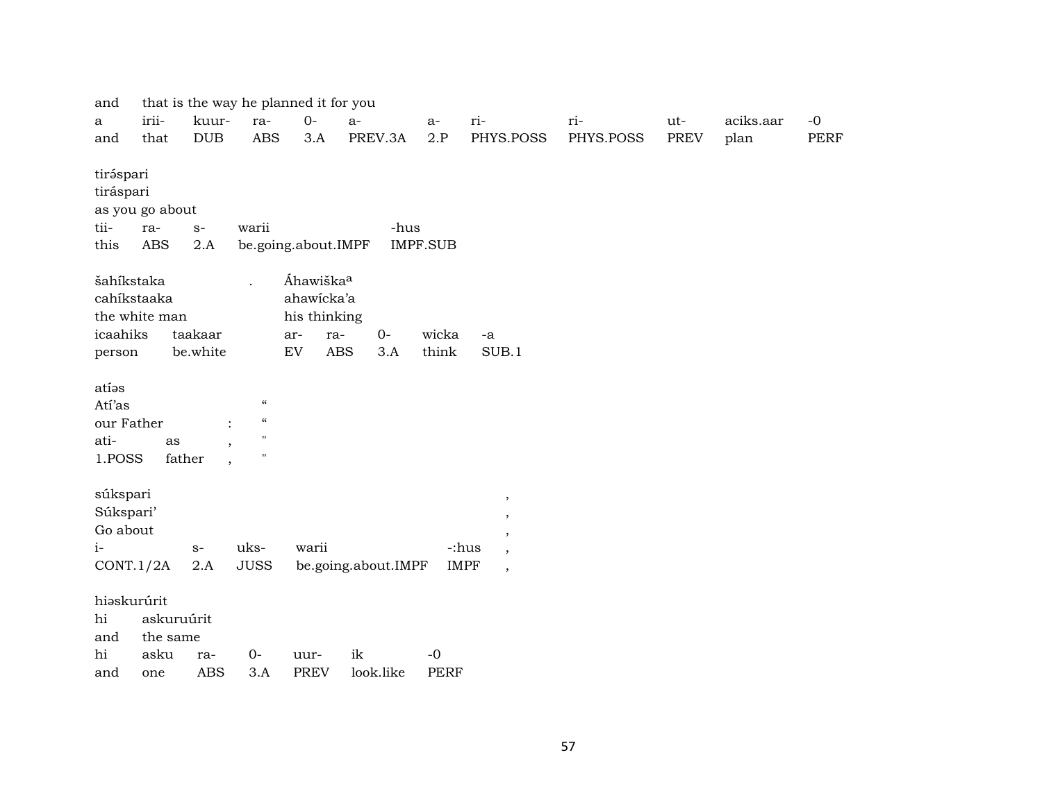and that is the way he planned it for you

| a | irii- | kuur- | ra- | 0- | a- | a- | ri- | ri- | ut- | aciks.aar | -0 |
|---|---|---|---|---|---|---|---|---|---|---|---|
| and | that | DUB | ABS | 3.A | PREV.3A | 2.P | PHYS.POSS | PHYS.POSS | PREV | plan | PERF |

tirə́spari
tiráspari
as you go about

| tii- | ra- | s- | warii | -hus |
|---|---|---|---|---|
| this | ABS | 2.A | be.going.about.IMPF | IMPF.SUB |

šahíkstaka . Áhawiška[a]
cahíkstaaka ahawícka'a
the white man his thinking

| icaahiks | taakaar | ar- | ra- | 0- | wicka | -a |
|---|---|---|---|---|---|---|
| person | be.white | EV | ABS | 3.A | think | SUB.1 |

atíəs
Atí'as "
our Father : "

| ati- | as | , | " |
|---|---|---|---|
| 1.POSS | father | , | " |

súkspari ,
Súkspari' ,
Go about ,

| i- | s- | uks- | warii | -:hus | , |
|---|---|---|---|---|---|
| CONT.1/2A | 2.A | JUSS | be.going.about.IMPF | IMPF | , |

hiəskurúrit
hi askuruúrit
and the same

| hi | asku | ra- | 0- | uur- | ik | -0 |
|---|---|---|---|---|---|---|
| and | one | ABS | 3.A | PREV | look.like | PERF |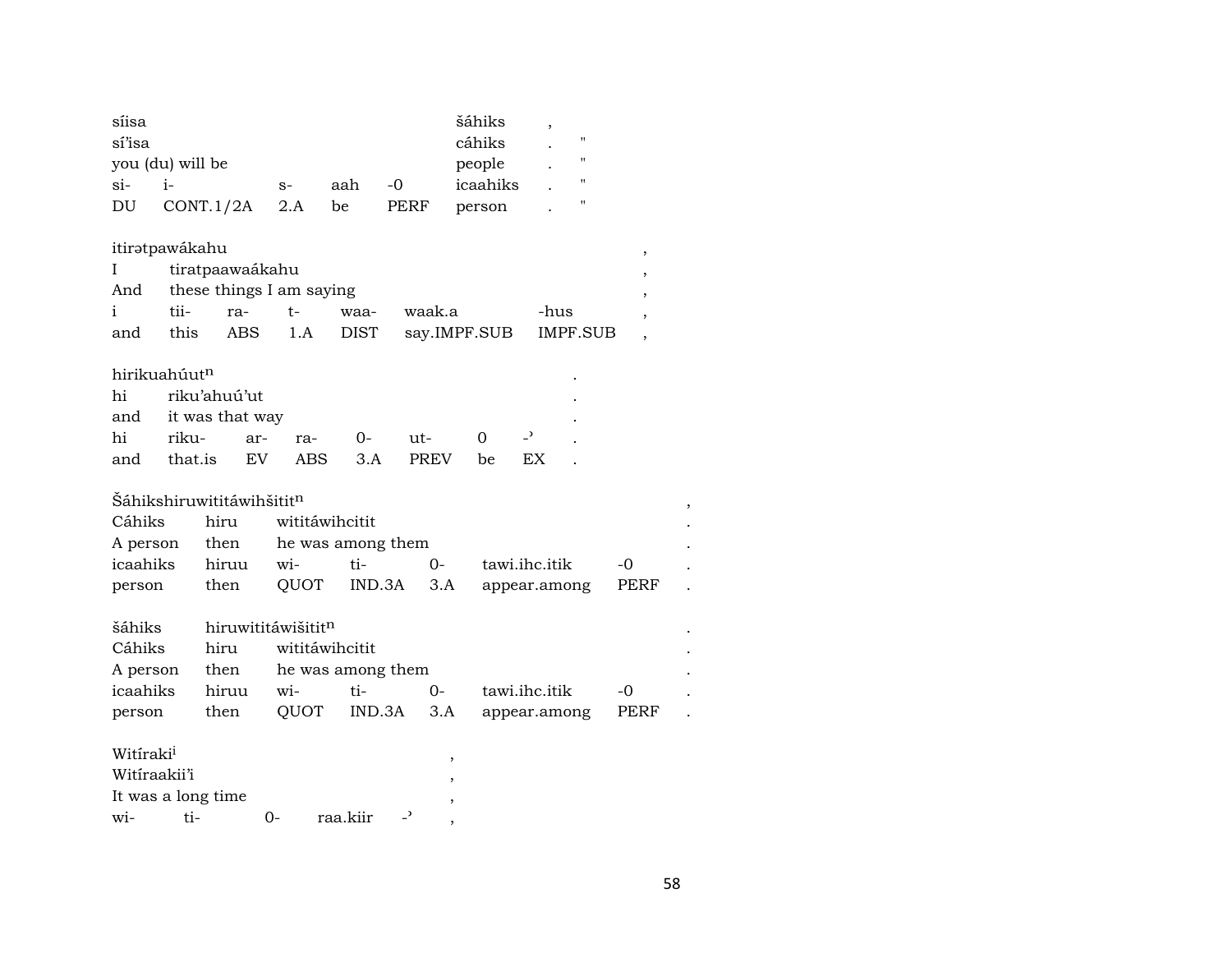| síisa | | | | | šáhiks | , | |
|---|---|---|---|---|---|---|---|
| sí'isa | | | | | cáhiks | . | " |
| you (du) will be | | | | | people | . | " |
| si- | i- | s- | aah | -0 | icaahiks | . | " |
| DU | CONT.1/2A | 2.A | be | PERF | person | . | " |

| itirətpawákahu | | | | | | | , |
|---|---|---|---|---|---|---|---|
| I | tiratpaawaákahu | | | | | | , |
| And | these things I am saying | | | | | | , |
| i | tii- | ra- | t- | waa- | waak.a | -hus | , |
| and | this | ABS | 1.A | DIST | say.IMPF.SUB | IMPF.SUB | , |

| hirikuahúut$^{n}$ | | | | | | | | . |
|---|---|---|---|---|---|---|---|---|
| hi | riku'ahuú'ut | | | | | | | . |
| and | it was that way | | | | | | | . |
| hi | riku- | ar- | ra- | 0- | ut- | 0 | -' | . |
| and | that.is | EV | ABS | 3.A | PREV | be | EX | . |

| Šáhikshiruwititáwihšitit$^{n}$ | | | | | | | , |
|---|---|---|---|---|---|---|---|
| Cáhiks | hiru | wititáwihcitit | | | | | . |
| A person | then | he was among them | | | | | . |
| icaahiks | hiruu | wi- | ti- | 0- | tawi.ihc.itik | -0 | . |
| person | then | QUOT | IND.3A | 3.A | appear.among | PERF | . |

| šáhiks | hiruwititáwišitit$^{n}$ | | | | | | . |
|---|---|---|---|---|---|---|---|
| Cáhiks | hiru | wititáwihcitit | | | | | . |
| A person | then | he was among them | | | | | . |
| icaahiks | hiruu | wi- | ti- | 0- | tawi.ihc.itik | -0 | . |
| person | then | QUOT | IND.3A | 3.A | appear.among | PERF | . |

| Witíraki$^{i}$ | | | | | , |
|---|---|---|---|---|---|
| Witíraakii'i | | | | | , |
| It was a long time | | | | | , |
| wi- | ti- | 0- | raa.kiir | -' | , |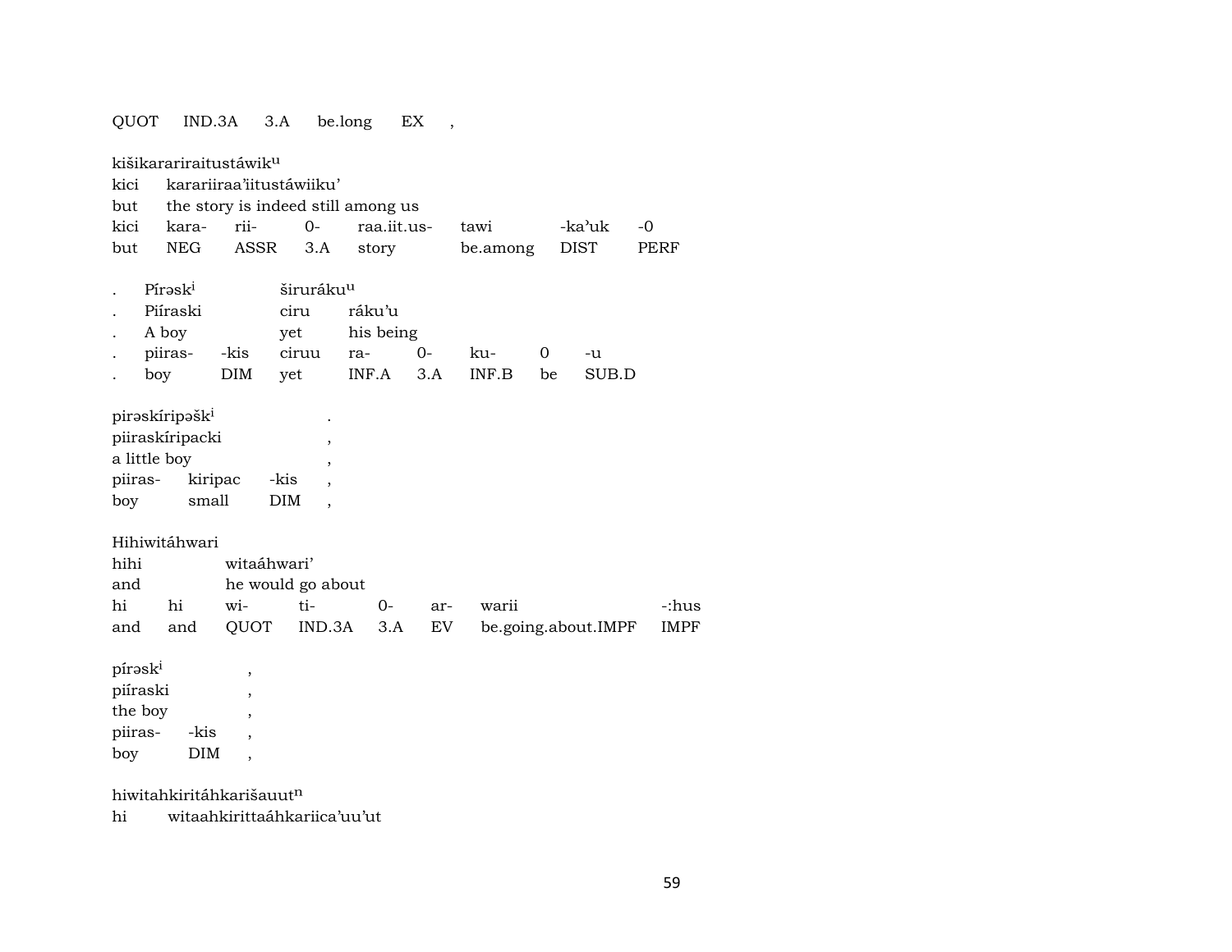QUOT IND.3A 3.A be.long EX ,

kišikararirai­tustáwik$^{u}$
kici kararii­raa’ii­tustáwiiku’
but the story is indeed still among us

| kici | kara- | rii- | 0- | raa.iit.us- | tawi | -ka’uk | -0 |
|---|---|---|---|---|---|---|---|
| but | NEG | ASSR | 3.A | story | be.among | DIST | PERF |

. Pírəsk$^{i}$ širurák$^{u}$
. Piíraski ciru ráku’u
. A boy yet his being

| . | piiras- | -kis | ciruu | ra- | 0- | ku- | 0 | -u |
|---|---|---|---|---|---|---|---|---|
| . | boy | DIM | yet | INF.A | 3.A | INF.B | be | SUB.D |

pirəskíripəšk$^{i}$ .
piiraskíripacki ,
a little boy ,

| piiras- | kiripac | -kis | , |
|---|---|---|---|
| boy | small | DIM | , |

Hihiwitáhwari
hihi witaáhwari’
and he would go about

| hi | hi | wi- | ti- | 0- | ar- | warii | -:hus |
|---|---|---|---|---|---|---|---|
| and | and | QUOT | IND.3A | 3.A | EV | be.going.about.IMPF | IMPF |

pírəsk$^{i}$ ,
piíraski ,
the boy ,

| piiras- | -kis | , |
|---|---|---|
| boy | DIM | , |

hiwitahkiritáhkarišauut$^{n}$
hi witaahkirittaáhkariica’uu’ut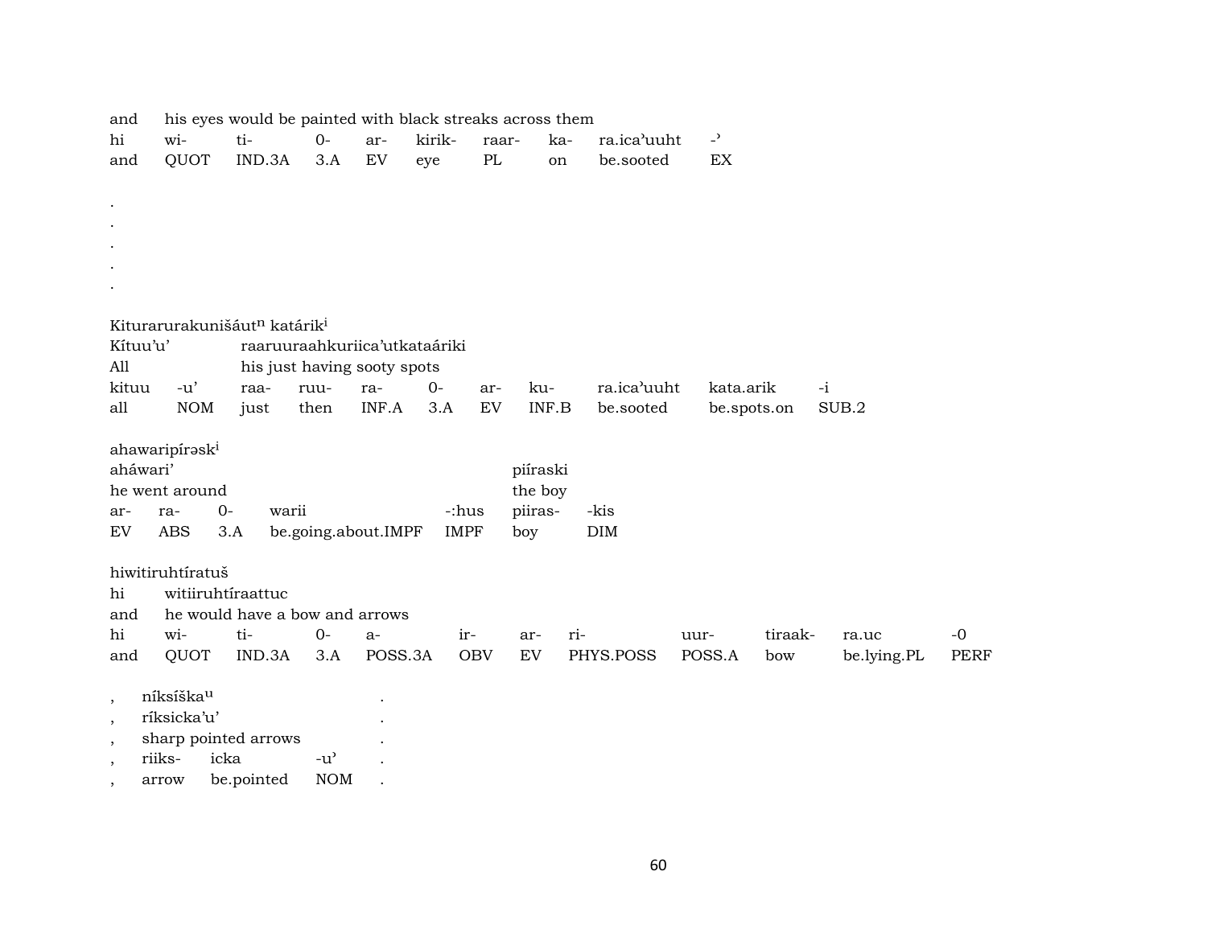| and | his eyes would be painted with black streaks across them | | | | | | | | |
|---|---|---|---|---|---|---|---|---|---|
| hi | wi- | ti- | 0- | ar- | kirik- | raar- | ka- | ra.ica'uuht | -' |
| and | QUOT | IND.3A | 3.A | EV | eye | PL | on | be.sooted | EX |

.
.
.
.
.

Kiturarurakunišáut[n] katárik[i]

| Kítuu'u' | | raaruuraahkuriica'utkataáriki | | | | | | | | |
|---|---|---|---|---|---|---|---|---|---|---|
| All | | his just having sooty spots | | | | | | | | |
| kituu | -u' | raa- | ruu- | ra- | 0- | ar- | ku- | ra.ica'uuht | kata.arik | -i |
| all | NOM | just | then | INF.A | 3.A | EV | INF.B | be.sooted | be.spots.on | SUB.2 |

ahawaripírəsk[i]

| aháwari' | | | | | piíraski | |
|---|---|---|---|---|---|---|
| he went around | | | | | the boy | |
| ar- | ra- | 0- | warii | -:hus | piiras- | -kis |
| EV | ABS | 3.A | be.going.about.IMPF | IMPF | boy | DIM |

hiwitiruhtíratuš

| hi | witiiruhtíraattuc | | | | | | | | | |
|---|---|---|---|---|---|---|---|---|---|---|
| and | he would have a bow and arrows | | | | | | | | | |
| hi | wi- | ti- | 0- | a- | ir- | ar- | ri- | uur- | tiraak- | ra.uc | -0 |
| and | QUOT | IND.3A | 3.A | POSS.3A | OBV | EV | PHYS.POSS | POSS.A | bow | be.lying.PL | PERF |

| , | níksíška[u] | | | . |
|---|---|---|---|---|
| , | ríksicka'u' | | | . |
| , | sharp pointed arrows | | | . |
| , | riiks- | icka | -u' | . |
| , | arrow | be.pointed | NOM | . |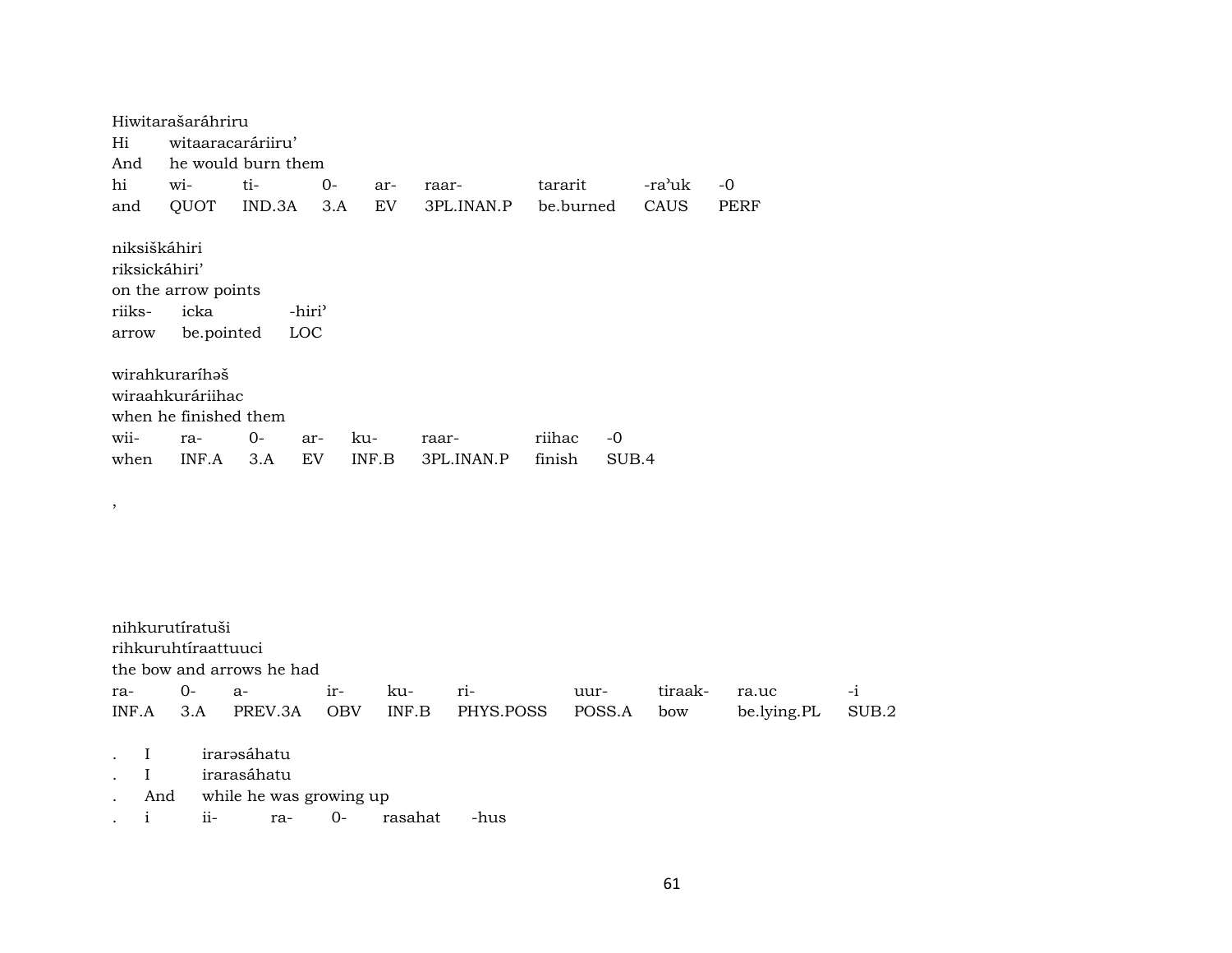Hiwitarašaráhriru
Hi witaaracaráriiru'
And he would burn them

| hi | wi- | ti- | 0- | ar- | raar- | tararit | -ra'uk | -0 |
|---|---|---|---|---|---|---|---|---|
| and | QUOT | IND.3A | 3.A | EV | 3PL.INAN.P | be.burned | CAUS | PERF |

niksiškáhiri
riksickáhiri'
on the arrow points

| riiks- | icka | -hiri' |
|---|---|---|
| arrow | be.pointed | LOC |

wirahkuraríhəš
wiraahkuráriihac
when he finished them

| wii- | ra- | 0- | ar- | ku- | raar- | riihac | -0 |
|---|---|---|---|---|---|---|---|
| when | INF.A | 3.A | EV | INF.B | 3PL.INAN.P | finish | SUB.4 |

,

nihkurutíratuši
rihkuruhtíraattuuci
the bow and arrows he had

| ra- | 0- | a- | ir- | ku- | ri- | uur- | tiraak- | ra.uc | -i |
|---|---|---|---|---|---|---|---|---|---|
| INF.A | 3.A | PREV.3A | OBV | INF.B | PHYS.POSS | POSS.A | bow | be.lying.PL | SUB.2 |

. I irarəsáhatu
. I irarasáhatu
. And while he was growing up

| . | i | ii- | ra- | 0- | rasahat | -hus |
|---|---|---|---|---|---|---|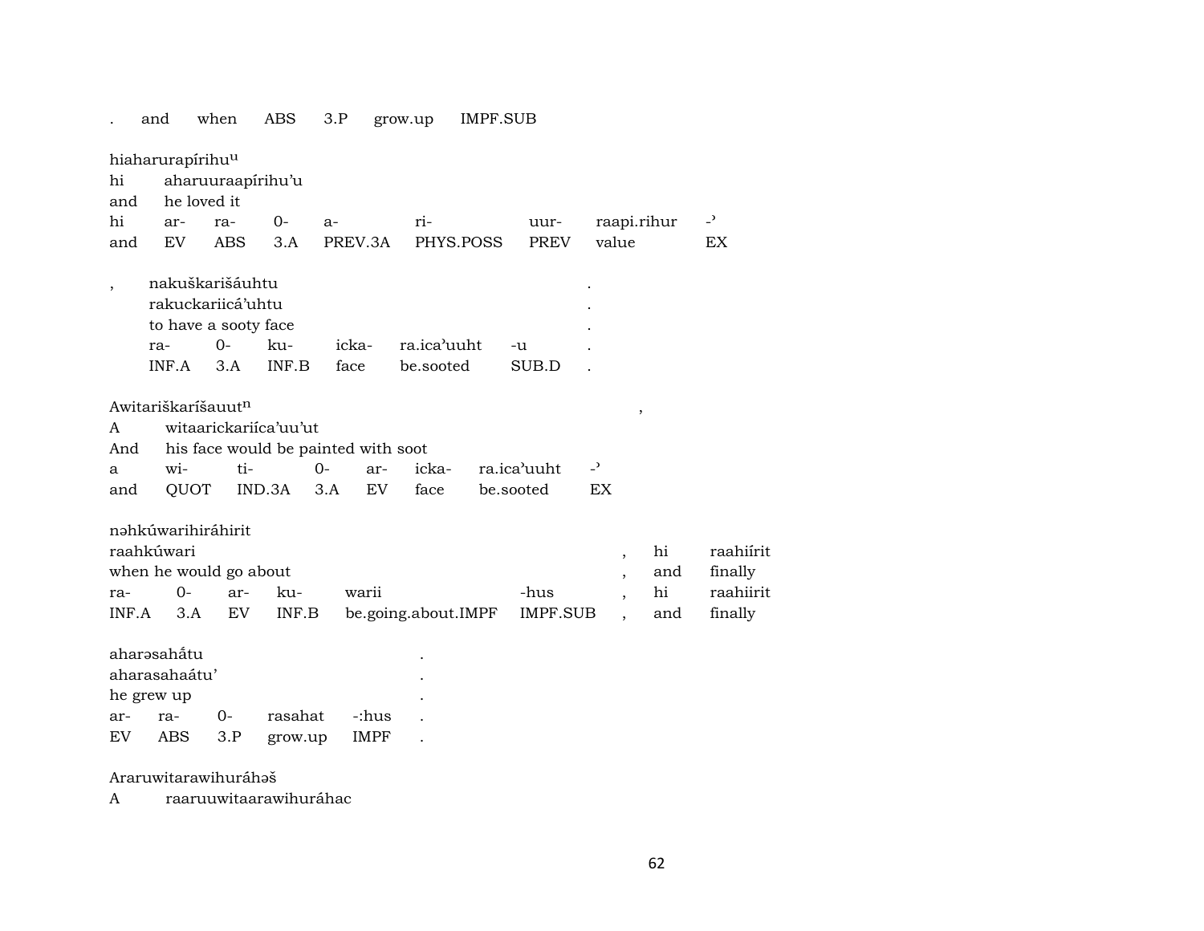| . | and | when | ABS | 3.P | grow.up | IMPF.SUB |
|---|---|---|---|---|---|---|

hiaharurapírihu^u

| hi | aharuuraapírihu'u | | | | | | |
|---|---|---|---|---|---|---|---|
| and | he loved it | | | | | | |
| hi | ar- | ra- | 0- | a- | ri- | uur- | raapi.rihur | -ˀ |
| and | EV | ABS | 3.A | PREV.3A | PHYS.POSS | PREV | value | EX |

| , | nakuškarišáuhtu | | | | | . |
|---|---|---|---|---|---|---|
| | rakuckariicá'uhtu | | | | | . |
| | to have a sooty face | | | | | . |
| | ra- | 0- | ku- | icka- | ra.ica'uuht | -u | . |
| | INF.A | 3.A | INF.B | face | be.sooted | SUB.D | . |

Awitariškaríšauut^n ,

| A | witaarickariíca'uu'ut | | | | | | |
|---|---|---|---|---|---|---|---|
| And | his face would be painted with soot | | | | | | |
| a | wi- | ti- | 0- | ar- | icka- | ra.ica'uuht | -ˀ |
| and | QUOT | IND.3A | 3.A | EV | face | be.sooted | EX |

nəhkúwarihiráhirit

| raahkúwari | | | | | | , | hi | raahiírit |
|---|---|---|---|---|---|---|---|---|
| when he would go about | | | | | | , | and | finally |
| ra- | 0- | ar- | ku- | warii | -hus | , | hi | raahiirit |
| INF.A | 3.A | EV | INF.B | be.going.about.IMPF | IMPF.SUB | , | and | finally |

| aharəsahấtu | | | | | . |
|---|---|---|---|---|---|
| aharasahaátu' | | | | | . |
| he grew up | | | | | . |
| ar- | ra- | 0- | rasahat | -:hus | . |
| EV | ABS | 3.P | grow.up | IMPF | . |

Araruwitarawihuráhəš

A raaruuwitaarawihuráhac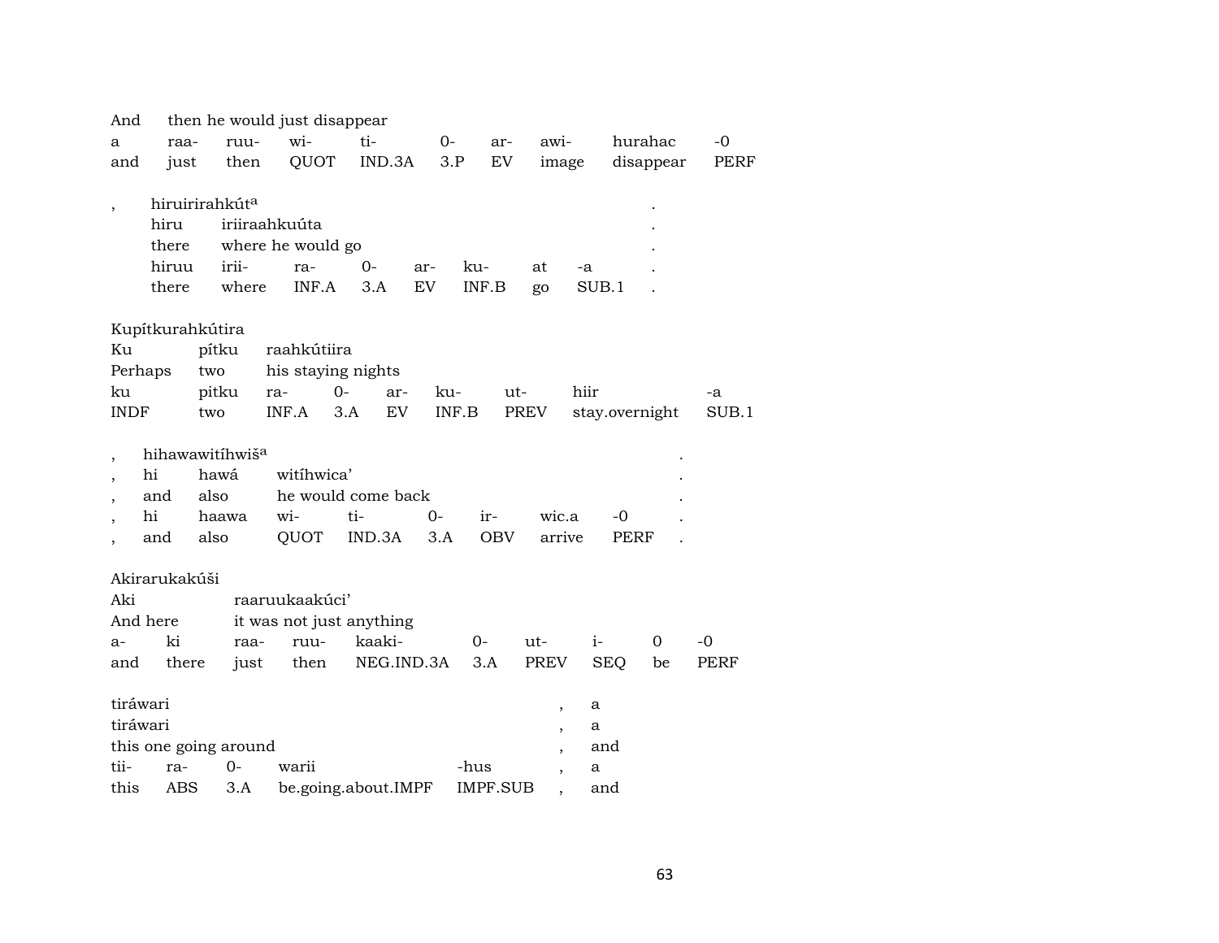| And | then he would just disappear | | | | | | | | |
|---|---|---|---|---|---|---|---|---|---|
| a | raa- | ruu- | wi- | ti- | 0- | ar- | awi- | hurahac | -0 |
| and | just | then | QUOT | IND.3A | 3.P | EV | image | disappear | PERF |

| , | hiruirirahkút[a] | | | | | | | | . |
|---|---|---|---|---|---|---|---|---|---|
| | hiru | iriiraahkuúta | | | | | | | . |
| | there | where he would go | | | | | | | . |
| | hiruu | irii- | ra- | 0- | ar- | ku- | at | -a | . |
| | there | where | INF.A | 3.A | EV | INF.B | go | SUB.1 | . |

| Kupítkurahkútira | | | | | | | | |
|---|---|---|---|---|---|---|---|---|
| Ku | pítku | raahkútiira | | | | | | |
| Perhaps | two | his staying nights | | | | | | |
| ku | pitku | ra- | 0- | ar- | ku- | ut- | hiir | -a |
| INDF | two | INF.A | 3.A | EV | INF.B | PREV | stay.overnight | SUB.1 |

| , | hihawawitíhwiš[a] | | | | | | | | . |
|---|---|---|---|---|---|---|---|---|---|
| , | hi | hawá | witíhwica’ | | | | | | . |
| , | and | also | he would come back | | | | | | . |
| , | hi | haawa | wi- | ti- | 0- | ir- | wic.a | -0 | . |
| , | and | also | QUOT | IND.3A | 3.A | OBV | arrive | PERF | . |

| Akirarukakúši | | | | | | | | | |
|---|---|---|---|---|---|---|---|---|---|
| Aki | | raaruukaakúci’ | | | | | | | |
| And here | | it was not just anything | | | | | | | |
| a- | ki | raa- | ruu- | kaaki- | 0- | ut- | i- | 0 | -0 |
| and | there | just | then | NEG.IND.3A | 3.A | PREV | SEQ | be | PERF |

| tiráwari | | | | | , | a |
|---|---|---|---|---|---|---|
| tiráwari | | | | | , | a |
| this one going around | | | | | , | and |
| tii- | ra- | 0- | warii | -hus | , | a |
| this | ABS | 3.A | be.going.about.IMPF | IMPF.SUB | , | and |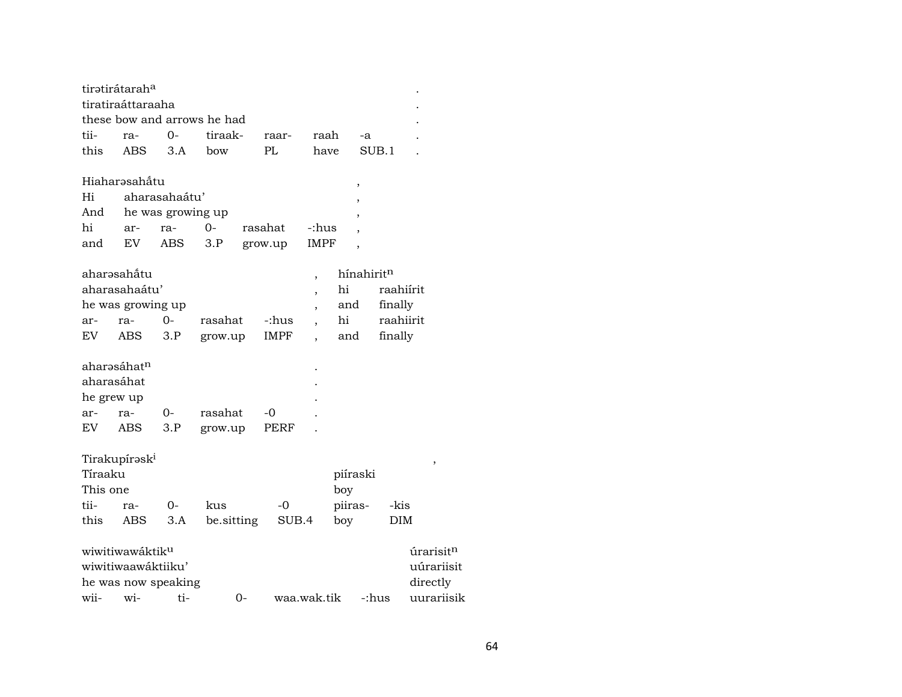tirətirátarah[a] .
tiratiraáttaraaha .
these bow and arrows he had .

| tii- | ra- | 0- | tiraak- | raar- | raah | -a | . |
|---|---|---|---|---|---|---|---|
| this | ABS | 3.A | bow | PL | have | SUB.1 | . |

Hiaharəsahắtu ,
Hi aharasahaátu' ,
And he was growing up ,

| hi | ar- | ra- | 0- | rasahat | -:hus | , |
|---|---|---|---|---|---|---|
| and | EV | ABS | 3.P | grow.up | IMPF | , |

aharəsahắtu , hínahirit[n]
aharasahaátu' , hi raahiírit
he was growing up , and finally

| ar- | ra- | 0- | rasahat | -:hus | , | hi | raahiirit |
|---|---|---|---|---|---|---|---|
| EV | ABS | 3.P | grow.up | IMPF | , | and | finally |

aharəsáhat[n] .
aharasáhat .
he grew up .

| ar- | ra- | 0- | rasahat | -0 | . |
|---|---|---|---|---|---|
| EV | ABS | 3.P | grow.up | PERF | . |

Tirakupírəsk[i] ,
Tíraaku piíraski
This one boy

| tii- | ra- | 0- | kus | -0 | piiras- | -kis |
|---|---|---|---|---|---|---|
| this | ABS | 3.A | be.sitting | SUB.4 | boy | DIM |

wiwitiwawáktik[u] úrarisit[n]
wiwitiwaawáktiiku' uúrariisit
he was now speaking directly

| wii- | wi- | ti- | 0- | waa.wak.tik | -:hus | uurariisik |
|---|---|---|---|---|---|---|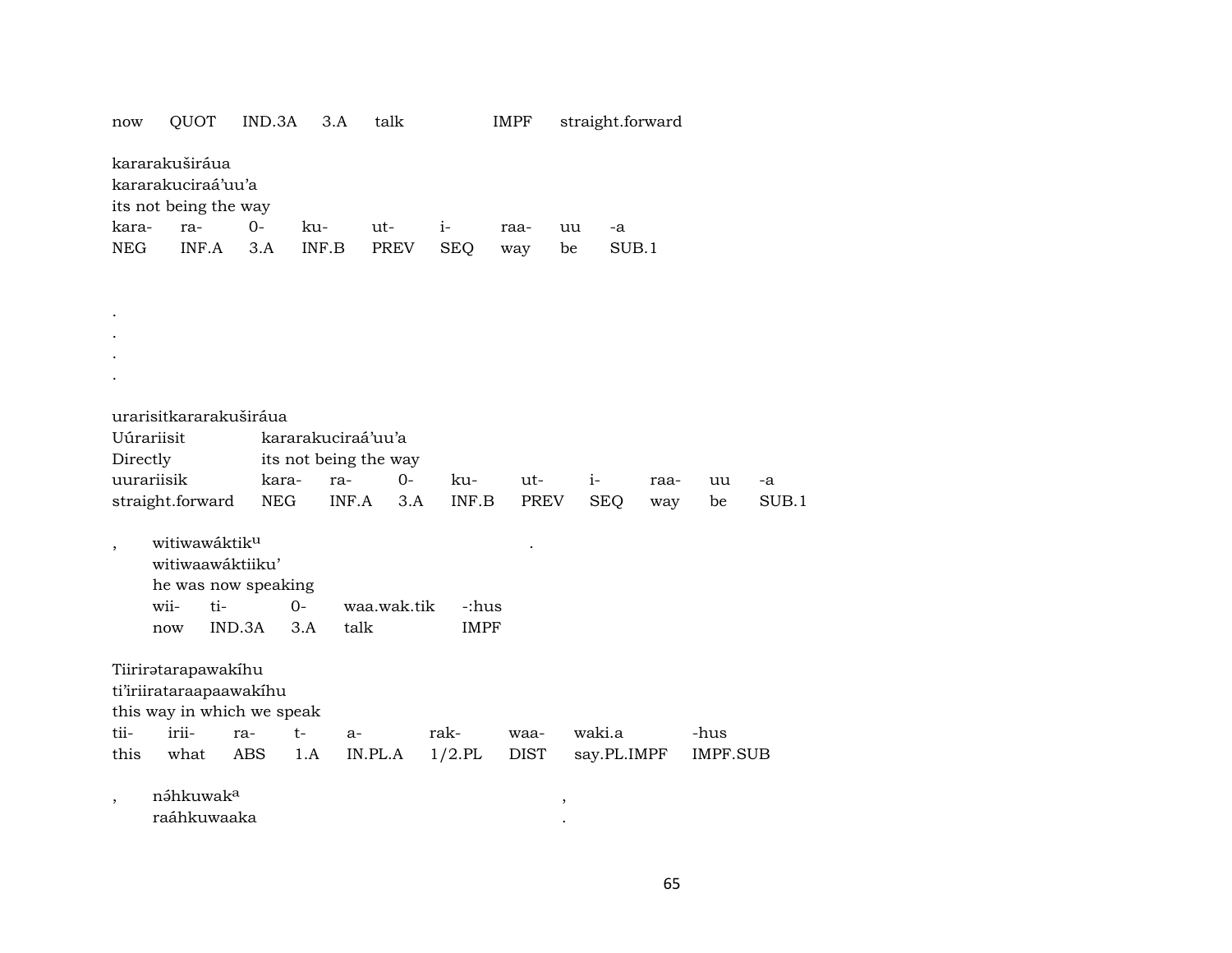| now | QUOT | IND.3A | 3.A | talk | IMPF | straight.forward |
|---|---|---|---|---|---|---|

kararakuširáua
kararakuciraá'uu'a
its not being the way

| kara- | ra- | 0- | ku- | ut- | i- | raa- | uu | -a |
|---|---|---|---|---|---|---|---|---|
| NEG | INF.A | 3.A | INF.B | PREV | SEQ | way | be | SUB.1 |

.
.
.
.

urarisitkararakuširáua

| Uúrariisit | kararakuciraá'uu'a | | | | | | | | |
|---|---|---|---|---|---|---|---|---|---|
| Directly | its not being the way | | | | | | | | |
| uurariisik | kara- | ra- | 0- | ku- | ut- | i- | raa- | uu | -a |
| straight.forward | NEG | INF.A | 3.A | INF.B | PREV | SEQ | way | be | SUB.1 |

, witiwawáktik[u] .
witiwaawáktiiku'
he was now speaking

| wii- | ti- | 0- | waa.wak.tik | -:hus |
|---|---|---|---|---|
| now | IND.3A | 3.A | talk | IMPF |

Tiirirətarapawakíhu
ti'iriirataraapaawakíhu
this way in which we speak

| tii- | irii- | ra- | t- | a- | rak- | waa- | waki.a | -hus |
|---|---|---|---|---|---|---|---|---|
| this | what | ABS | 1.A | IN.PL.A | 1/2.PL | DIST | say.PL.IMPF | IMPF.SUB |

, nə́hkuwak[a] ,
raáhkuwaaka .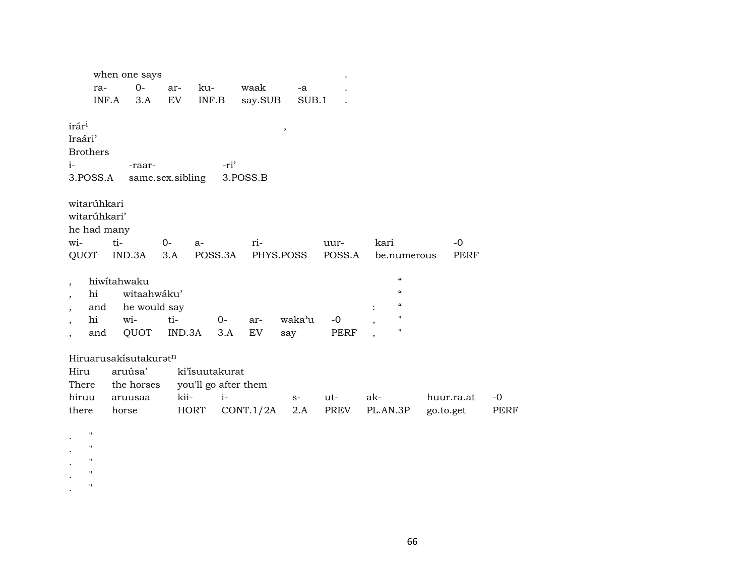| when one says | | | | | | . |
|---|---|---|---|---|---|---|
| ra- | 0- | ar- | ku- | waak | -a | . |
| INF.A | 3.A | EV | INF.B | say.SUB | SUB.1 | . |

irár$^{i}$ ,
Iraári’
Brothers

| i- | -raar- | -ri’ |
|---|---|---|
| 3.POSS.A | same.sex.sibling | 3.POSS.B |

witarúhkari
witarúhkari’
he had many

| wi- | ti- | 0- | a- | ri- | uur- | kari | -0 |
|---|---|---|---|---|---|---|---|
| QUOT | IND.3A | 3.A | POSS.3A | PHYS.POSS | POSS.A | be.numerous | PERF |

| , | hiwítahwaku | | | | | | | “ |
|---|---|---|---|---|---|---|---|---|
| , | hi | witaahwáku’ | | | | | | “ |
| , | and | he would say | | | | | : | “ |
| , | hi | wi- | ti- | 0- | ar- | waka’u | -0 , | " |
| , | and | QUOT | IND.3A | 3.A | EV | say | PERF , | " |

Hiruarusakísutakurət$^{n}$

| Hiru | aruúsa’ | ki’ísuutakurat | | | | | | |
|---|---|---|---|---|---|---|---|---|
| There | the horses | you'll go after them | | | | | | |
| hiruu | aruusaa | kii- | i- | s- | ut- | ak- | huur.ra.at | -0 |
| there | horse | HORT | CONT.1/2A | 2.A | PREV | PL.AN.3P | go.to.get | PERF |

. "
. "
. "
. "
. "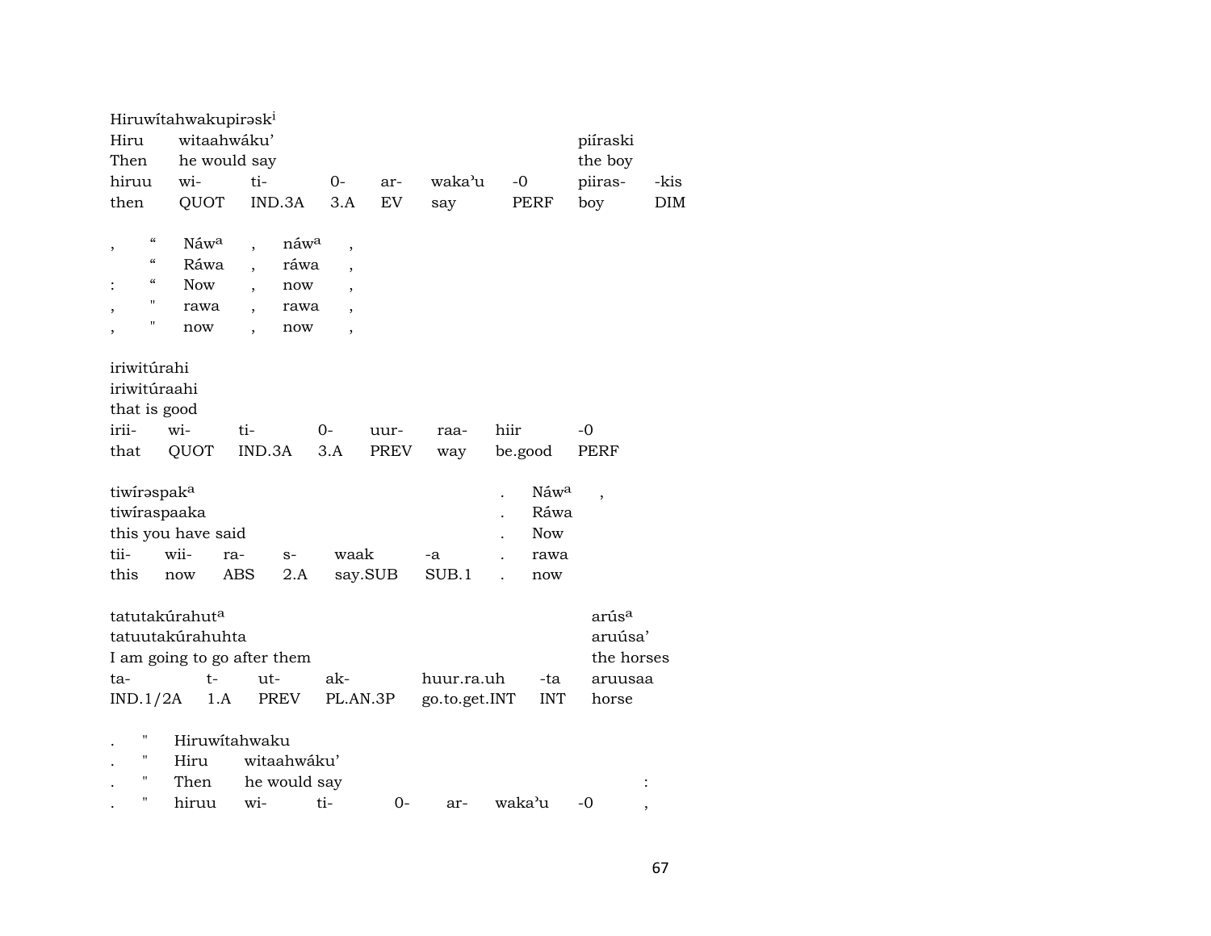Hiruwítahwakupirəsk[i]

| Hiru | witaahwáku' | | | | | | piíraski | |
|---|---|---|---|---|---|---|---|---|
| Then | he would say | | | | | | the boy | |
| hiruu | wi- | ti- | 0- | ar- | waka'u | -0 | piiras- | -kis |
| then | QUOT | IND.3A | 3.A | EV | say | PERF | boy | DIM |

| , | " | Náw[a] | , | náw[a] | , |
|---|---|---|---|---|---|
| | " | Ráwa | , | ráwa | , |
| : | " | Now | , | now | , |
| , | " | rawa | , | rawa | , |
| , | " | now | , | now | , |

iriwitúrahi

| iriwitúraahi | | | | | | | |
|---|---|---|---|---|---|---|---|
| that is good | | | | | | | |
| irii- | wi- | ti- | 0- | uur- | raa- | hiir | -0 |
| that | QUOT | IND.3A | 3.A | PREV | way | be.good | PERF |

| tiwírəspak[a] | | | | | | . | Náw[a] | , |
|---|---|---|---|---|---|---|---|---|
| tiwíraspaaka | | | | | | . | Ráwa | |
| this you have said | | | | | | . | Now | |
| tii- | wii- | ra- | s- | waak | -a | . | rawa | |
| this | now | ABS | 2.A | say.SUB | SUB.1 | . | now | |

| tatutakúrahut[a] | | | | | | arús[a] |
|---|---|---|---|---|---|---|
| tatuutakúrahuhta | | | | | | aruúsa' |
| I am going to go after them | | | | | | the horses |
| ta- | t- | ut- | ak- | huur.ra.uh | -ta | aruusaa |
| IND.1/2A | 1.A | PREV | PL.AN.3P | go.to.get.INT | INT | horse |

| . | " | Hiruwítahwaku | | | | | | | |
|---|---|---|---|---|---|---|---|---|---|
| . | " | Hiru | witaahwáku' | | | | | | |
| . | " | Then | he would say | | | | | | : |
| . | " | hiruu | wi- | ti- | 0- | ar- | waka'u | -0 | , |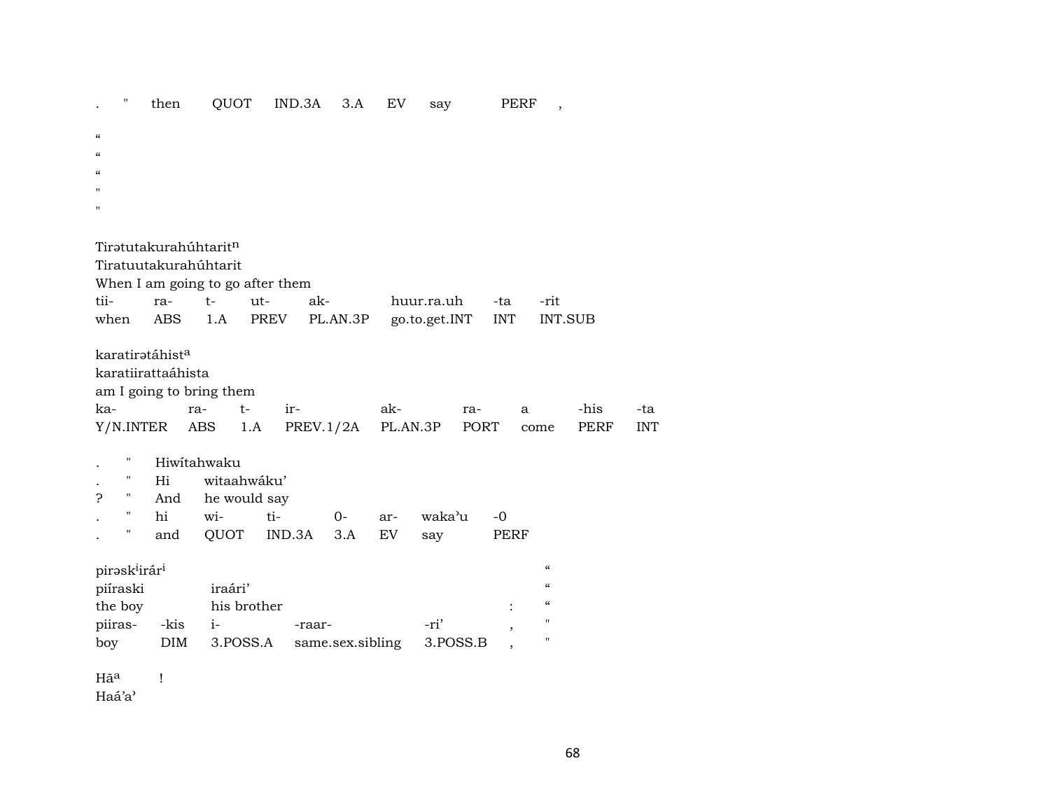. " then QUOT IND.3A 3.A EV say PERF ,

“
“
“
"
"

Tirətutakurahúhtarit[n]
Tiratuutakurahúhtarit
When I am going to go after them

| tii- | ra- | t- | ut- | ak- | huur.ra.uh | -ta | -rit |
|---|---|---|---|---|---|---|---|
| when | ABS | 1.A | PREV | PL.AN.3P | go.to.get.INT | INT | INT.SUB |

karatirətáhist[a]
karatiirattaáhista
am I going to bring them

| ka- | ra- | t- | ir- | ak- | ra- | a | -his | -ta |
|---|---|---|---|---|---|---|---|---|
| Y/N.INTER | ABS | 1.A | PREV.1/2A | PL.AN.3P | PORT | come | PERF | INT |

. " Hiwítahwaku
. " Hi witaahwáku’
? " And he would say

| . | " | hi | wi- | ti- | 0- | ar- | waka’u | -0 |
|---|---|---|---|---|---|---|---|---|
| . | " | and | QUOT | IND.3A | 3.A | EV | say | PERF |

pirəsk[i]irár[i] “
piíraski iraári’ “
the boy his brother : “

| piiras- | -kis | i- | -raar- | -ri’ | , | " |
|---|---|---|---|---|---|---|
| boy | DIM | 3.POSS.A | same.sex.sibling | 3.POSS.B | , | " |

Hã[a] !
Haá’a’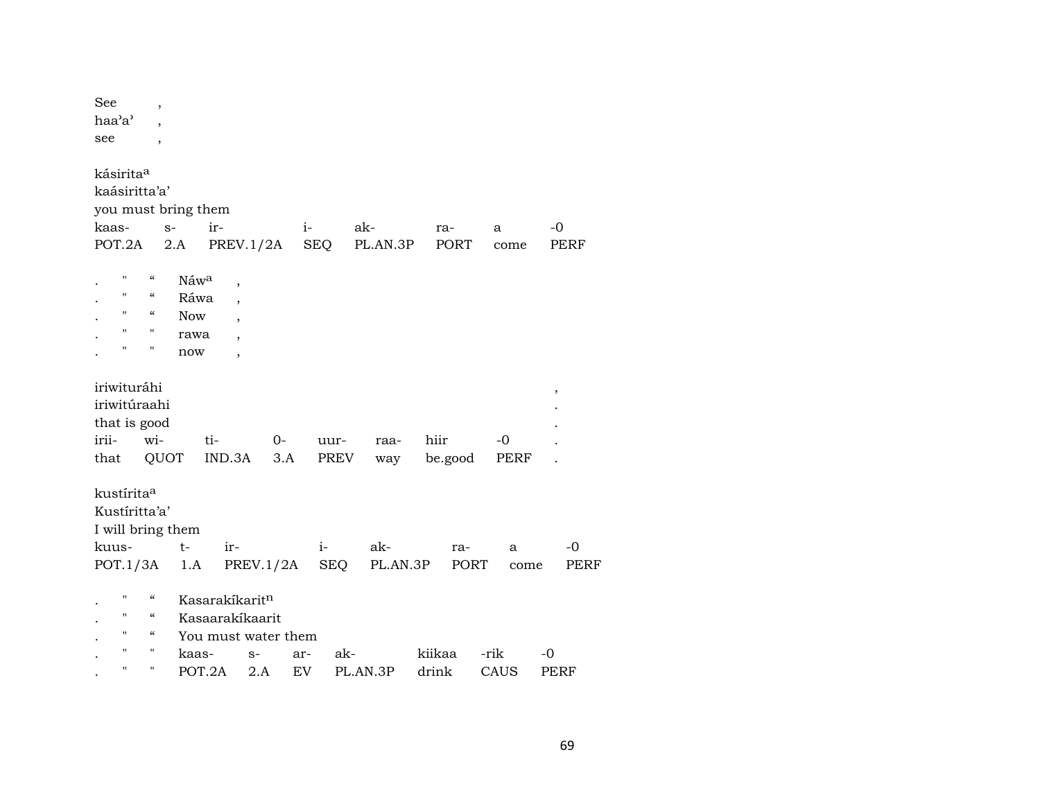See ,
haa'a' ,
see ,

kásirita[a]
kaásiritta'a'
you must bring them

| kaas- | s- | ir- | i- | ak- | ra- | a | -0 |
|---|---|---|---|---|---|---|---|
| POT.2A | 2.A | PREV.1/2A | SEQ | PL.AN.3P | PORT | come | PERF |

. " " Náw[a] ,
. " " Ráwa ,
. " " Now ,
. " " rawa ,
. " " now ,

iriwituráhi ,
iriwitúraahi .
that is good .

| irii- | wi- | ti- | 0- | uur- | raa- | hiir | -0 | . |
|---|---|---|---|---|---|---|---|---|
| that | QUOT | IND.3A | 3.A | PREV | way | be.good | PERF | . |

kustírita[a]
Kustíritta'a'
I will bring them

| kuus- | t- | ir- | i- | ak- | ra- | a | -0 |
|---|---|---|---|---|---|---|---|
| POT.1/3A | 1.A | PREV.1/2A | SEQ | PL.AN.3P | PORT | come | PERF |

. " " Kasarakíkarit[n]
. " " Kasaarakíkaarit
. " " You must water them

| . | " | " | kaas- | s- | ar- | ak- | kiikaa | -rik | -0 |
|---|---|---|---|---|---|---|---|---|---|
| . | " | " | POT.2A | 2.A | EV | PL.AN.3P | drink | CAUS | PERF |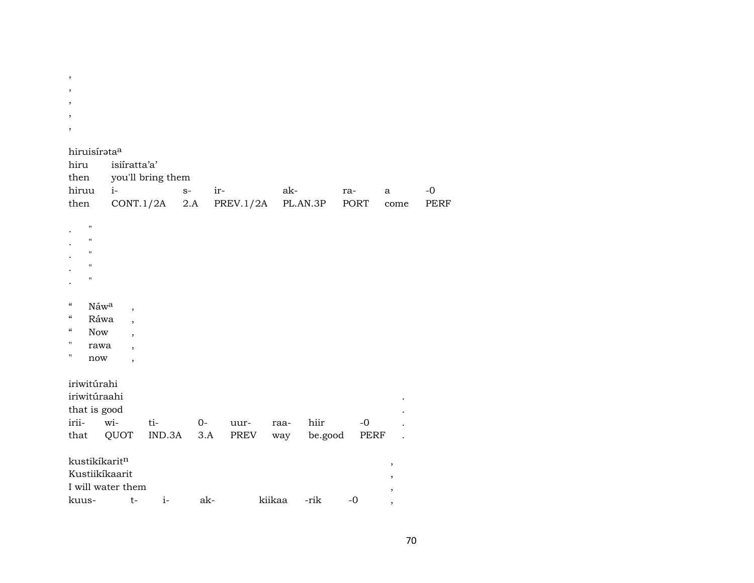,
,
,
,
,

hiruisírəta[a]
hiru isiíratta'a'
then you'll bring them

| hiruu | i- | s- | ir- | ak- | ra- | a | -0 |
|---|---|---|---|---|---|---|---|
| then | CONT.1/2A | 2.A | PREV.1/2A | PL.AN.3P | PORT | come | PERF |

. "
. "
. "
. "
. "

“ Náw[a] ,
“ Ráwa ,
“ Now ,
" rawa ,
" now ,

iriwitúrahi
iriwitúraahi .
that is good .

| irii- | wi- | ti- | 0- | uur- | raa- | hiir | -0 | . |
|---|---|---|---|---|---|---|---|---|
| that | QUOT | IND.3A | 3.A | PREV | way | be.good | PERF | . |

kustikíkarit[n] ,
Kustiikíkaarit ,
I will water them ,

| kuus- | t- | i- | ak- | kiikaa | -rik | -0 | , |
|---|---|---|---|---|---|---|---|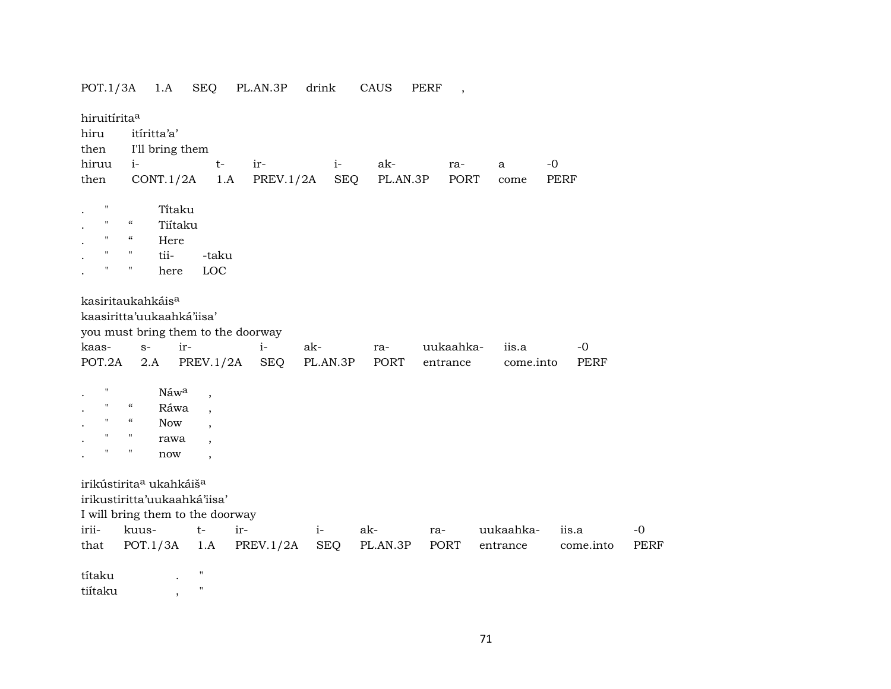POT.1/3A 1.A SEQ PL.AN.3P drink CAUS PERF ,

hiruitírita[a]
hiru itíritta'a'
then I'll bring them

| hiruu | i- | t- | ir- | i- | ak- | ra- | a | -0 |
|---|---|---|---|---|---|---|---|---|
| then | CONT.1/2A | 1.A | PREV.1/2A | SEQ | PL.AN.3P | PORT | come | PERF |

| . | " | | Tí̃taku | |
|---|---|---|---|---|
| . | " | " | Tiítaku | |
| . | " | " | Here | |
| . | " | " | tii- | -taku |
| . | " | " | here | LOC |

kasiritaukahkáis[a]
kaasiritta'uukaahká'iisa'
you must bring them to the doorway

| kaas- | s- | ir- | i- | ak- | ra- | uukaahka- | iis.a | -0 |
|---|---|---|---|---|---|---|---|---|
| POT.2A | 2.A | PREV.1/2A | SEQ | PL.AN.3P | PORT | entrance | come.into | PERF |

| . | " | | Náw[a] | , |
|---|---|---|---|---|
| . | " | " | Ráwa | , |
| . | " | " | Now | , |
| . | " | " | rawa | , |
| . | " | " | now | , |

irikústirita[a] ukahkáiš[a]
irikustiritta'uukaahká'iisa'
I will bring them to the doorway

| irii- | kuus- | t- | ir- | i- | ak- | ra- | uukaahka- | iis.a | -0 |
|---|---|---|---|---|---|---|---|---|---|
| that | POT.1/3A | 1.A | PREV.1/2A | SEQ | PL.AN.3P | PORT | entrance | come.into | PERF |

| títaku | . | " |
|---|---|---|
| tiítaku | , | " |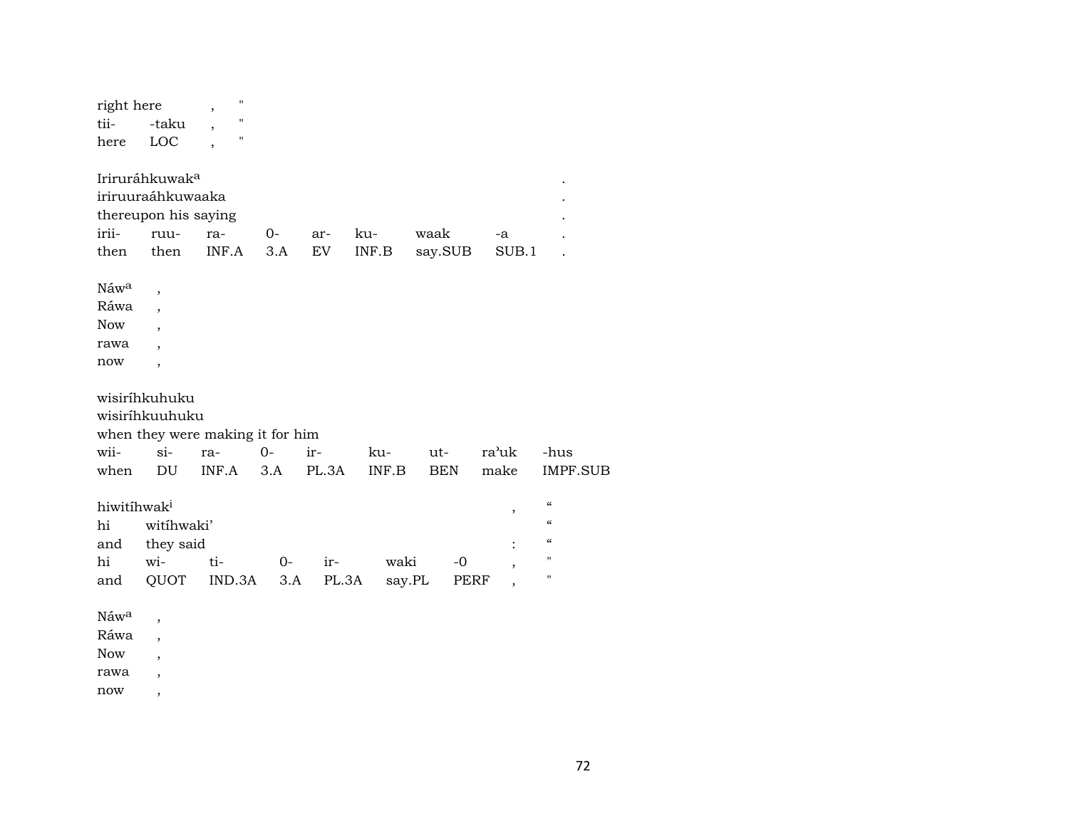right here , "
tii- -taku , "
here LOC , "

Iriruráhkuwak[a] .
iriruuraáhkuwaaka .
thereupon his saying .

| irii- | ruu- | ra- | 0- | ar- | ku- | waak | -a | . |
|---|---|---|---|---|---|---|---|---|
| then | then | INF.A | 3.A | EV | INF.B | say.SUB | SUB.1 | . |

Náw[a] ,
Ráwa ,
Now ,
rawa ,
now ,

wisiríhkuhuku
wisiríhkuuhuku
when they were making it for him

| wii- | si- | ra- | 0- | ir- | ku- | ut- | ra'uk | -hus |
|---|---|---|---|---|---|---|---|---|
| when | DU | INF.A | 3.A | PL.3A | INF.B | BEN | make | IMPF.SUB |

hiwitíhwak[i] , "
hi witíhwaki' "
and they said : "

| hi | wi- | ti- | 0- | ir- | waki | -0 | , | " |
|---|---|---|---|---|---|---|---|---|
| and | QUOT | IND.3A | 3.A | PL.3A | say.PL | PERF | , | " |

Náw[a] ,
Ráwa ,
Now ,
rawa ,
now ,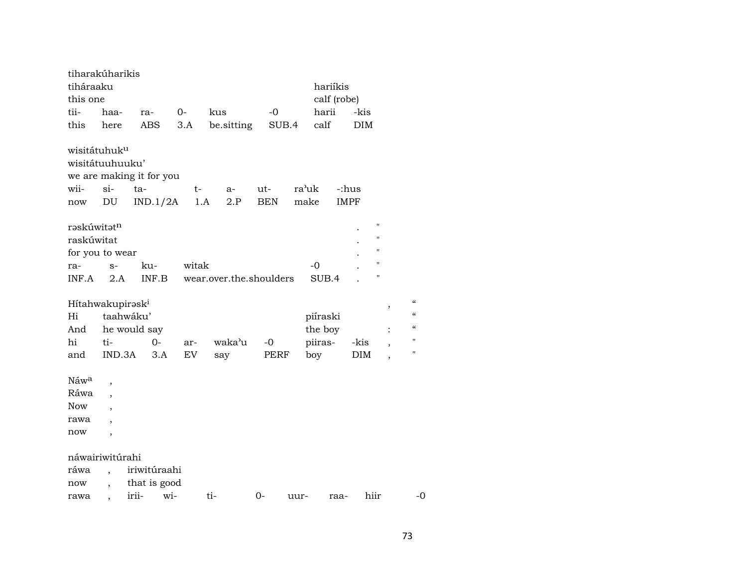tiharakúharikis

| tiháraaku | | | | | | hariíkis | |
|---|---|---|---|---|---|---|---|
| this one | | | | | | calf (robe) | |
| tii- | haa- | ra- | 0- | kus | -0 | harii | -kis |
| this | here | ABS | 3.A | be.sitting | SUB.4 | calf | DIM |

wisitátuhuk[u]

| wisitátuuhuuku’ | | | | | | | |
|---|---|---|---|---|---|---|---|
| we are making it for you | | | | | | | |
| wii- | si- | ta- | t- | a- | ut- | ra’uk | -:hus |
| now | DU | IND.1/2A | 1.A | 2.P | BEN | make | IMPF |

rəskúwitət[n] . "

| raskúwitat | | | | | . | " |
|---|---|---|---|---|---|---|
| for you to wear | | | | | . | " |
| ra- | s- | ku- | witak | -0 | . | " |
| INF.A | 2.A | INF.B | wear.over.the.shoulders | SUB.4 | . | " |

Hítahwakupirəsk[i] , “

| Hi | taahwáku’ | | | | | piíraski | | | “ |
|---|---|---|---|---|---|---|---|---|---|
| And | he would say | | | | | the boy | | : | “ |
| hi | ti- | 0- | ar- | waka’u | -0 | piiras- | -kis | , | " |
| and | IND.3A | 3.A | EV | say | PERF | boy | DIM | , | " |

Náw[a] ,

| Ráwa | , |
|---|---|
| Now | , |
| rawa | , |
| now | , |

náwairiwitúrahi

| ráwa | , | iriwitúraahi | | | | | | |
|---|---|---|---|---|---|---|---|---|
| now | , | that is good | | | | | | |
| rawa | , | irii- | wi- | ti- | 0- | uur- | raa- | hiir | -0 |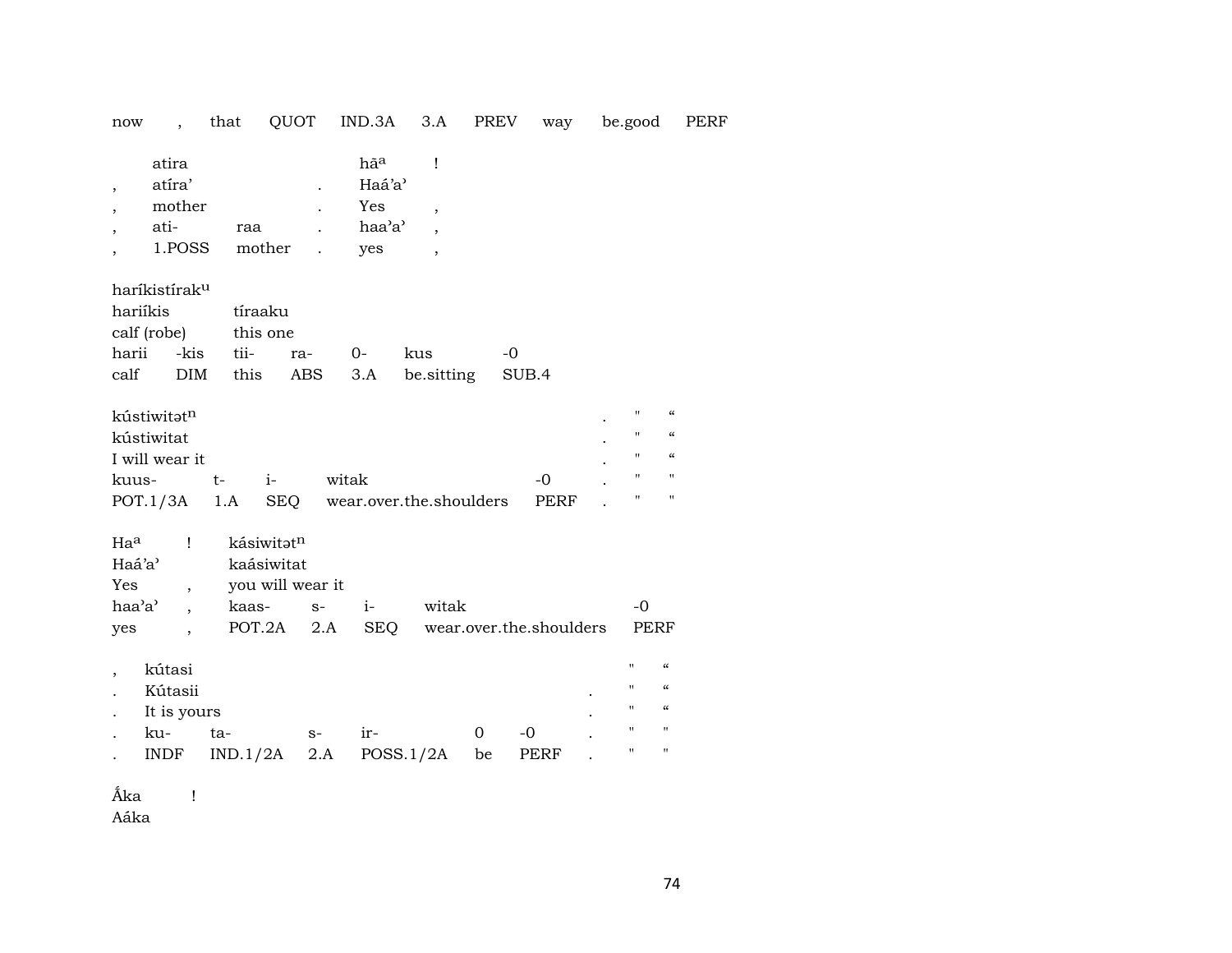now , that QUOT IND.3A 3.A PREV way be.good PERF

| | | | | |
|---|---|---|---|---|
| | atira | | | hã$^{a}$ | ! |
| , | atíra' | | . | Haá'a' | |
| , | mother | | . | Yes | , |
| , | ati- | raa | . | haa'a' | , |
| , | 1.POSS | mother | . | yes | , |

| | | | | | | |
|---|---|---|---|---|---|---|
| haríkistírak$^{u}$ | | | | | | |
| hariíkis | | tíraaku | | | | |
| calf (robe) | | this one | | | | |
| harii | -kis | tii- | ra- | 0- | kus | -0 |
| calf | DIM | this | ABS | 3.A | be.sitting | SUB.4 |

| | | | | | | | |
|---|---|---|---|---|---|---|---|
| kústiwitət$^{n}$ | | | | | . | " | “ |
| kústiwitat | | | | | . | " | “ |
| I will wear it | | | | | . | " | “ |
| kuus- | t- | i- | witak | -0 | . | " | " |
| POT.1/3A | 1.A | SEQ | wear.over.the.shoulders | PERF | . | " | " |

| | | | | | | |
|---|---|---|---|---|---|---|
| Ha$^{a}$ | ! | kásiwitət$^{n}$ | | | | |
| Haá'a' | | kaásiwitat | | | | |
| Yes | , | you will wear it | | | | |
| haa'a' | , | kaas- | s- | i- | witak | -0 |
| yes | , | POT.2A | 2.A | SEQ | wear.over.the.shoulders | PERF |

| | | | | | | | | | |
|---|---|---|---|---|---|---|---|---|---|
| , | kútasi | | | | | | | " | “ |
| . | Kútasii | | | | | | . | " | “ |
| . | It is yours | | | | | | . | " | “ |
| . | ku- | ta- | s- | ir- | 0 | -0 | . | " | " |
| . | INDF | IND.1/2A | 2.A | POSS.1/2A | be | PERF | . | " | " |

Ą́ka !
Aáka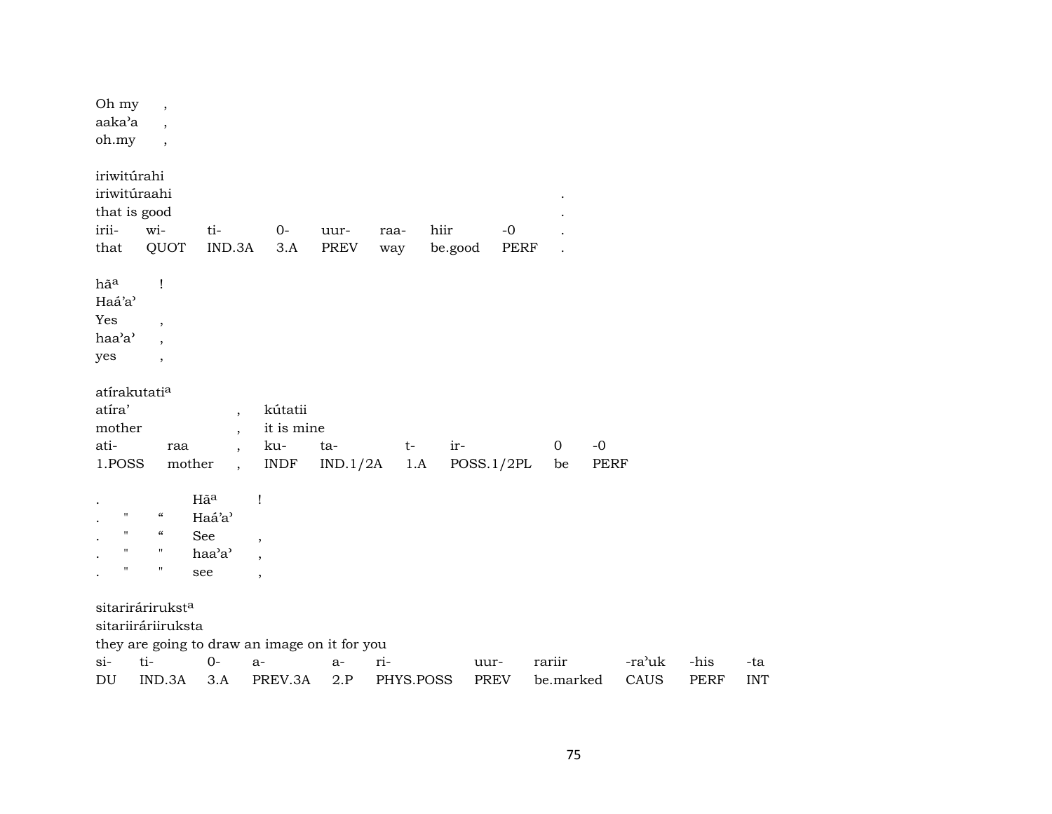Oh my ,
aaka'a ,
oh.my ,

iriwitúrahi
iriwitúraahi .
that is good .

| irii- | wi- | ti- | 0- | uur- | raa- | hiir | -0 | . |
|---|---|---|---|---|---|---|---|---|
| that | QUOT | IND.3A | 3.A | PREV | way | be.good | PERF | . |

hāa !
Haá'a'
Yes ,
haa'a' ,
yes ,

atírakutatia

| atíra' | , | kútatii | | | | | |
|---|---|---|---|---|---|---|---|
| mother | , | it is mine | | | | | |
| ati- raa | , | ku- | ta- | t- | ir- | 0 | -0 |
| 1.POSS mother | , | INDF | IND.1/2A | 1.A | POSS.1/2PL | be | PERF |

| | | | | |
|---|---|---|---|---|
| . | | | Hāa | ! |
| . | " | “ | Haá'a' | |
| . | " | “ | See | , |
| . | " | " | haa'a' | , |
| . | " | " | see | , |

sitarirárirukst a
sitariiráriiruksta
they are going to draw an image on it for you

| si- | ti- | 0- | a- | a- | ri- | uur- | rariir | -ra'uk | -his | -ta |
|---|---|---|---|---|---|---|---|---|---|---|
| DU | IND.3A | 3.A | PREV.3A | 2.P | PHYS.POSS | PREV | be.marked | CAUS | PERF | INT |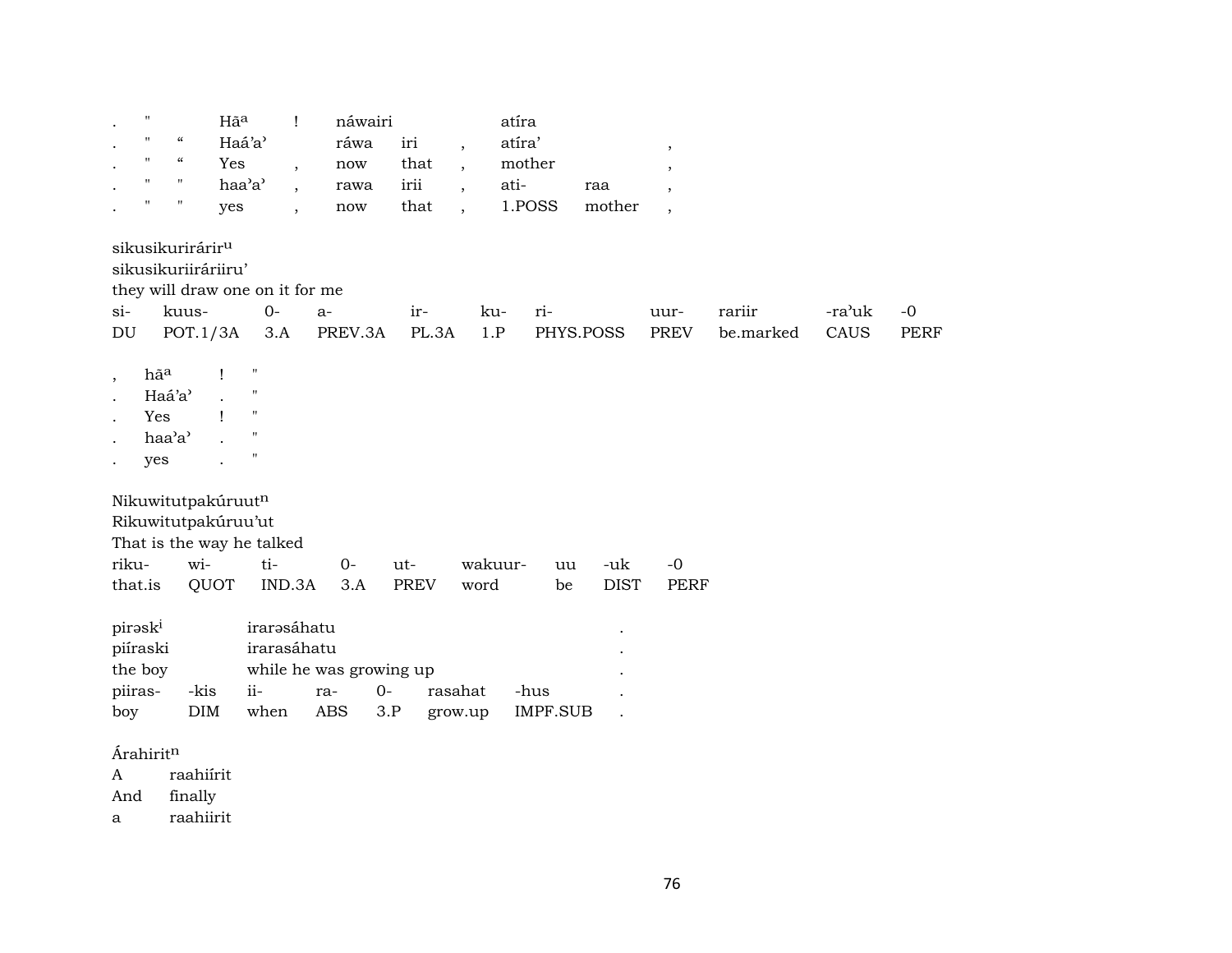| . | " | | Hãᵃ | ! | náwairi | | | atíra | | |
|---|---|---|---|---|---|---|---|---|---|---|
| . | " | “ | Haá’aʾ | | ráwa | iri | , | atíra’ | | , |
| . | " | “ | Yes | , | now | that | , | mother | | , |
| . | " | " | haa’aʾ | , | rawa | irii | , | ati- | raa | , |
| . | " | " | yes | , | now | that | , | 1.POSS | mother | , |

sikusikurirárir$^{u}$
sikusikuriiráriiru’
they will draw one on it for me

| si- | kuus- | 0- | a- | ir- | ku- | ri- | uur- | rariir | -ra’uk | -0 |
|---|---|---|---|---|---|---|---|---|---|---|
| DU | POT.1/3A | 3.A | PREV.3A | PL.3A | 1.P | PHYS.POSS | PREV | be.marked | CAUS | PERF |

| , | hãᵃ | ! | " |
|---|---|---|---|
| . | Haá’a’ | . | " |
| . | Yes | ! | " |
| . | haa’aʾ | . | " |
| . | yes | . | " |

Nikuwitutpakúruut$^{n}$
Rikuwitutpakúruu’ut
That is the way he talked

| riku- | wi- | ti- | 0- | ut- | wakuur- | uu | -uk | -0 |
|---|---|---|---|---|---|---|---|---|
| that.is | QUOT | IND.3A | 3.A | PREV | word | be | DIST | PERF |

| pirəsk$^{i}$ | irarəsáhatu | | | | | | . |
|---|---|---|---|---|---|---|---|
| piíraski | irarasáhatu | | | | | | . |
| the boy | while he was growing up | | | | | | . |
| piiras- | -kis | ii- | ra- | 0- | rasahat | -hus | . |
| boy | DIM | when | ABS | 3.P | grow.up | IMPF.SUB | . |

Árahirit$^{n}$
A raahiírit
And finally
a raahiirit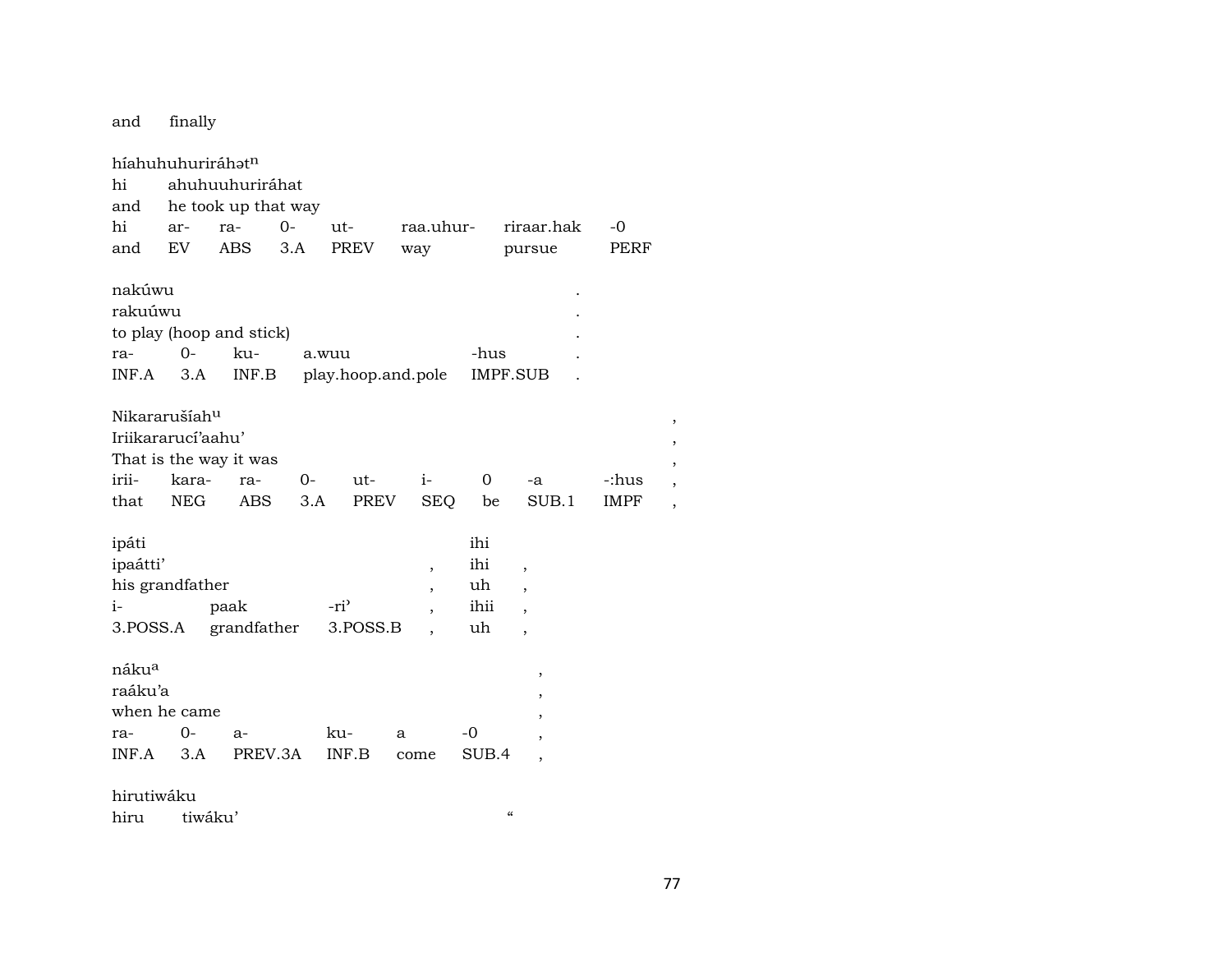and finally

híahuhuhuriráhət[n]

| hi | ahuhuuhuriráhat | | | | | | |
|---|---|---|---|---|---|---|---|
| and | he took up that way | | | | | | |
| hi | ar- | ra- | 0- | ut- | raa.uhur- | riraar.hak | -0 |
| and | EV | ABS | 3.A | PREV | way | pursue | PERF |

nakúwu .

rakuúwu .

to play (hoop and stick) .

| ra- | 0- | ku- | a.wuu | -hus | . |
|---|---|---|---|---|---|
| INF.A | 3.A | INF.B | play.hoop.and.pole | IMPF.SUB | . |

Nikararušíah[u] ,

Iriikararucí'aahu' ,

That is the way it was ,

| irii- | kara- | ra- | 0- | ut- | i- | 0 | -a | -:hus | , |
|---|---|---|---|---|---|---|---|---|---|
| that | NEG | ABS | 3.A | PREV | SEQ | be | SUB.1 | IMPF | , |

| ipáti | | | | ihi | |
|---|---|---|---|---|---|
| ipaátti' | | | , | ihi | , |
| his grandfather | | | , | uh | , |
| i- | paak | -ri' | , | ihii | , |
| 3.POSS.A | grandfather | 3.POSS.B | , | uh | , |

náku[a] ,

raáku'a ,

when he came ,

| ra- | 0- | a- | ku- | a | -0 | , |
|---|---|---|---|---|---|---|
| INF.A | 3.A | PREV.3A | INF.B | come | SUB.4 | , |

hirutiwáku

hiru tiwáku' "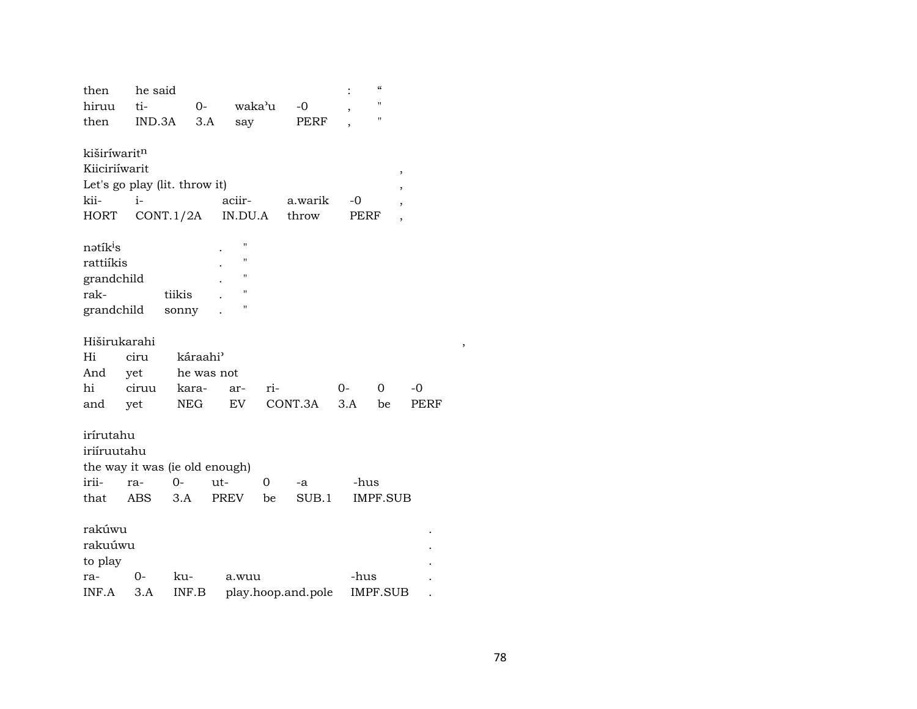| then | he said | | | | : | “ |
|---|---|---|---|---|---|---|
| hiruu | ti- | 0- | waka’u | -0 | , | " |
| then | IND.3A | 3.A | say | PERF | , | " |

kiširíwarit$^{n}$

| Kiiciriíwarit | | | | | , |
|---|---|---|---|---|---|
| Let's go play (lit. throw it) | | | | | , |
| kii- | i- | aciir- | a.warik | -0 | , |
| HORT | CONT.1/2A | IN.DU.A | throw | PERF | , |

nətík$^{i}$s . "

| rattiíkis | | . | " |
|---|---|---|---|
| grandchild | | . | " |
| rak- | tiikis | . | " |
| grandchild | sonny | . | " |

Hiširukarahi ,

| Hi | ciru | káraahi’ | | | | | |
|---|---|---|---|---|---|---|---|
| And | yet | he was not | | | | | |
| hi | ciruu | kara- | ar- | ri- | 0- | 0 | -0 |
| and | yet | NEG | EV | CONT.3A | 3.A | be | PERF |

irírutahu

| iriíruutahu | | | | | | |
|---|---|---|---|---|---|---|
| the way it was (ie old enough) | | | | | | |
| irii- | ra- | 0- | ut- | 0 | -a | -hus |
| that | ABS | 3.A | PREV | be | SUB.1 | IMPF.SUB |

rakúwu .

| rakuúwu | | | | | . |
|---|---|---|---|---|---|
| to play | | | | | . |
| ra- | 0- | ku- | a.wuu | -hus | . |
| INF.A | 3.A | INF.B | play.hoop.and.pole | IMPF.SUB | . |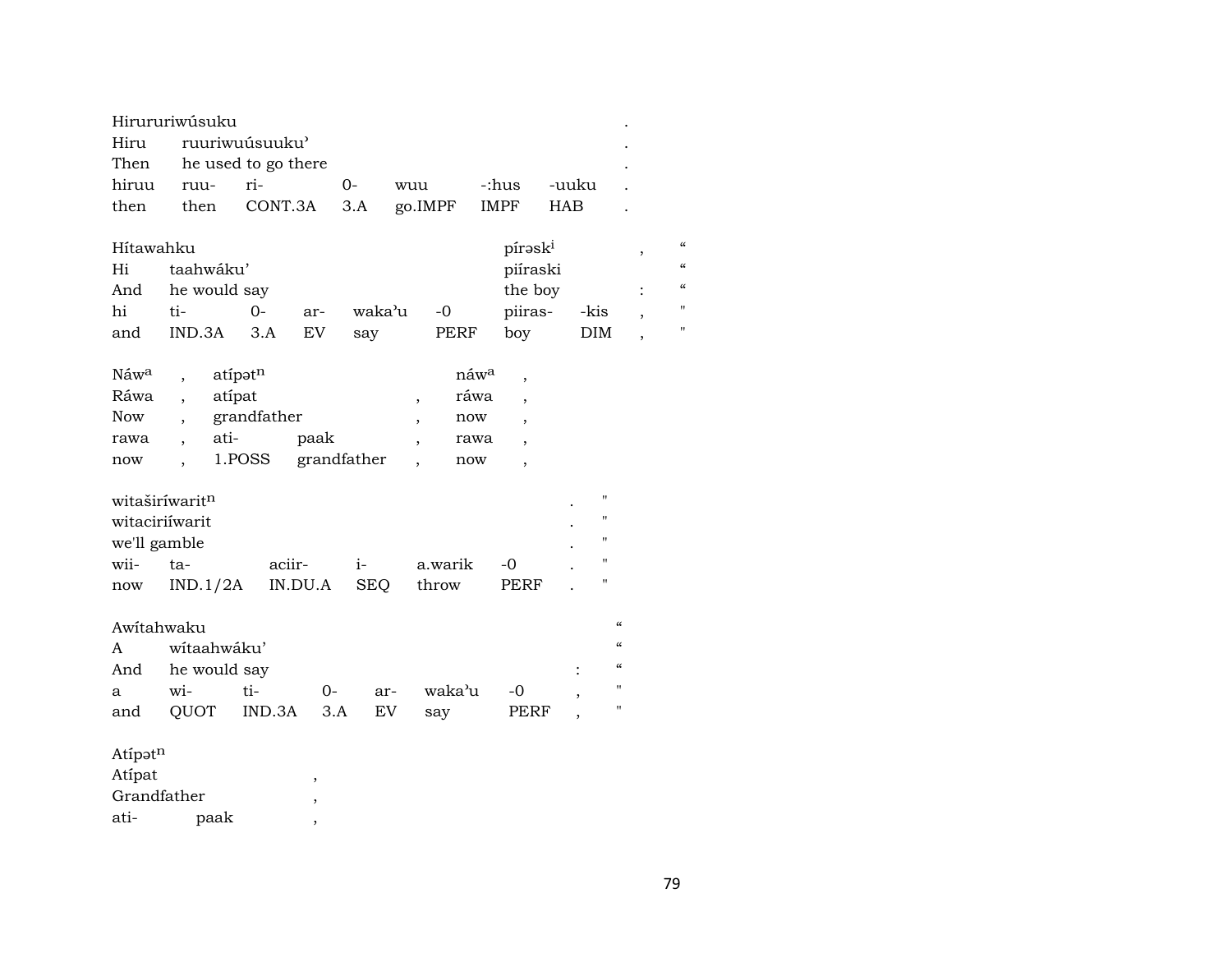| Hirururiwúsuku | | | | | | | . |
|---|---|---|---|---|---|---|---|
| Hiru | ruuriwuúsuuku' | | | | | | . |
| Then | he used to go there | | | | | | . |
| hiruu | ruu- | ri- | 0- | wuu | -:hus | -uuku | . |
| then | then | CONT.3A | 3.A | go.IMPF | IMPF | HAB | . |

| Hítawahku | | | | | | píraskⁱ | | , | " |
|---|---|---|---|---|---|---|---|---|---|
| Hi | taahwáku' | | | | | piíraski | | | " |
| And | he would say | | | | | the boy | | : | " |
| hi | ti- | 0- | ar- | waka'u | -0 | piiras- | -kis | , | " |
| and | IND.3A | 3.A | EV | say | PERF | boy | DIM | , | " |

| Náwᵃ | , | atípətⁿ | | | náwᵃ | , |
|---|---|---|---|---|---|---|
| Ráwa | , | atípat | | , | ráwa | , |
| Now | , | grandfather | | , | now | , |
| rawa | , | ati- | paak | , | rawa | , |
| now | , | 1.POSS | grandfather | , | now | , |

| witaširíwaritⁿ | | | | | | . | " |
|---|---|---|---|---|---|---|---|
| witaciriíwarit | | | | | | . | " |
| we'll gamble | | | | | | . | " |
| wii- | ta- | aciir- | i- | a.warik | -0 | . | " |
| now | IND.1/2A | IN.DU.A | SEQ | throw | PERF | . | " |

| Awítahwaku | | | | | | | | " |
|---|---|---|---|---|---|---|---|---|
| A | wítaahwáku' | | | | | | | " |
| And | he would say | | | | | | : | " |
| a | wi- | ti- | 0- | ar- | waka'u | -0 | , | " |
| and | QUOT | IND.3A | 3.A | EV | say | PERF | , | " |

| Atípətⁿ | | |
|---|---|---|
| Atípat | | , |
| Grandfather | | , |
| ati- | paak | , |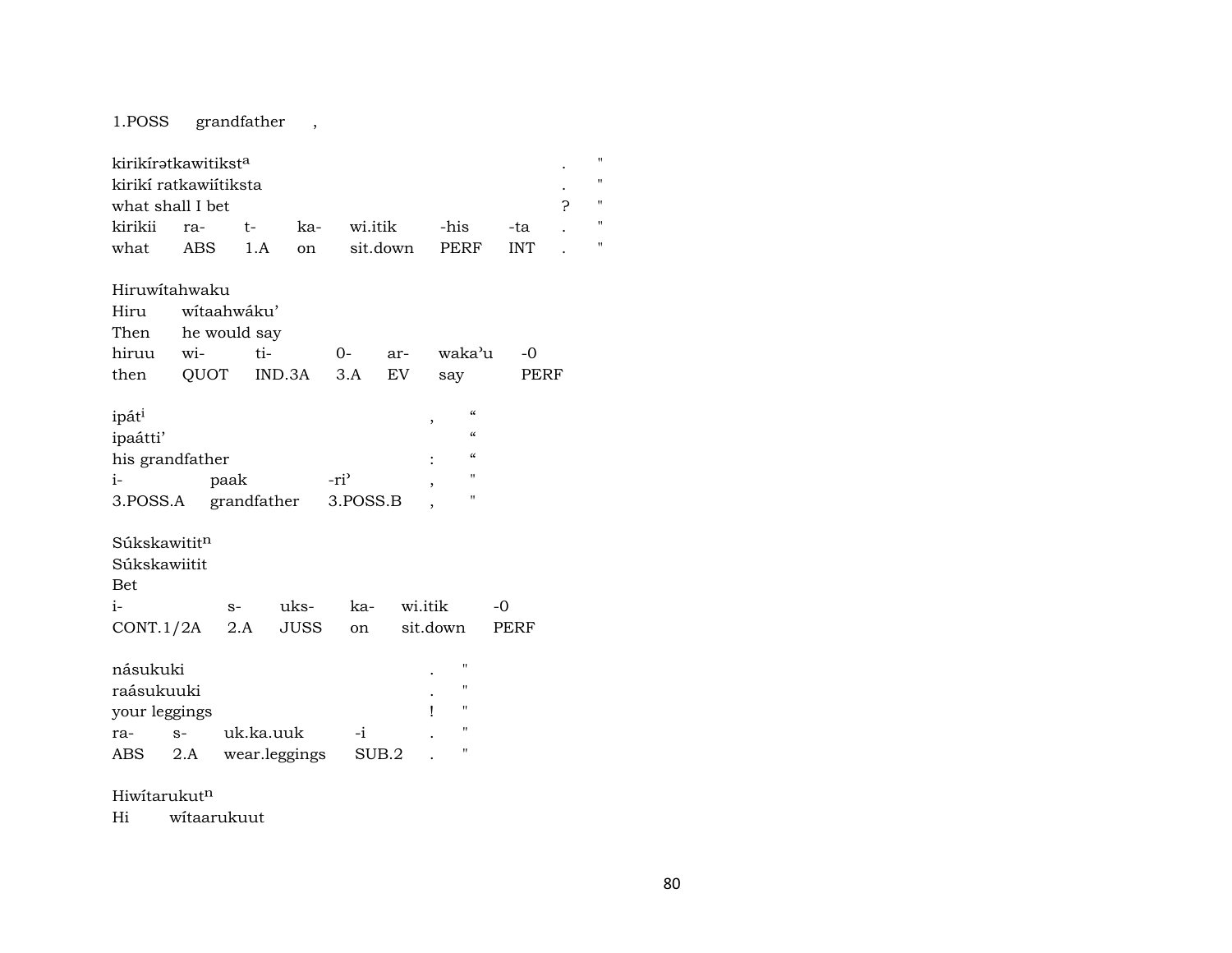1.POSS grandfather ,

kirikírətkawitikst[a] . "
kirikí ratkawiítiksta . "
what shall I bet ? "

| kirikii | ra- | t- | ka- | wi.itik | -his | -ta | . | " |
|---|---|---|---|---|---|---|---|---|
| what | ABS | 1.A | on | sit.down | PERF | INT | . | " |

Hiruwítahwaku
Hiru wítaahwáku'
Then he would say

| hiruu | wi- | ti- | 0- | ar- | waka'u | -0 |
|---|---|---|---|---|---|---|
| then | QUOT | IND.3A | 3.A | EV | say | PERF |

ipát[i] , “
ipaátti' “
his grandfather : “

| i- | paak | -ri' | , | " |
|---|---|---|---|---|
| 3.POSS.A | grandfather | 3.POSS.B | , | " |

Súkskawitit[n]
Súkskawiitit
Bet

| i- | s- | uks- | ka- | wi.itik | -0 |
|---|---|---|---|---|---|
| CONT.1/2A | 2.A | JUSS | on | sit.down | PERF |

násukuki . "
raásukuuki . "
your leggings ! "

| ra- | s- | uk.ka.uuk | -i | . | " |
|---|---|---|---|---|---|
| ABS | 2.A | wear.leggings | SUB.2 | . | " |

Hiwítarukut[n]
Hi wítaarukuut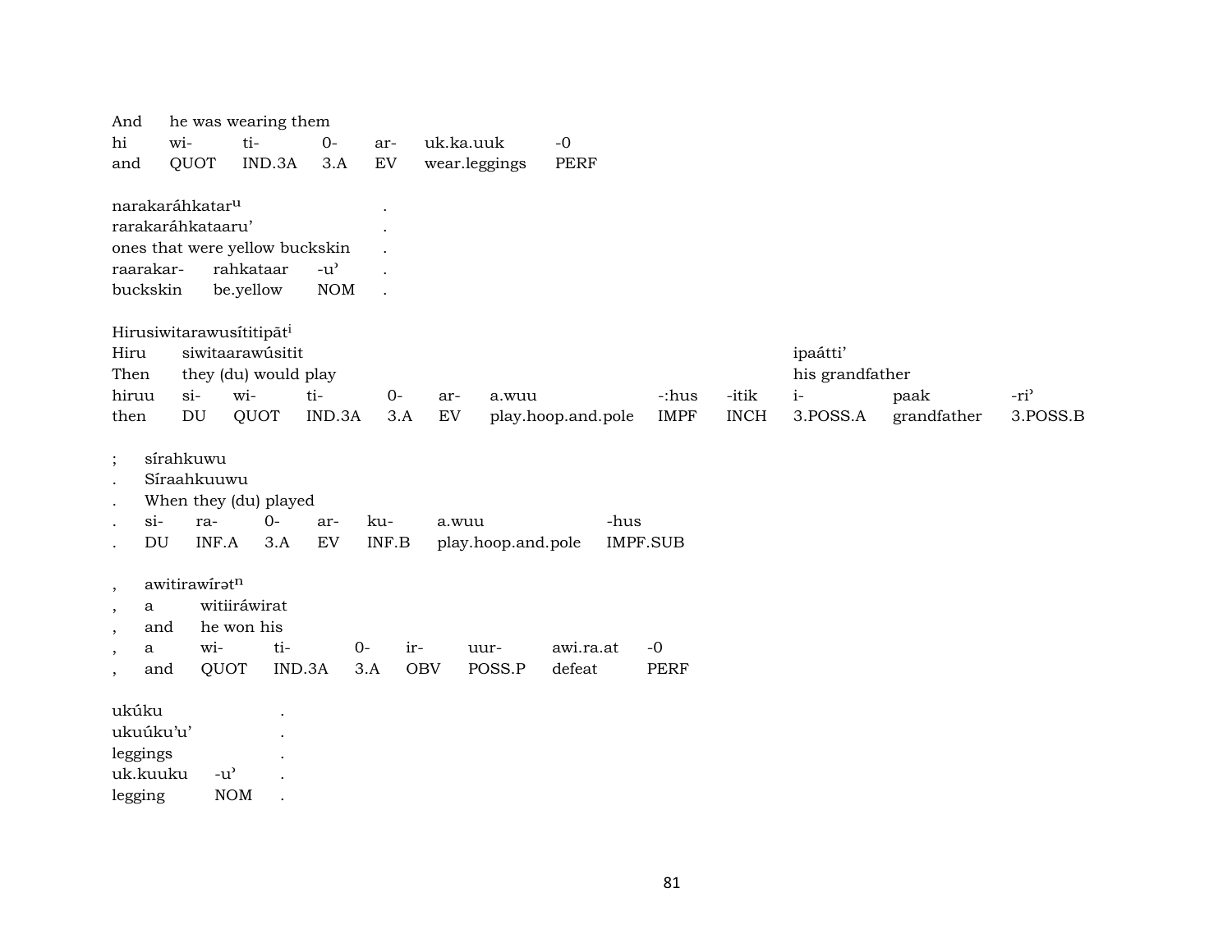| And | he was wearing them | | | | | |
|---|---|---|---|---|---|---|
| hi | wi- | ti- | 0- | ar- | uk.ka.uuk | -0 |
| and | QUOT | IND.3A | 3.A | EV | wear.leggings | PERF |

| narakaráhkatar^u | | | . |
|---|---|---|---|
| rarakaráhkataaru’ | | | . |
| ones that were yellow buckskin | | | . |
| raarakar- | rahkataar | -u’ | . |
| buckskin | be.yellow | NOM | . |

Hirusiwitarawusítitipāt^i

| Hiru | siwitaarawúsitit | | | | | | | | ipaátti’ | | |
|---|---|---|---|---|---|---|---|---|---|---|---|
| Then | they (du) would play | | | | | | | | his grandfather | | |
| hiruu | si- | wi- | ti- | 0- | ar- | a.wuu | -:hus | -itik | i- | paak | -ri’ |
| then | DU | QUOT | IND.3A | 3.A | EV | play.hoop.and.pole | IMPF | INCH | 3.POSS.A | grandfather | 3.POSS.B |

| ; | sírahkuwu | | | | | | |
|---|---|---|---|---|---|---|---|
| . | Síraahkuuwu | | | | | | |
| . | When they (du) played | | | | | | |
| . | si- | ra- | 0- | ar- | ku- | a.wuu | -hus |
| . | DU | INF.A | 3.A | EV | INF.B | play.hoop.and.pole | IMPF.SUB |

| , | awitirawírət^n | | | | | | |
|---|---|---|---|---|---|---|---|
| , | a | witiiráwirat | | | | | |
| , | and | he won his | | | | | |
| , | a | wi- | ti- | 0- | ir- | uur- | awi.ra.at | -0 |
| , | and | QUOT | IND.3A | 3.A | OBV | POSS.P | defeat | PERF |

| ukúku | | . |
|---|---|---|
| ukuúku’u’ | | . |
| leggings | | . |
| uk.kuuku | -u’ | . |
| legging | NOM | . |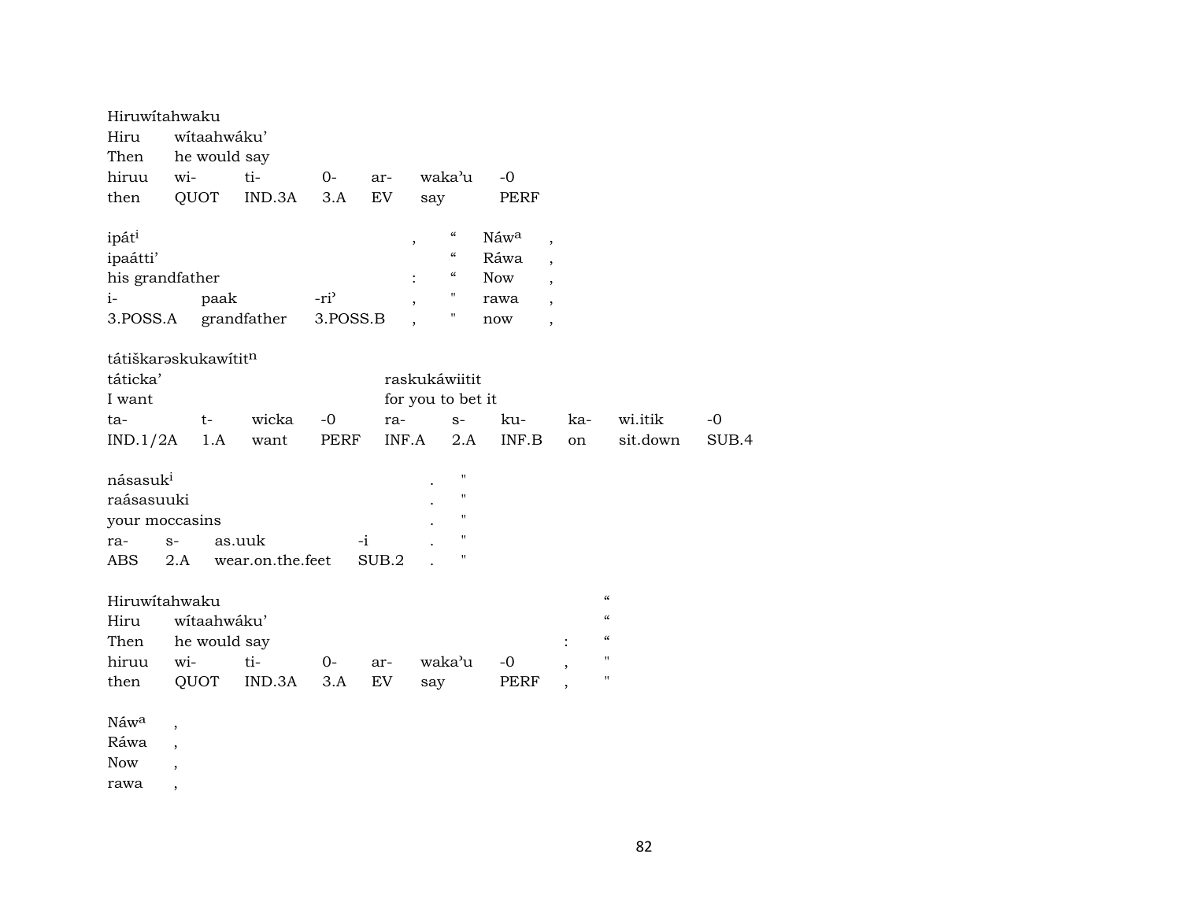Hiruwítahwaku

| Hiru | wítaahwáku' | | | | | |
|---|---|---|---|---|---|---|
| Then | he would say | | | | | |
| hiruu | wi- | ti- | 0- | ar- | waka'u | -0 |
| then | QUOT | IND.3A | 3.A | EV | say | PERF |

ipát^i , " Náw^a ,

| ipaátti' | | | | " | Ráwa | , |
|---|---|---|---|---|---|---|
| his grandfather | | | : | " | Now | , |
| i- | paak | -ri' | , | " | rawa | , |
| 3.POSS.A | grandfather | 3.POSS.B | , | " | now | , |

tátiškarəskukawítit^n

| táticka' | | | | raskukáwiitit | | | | | |
|---|---|---|---|---|---|---|---|---|---|
| I want | | | | for you to bet it | | | | | |
| ta- | t- | wicka | -0 | ra- | s- | ku- | ka- | wi.itik | -0 |
| IND.1/2A | 1.A | want | PERF | INF.A | 2.A | INF.B | on | sit.down | SUB.4 |

násasuk^i . "

| raásasuuki | | | | . | " |
|---|---|---|---|---|---|
| your moccasins | | | | . | " |
| ra- | s- | as.uuk | -i | . | " |
| ABS | 2.A | wear.on.the.feet | SUB.2 | . | " |

Hiruwítahwaku "

| Hiru | wítaahwáku' | | | | | | | " |
|---|---|---|---|---|---|---|---|---|
| Then | he would say | | | | | | : | " |
| hiruu | wi- | ti- | 0- | ar- | waka'u | -0 | , | " |
| then | QUOT | IND.3A | 3.A | EV | say | PERF | , | " |

Náw^a ,
Ráwa ,
Now ,
rawa ,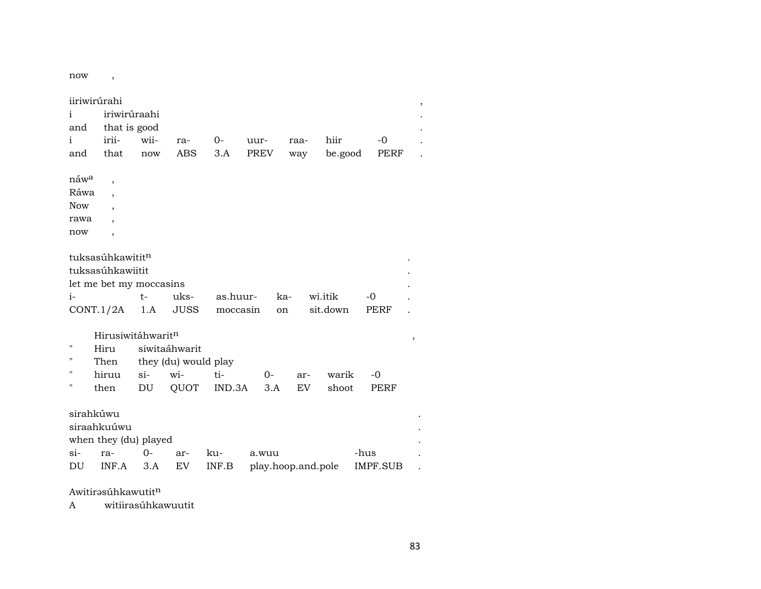now ,

iiriwirúrahi ,
i iriwirúraahi .
and that is good .

| i | irii- | wii- | ra- | 0- | uur- | raa- | hiir | -0 | . |
|---|---|---|---|---|---|---|---|---|---|
| and | that | now | ABS | 3.A | PREV | way | be.good | PERF | . |

náw[a] ,
Ráwa ,
Now ,
rawa ,
now ,

tuksasúhkawitit[n] .
tuksasúhkawiitit .
let me bet my moccasins .

| i- | t- | uks- | as.huur- | ka- | wi.itik | -0 | . |
|---|---|---|---|---|---|---|---|
| CONT.1/2A | 1.A | JUSS | moccasin | on | sit.down | PERF | . |

Hirusiwitáhwarit[n] ,
" Hiru siwitaáhwarit
" Then they (du) would play

| " | hiruu | si- | wi- | ti- | 0- | ar- | warik | -0 |
|---|---|---|---|---|---|---|---|---|
| " | then | DU | QUOT | IND.3A | 3.A | EV | shoot | PERF |

sirahkúwu .
siraahkuúwu .
when they (du) played .

| si- | ra- | 0- | ar- | ku- | a.wuu | -hus | . |
|---|---|---|---|---|---|---|---|
| DU | INF.A | 3.A | EV | INF.B | play.hoop.and.pole | IMPF.SUB | . |

Awitirəsúhkawutit[n]
A witiirasúhkawuutit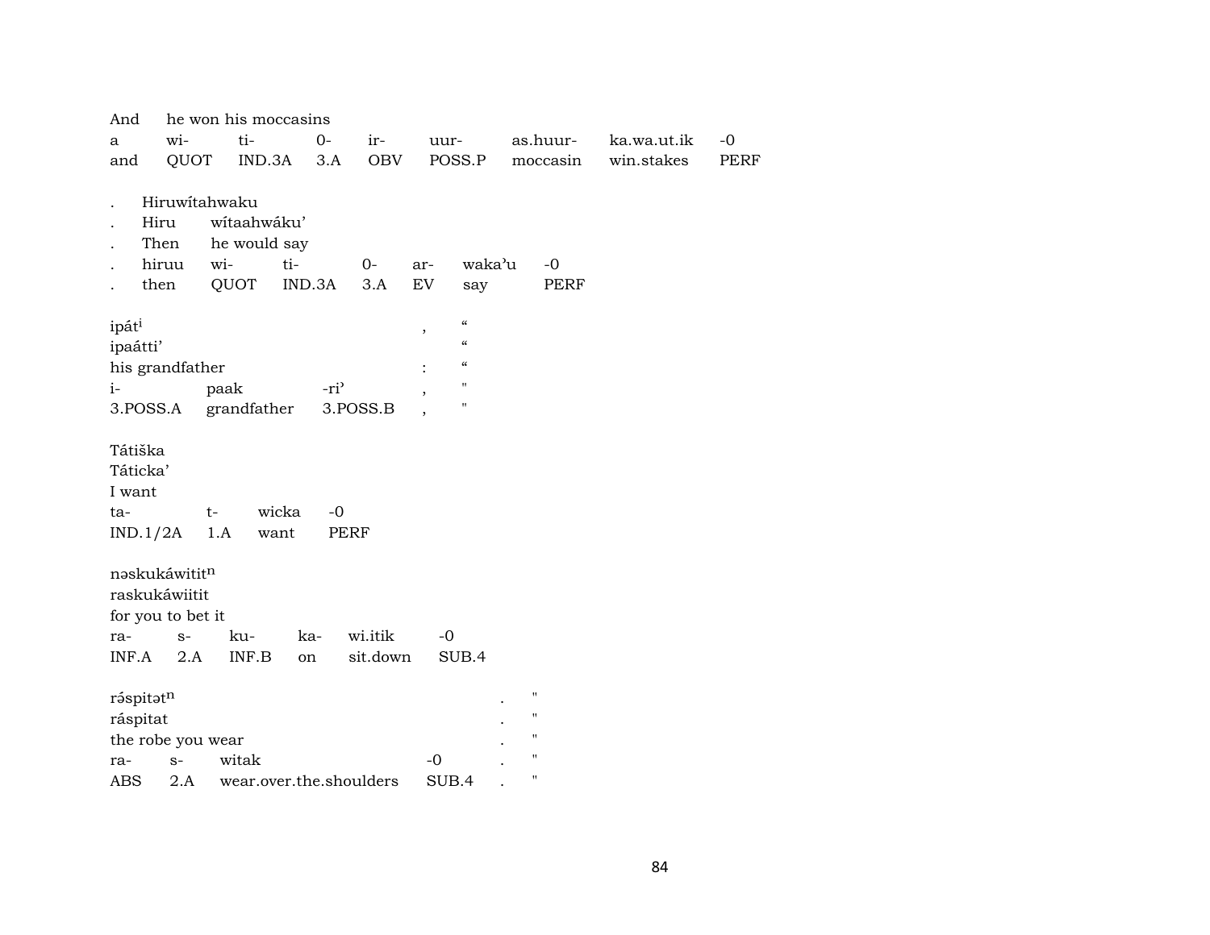| | | | | | | | | |
|---|---|---|---|---|---|---|---|---|
| And | he won his moccasins | | | | | | | |
| a | wi- | ti- | 0- | ir- | uur- | as.huur- | ka.wa.ut.ik | -0 |
| and | QUOT | IND.3A | 3.A | OBV | POSS.P | moccasin | win.stakes | PERF |

| | | | | | | | |
|---|---|---|---|---|---|---|---|
| . | Hiruwítahwaku | | | | | | |
| . | Hiru | wítaahwáku’ | | | | | |
| . | Then | he would say | | | | | |
| . | hiruu | wi- | ti- | 0- | ar- | waka’u | -0 |
| . | then | QUOT | IND.3A | 3.A | EV | say | PERF |

| | | | | |
|---|---|---|---|---|
| ipát^i | | | , | “ |
| ipaátti’ | | | | “ |
| his grandfather | | | : | “ |
| i- | paak | -ri’ | , | " |
| 3.POSS.A | grandfather | 3.POSS.B | , | " |

| | | | |
|---|---|---|---|
| Tátiška | | | |
| Táticka’ | | | |
| I want | | | |
| ta- | t- | wicka | -0 |
| IND.1/2A | 1.A | want | PERF |

| | | | | | |
|---|---|---|---|---|---|
| nəskukáwitit^n | | | | | |
| raskukáwiitit | | | | | |
| for you to bet it | | | | | |
| ra- | s- | ku- | ka- | wi.itik | -0 |
| INF.A | 2.A | INF.B | on | sit.down | SUB.4 |

| | | | | | |
|---|---|---|---|---|---|
| rə́spitət^n | | | | . | " |
| ráspitat | | | | . | " |
| the robe you wear | | | | . | " |
| ra- | s- | witak | -0 | . | " |
| ABS | 2.A | wear.over.the.shoulders | SUB.4 | . | " |